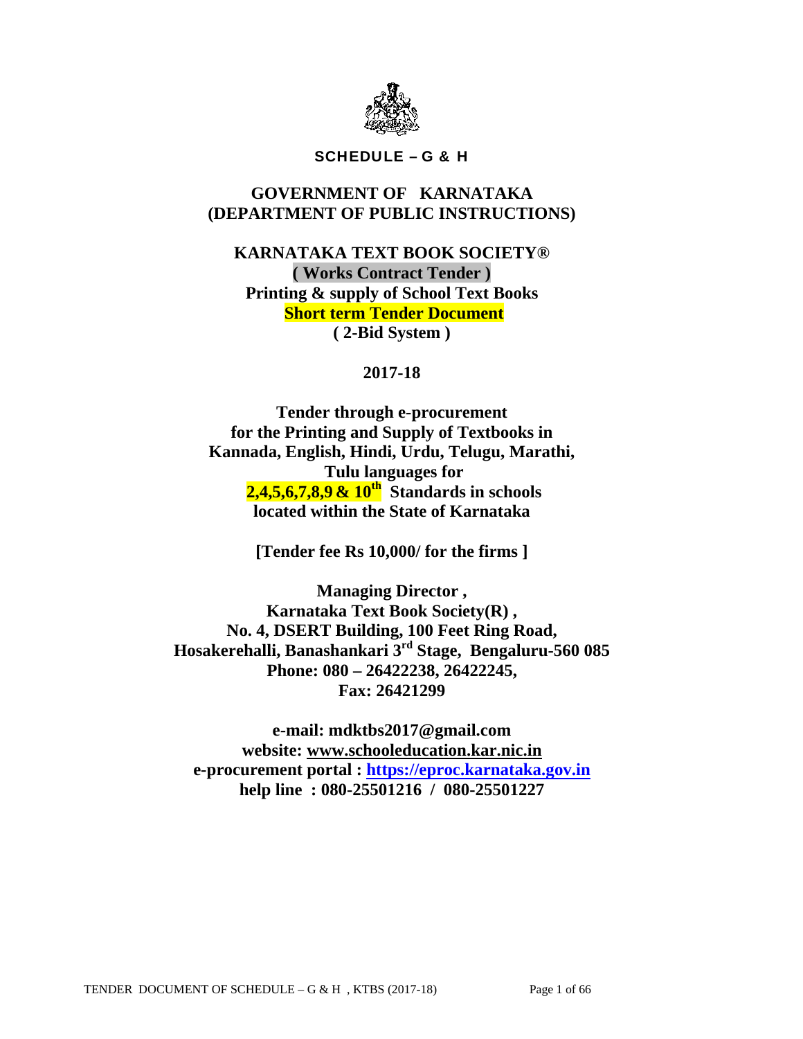**SCHEDULE – G & H**

# GOVERNMENT OF KARNATAKA
# (DEPARTMENT OF PUBLIC INSTRUCTIONS)

## KARNATAKA TEXT BOOK SOCIETY®

**( Works Contract Tender )**

**Printing & supply of School Text Books**

**Short term Tender Document**

**( 2-Bid System )**

**2017-18**

**Tender through e-procurement for the Printing and Supply of Textbooks in Kannada, English, Hindi, Urdu, Telugu, Marathi, Tulu languages for 2,4,5,6,7,8,9 & 10th Standards in schools located within the State of Karnataka**

**[Tender fee Rs 10,000/ for the firms ]**

**Managing Director ,**
**Karnataka Text Book Society(R) ,**
**No. 4, DSERT Building, 100 Feet Ring Road,**
**Hosakerehalli, Banashankari 3rd Stage, Bengaluru-560 085**
**Phone: 080 – 26422238, 26422245,**
**Fax: 26421299**

**e-mail: mdktbs2017@gmail.com**
**website: www.schooleducation.kar.nic.in**
**e-procurement portal : https://eproc.karnataka.gov.in**
**help line : 080-25501216 / 080-25501227**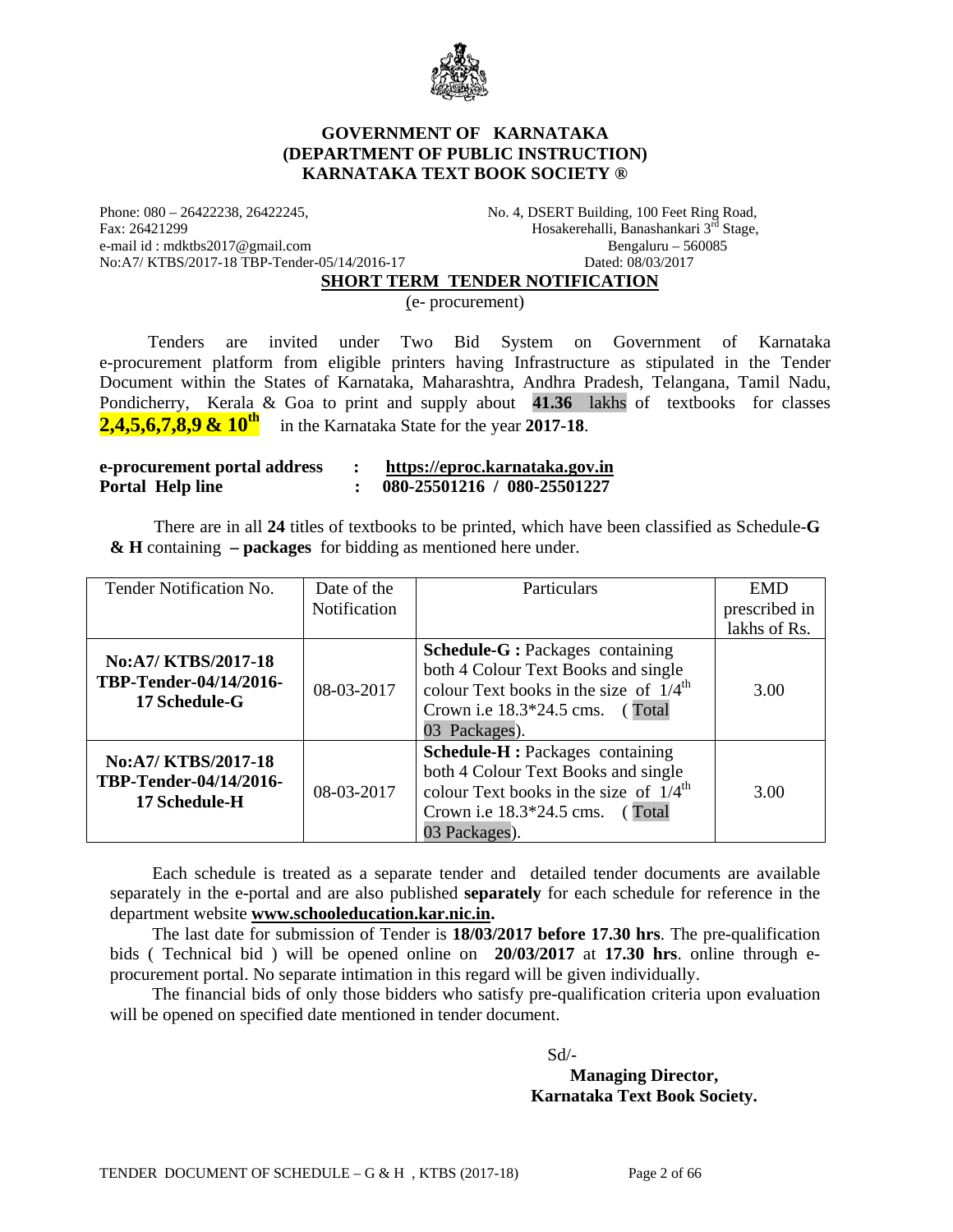**GOVERNMENT OF KARNATAKA**
**(DEPARTMENT OF PUBLIC INSTRUCTION)**
**KARNATAKA TEXT BOOK SOCIETY ®**

Phone: 080 – 26422238, 26422245,
Fax: 26421299
e-mail id : mdktbs2017@gmail.com
No:A7/ KTBS/2017-18 TBP-Tender-05/14/2016-17

No. 4, DSERT Building, 100 Feet Ring Road,
Hosakerehalli, Banashankari 3rd Stage,
Bengaluru – 560085
Dated: 08/03/2017

## SHORT TERM TENDER NOTIFICATION

(e- procurement)

Tenders are invited under Two Bid System on Government of Karnataka e-procurement platform from eligible printers having Infrastructure as stipulated in the Tender Document within the States of Karnataka, Maharashtra, Andhra Pradesh, Telangana, Tamil Nadu, Pondicherry, Kerala & Goa to print and supply about **41.36** lakhs of textbooks for classes **2,4,5,6,7,8,9 & 10th** in the Karnataka State for the year **2017-18**.

**e-procurement portal address** : **https://eproc.karnataka.gov.in**
**Portal Help line** : **080-25501216 / 080-25501227**

There are in all **24** titles of textbooks to be printed, which have been classified as Schedule-**G & H** containing **– packages** for bidding as mentioned here under.

| Tender Notification No. | Date of the Notification | Particulars | EMD prescribed in lakhs of Rs. |
|---|---|---|---|
| **No:A7/ KTBS/2017-18 TBP-Tender-04/14/2016-17 Schedule-G** | 08-03-2017 | **Schedule-G :** Packages containing both 4 Colour Text Books and single colour Text books in the size of 1/4th Crown i.e 18.3*24.5 cms. ( Total 03 Packages). | 3.00 |
| **No:A7/ KTBS/2017-18 TBP-Tender-04/14/2016-17 Schedule-H** | 08-03-2017 | **Schedule-H :** Packages containing both 4 Colour Text Books and single colour Text books in the size of 1/4th Crown i.e 18.3*24.5 cms. ( Total 03 Packages). | 3.00 |

Each schedule is treated as a separate tender and detailed tender documents are available separately in the e-portal and are also published **separately** for each schedule for reference in the department website **www.schooleducation.kar.nic.in.**

The last date for submission of Tender is **18/03/2017 before 17.30 hrs**. The pre-qualification bids ( Technical bid ) will be opened online on **20/03/2017** at **17.30 hrs**. online through e-procurement portal. No separate intimation in this regard will be given individually.

The financial bids of only those bidders who satisfy pre-qualification criteria upon evaluation will be opened on specified date mentioned in tender document.

Sd/-
**Managing Director,**
**Karnataka Text Book Society.**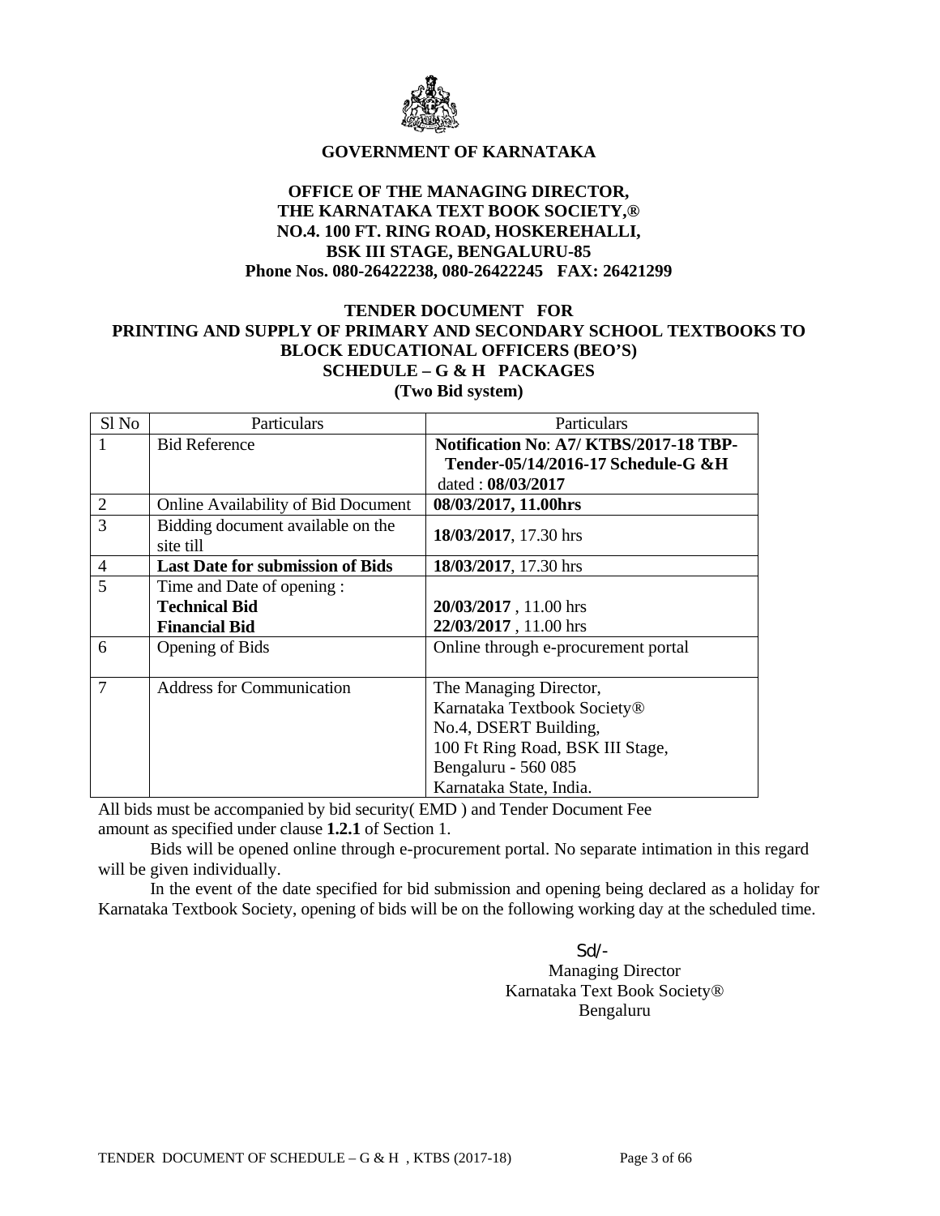**GOVERNMENT OF KARNATAKA**

**OFFICE OF THE MANAGING DIRECTOR,**
**THE KARNATAKA TEXT BOOK SOCIETY,®**
**NO.4. 100 FT. RING ROAD, HOSKEREHALLI,**
**BSK III STAGE, BENGALURU-85**
**Phone Nos. 080-26422238, 080-26422245 FAX: 26421299**

**TENDER DOCUMENT FOR**
**PRINTING AND SUPPLY OF PRIMARY AND SECONDARY SCHOOL TEXTBOOKS TO BLOCK EDUCATIONAL OFFICERS (BEO'S)**
**SCHEDULE – G & H PACKAGES**
**(Two Bid system)**

| Sl No | Particulars | Particulars |
|---|---|---|
| 1 | Bid Reference | **Notification No**: **A7/ KTBS/2017-18 TBP-Tender-05/14/2016-17 Schedule-G &H** dated : **08/03/2017** |
| 2 | Online Availability of Bid Document | **08/03/2017, 11.00hrs** |
| 3 | Bidding document available on the site till | **18/03/2017**, 17.30 hrs |
| 4 | **Last Date for submission of Bids** | **18/03/2017**, 17.30 hrs |
| 5 | Time and Date of opening :<br>**Technical Bid**<br>**Financial Bid** | <br>**20/03/2017** , 11.00 hrs<br>**22/03/2017** , 11.00 hrs |
| 6 | Opening of Bids | Online through e-procurement portal |
| 7 | Address for Communication | The Managing Director,<br>Karnataka Textbook Society®<br>No.4, DSERT Building,<br>100 Ft Ring Road, BSK III Stage,<br>Bengaluru - 560 085<br>Karnataka State, India. |

All bids must be accompanied by bid security( EMD ) and Tender Document Fee amount as specified under clause **1.2.1** of Section 1.

Bids will be opened online through e-procurement portal. No separate intimation in this regard will be given individually.

In the event of the date specified for bid submission and opening being declared as a holiday for Karnataka Textbook Society, opening of bids will be on the following working day at the scheduled time.

Sd/-
Managing Director
Karnataka Text Book Society®
Bengaluru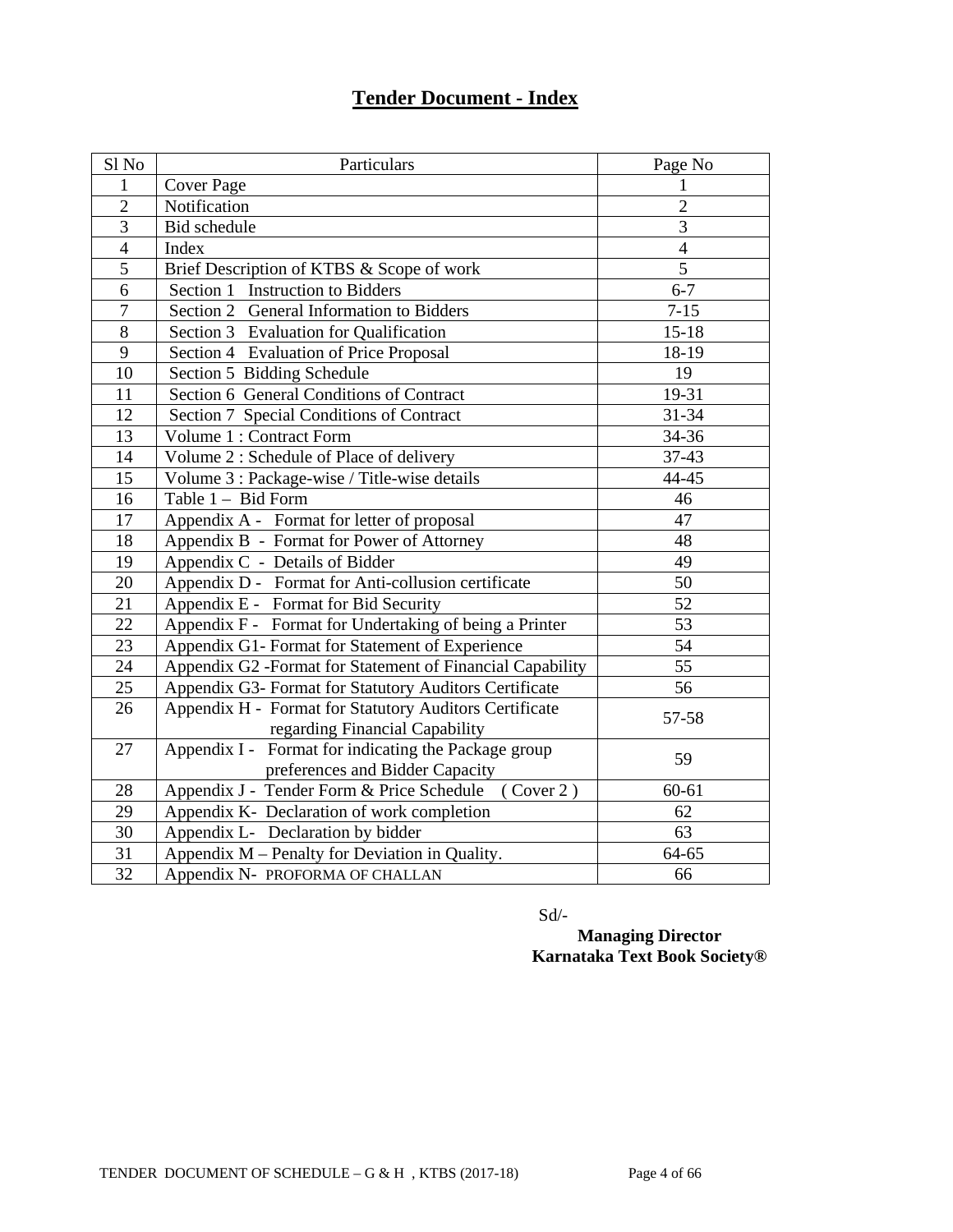# Tender Document - Index

| Sl No | Particulars | Page No |
|---|---|---|
| 1 | Cover Page | 1 |
| 2 | Notification | 2 |
| 3 | Bid schedule | 3 |
| 4 | Index | 4 |
| 5 | Brief Description of KTBS & Scope of work | 5 |
| 6 | Section 1 Instruction to Bidders | 6-7 |
| 7 | Section 2 General Information to Bidders | 7-15 |
| 8 | Section 3 Evaluation for Qualification | 15-18 |
| 9 | Section 4 Evaluation of Price Proposal | 18-19 |
| 10 | Section 5 Bidding Schedule | 19 |
| 11 | Section 6 General Conditions of Contract | 19-31 |
| 12 | Section 7 Special Conditions of Contract | 31-34 |
| 13 | Volume 1 : Contract Form | 34-36 |
| 14 | Volume 2 : Schedule of Place of delivery | 37-43 |
| 15 | Volume 3 : Package-wise / Title-wise details | 44-45 |
| 16 | Table 1 – Bid Form | 46 |
| 17 | Appendix A - Format for letter of proposal | 47 |
| 18 | Appendix B - Format for Power of Attorney | 48 |
| 19 | Appendix C - Details of Bidder | 49 |
| 20 | Appendix D - Format for Anti-collusion certificate | 50 |
| 21 | Appendix E - Format for Bid Security | 52 |
| 22 | Appendix F - Format for Undertaking of being a Printer | 53 |
| 23 | Appendix G1- Format for Statement of Experience | 54 |
| 24 | Appendix G2 -Format for Statement of Financial Capability | 55 |
| 25 | Appendix G3- Format for Statutory Auditors Certificate | 56 |
| 26 | Appendix H - Format for Statutory Auditors Certificate regarding Financial Capability | 57-58 |
| 27 | Appendix I - Format for indicating the Package group preferences and Bidder Capacity | 59 |
| 28 | Appendix J - Tender Form & Price Schedule ( Cover 2 ) | 60-61 |
| 29 | Appendix K- Declaration of work completion | 62 |
| 30 | Appendix L- Declaration by bidder | 63 |
| 31 | Appendix M – Penalty for Deviation in Quality. | 64-65 |
| 32 | Appendix N- PROFORMA OF CHALLAN | 66 |

Sd/-

**Managing Director**
**Karnataka Text Book Society®**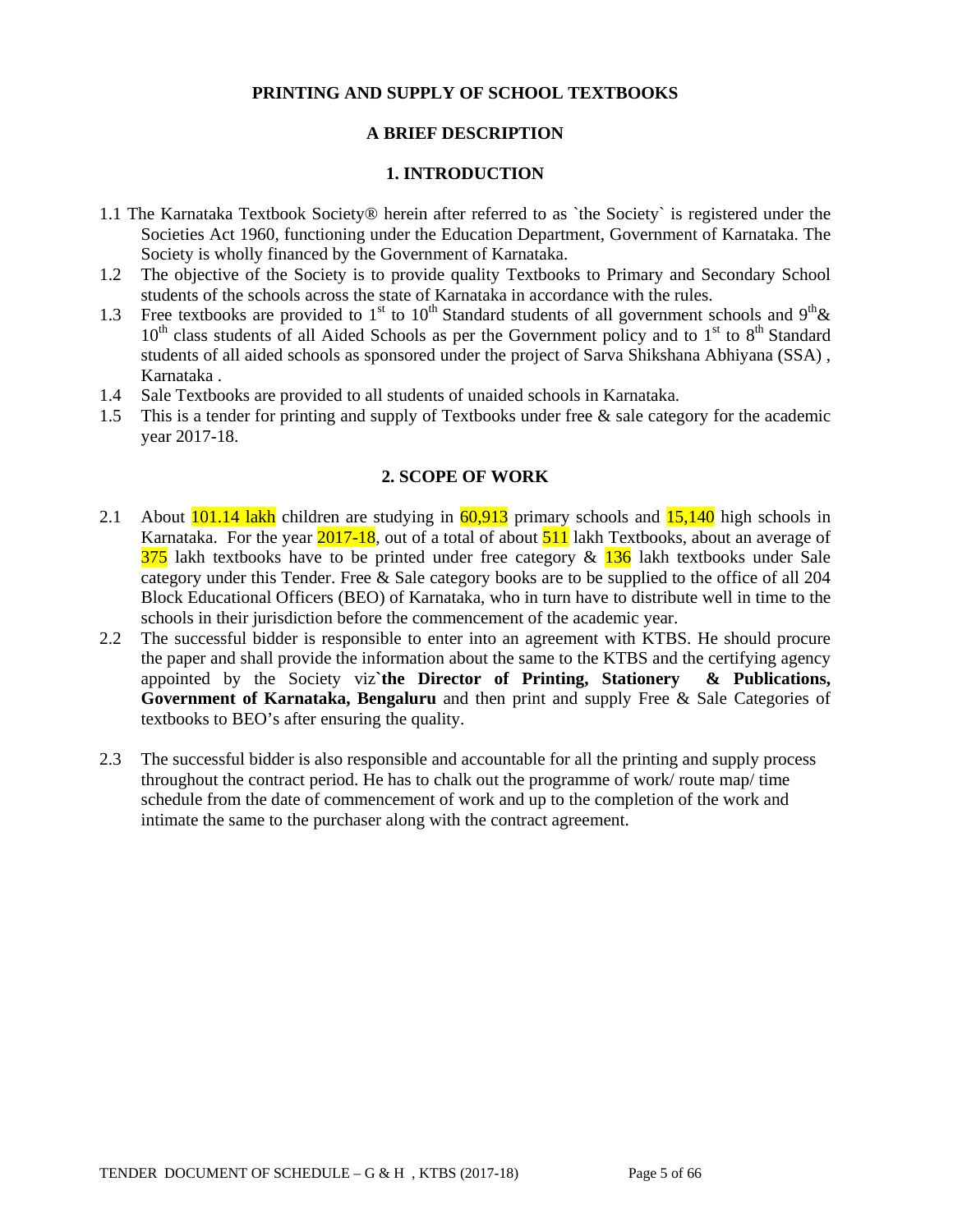**PRINTING AND SUPPLY OF SCHOOL TEXTBOOKS**

**A BRIEF DESCRIPTION**

## 1. INTRODUCTION

1.1 The Karnataka Textbook Society® herein after referred to as `the Society` is registered under the Societies Act 1960, functioning under the Education Department, Government of Karnataka. The Society is wholly financed by the Government of Karnataka.

1.2 The objective of the Society is to provide quality Textbooks to Primary and Secondary School students of the schools across the state of Karnataka in accordance with the rules.

1.3 Free textbooks are provided to 1st to 10th Standard students of all government schools and 9th& 10th class students of all Aided Schools as per the Government policy and to 1st to 8th Standard students of all aided schools as sponsored under the project of Sarva Shikshana Abhiyana (SSA) , Karnataka .

1.4 Sale Textbooks are provided to all students of unaided schools in Karnataka.

1.5 This is a tender for printing and supply of Textbooks under free & sale category for the academic year 2017-18.

## 2. SCOPE OF WORK

2.1 About 101.14 lakh children are studying in 60,913 primary schools and 15,140 high schools in Karnataka. For the year 2017-18, out of a total of about 511 lakh Textbooks, about an average of 375 lakh textbooks have to be printed under free category & 136 lakh textbooks under Sale category under this Tender. Free & Sale category books are to be supplied to the office of all 204 Block Educational Officers (BEO) of Karnataka, who in turn have to distribute well in time to the schools in their jurisdiction before the commencement of the academic year.

2.2 The successful bidder is responsible to enter into an agreement with KTBS. He should procure the paper and shall provide the information about the same to the KTBS and the certifying agency appointed by the Society viz`**the Director of Printing, Stationery & Publications, Government of Karnataka, Bengaluru** and then print and supply Free & Sale Categories of textbooks to BEO's after ensuring the quality.

2.3 The successful bidder is also responsible and accountable for all the printing and supply process throughout the contract period. He has to chalk out the programme of work/ route map/ time schedule from the date of commencement of work and up to the completion of the work and intimate the same to the purchaser along with the contract agreement.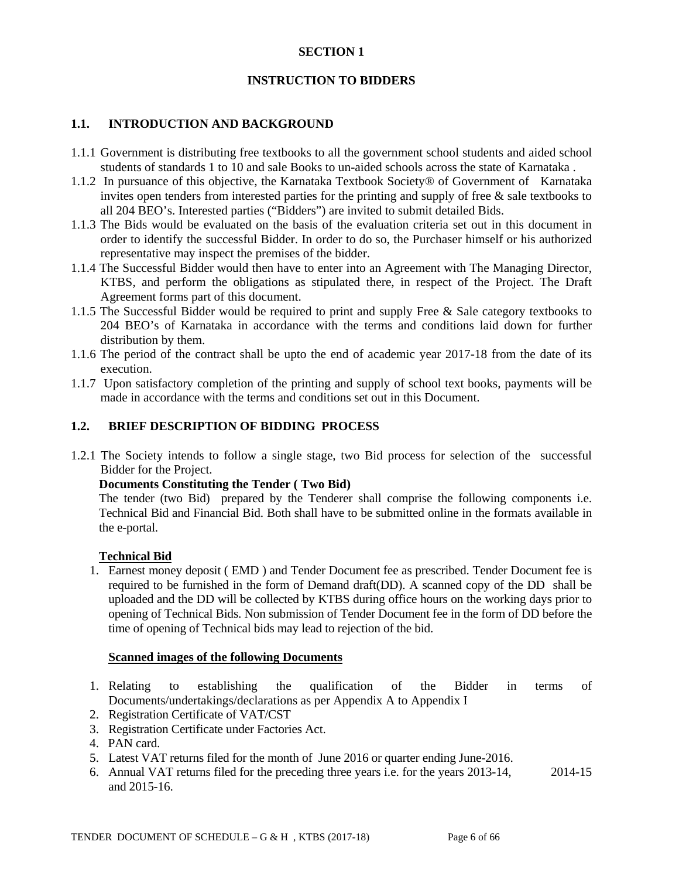## SECTION 1

## INSTRUCTION TO BIDDERS

### 1.1. INTRODUCTION AND BACKGROUND

1.1.1 Government is distributing free textbooks to all the government school students and aided school students of standards 1 to 10 and sale Books to un-aided schools across the state of Karnataka .

1.1.2 In pursuance of this objective, the Karnataka Textbook Society® of Government of Karnataka invites open tenders from interested parties for the printing and supply of free & sale textbooks to all 204 BEO's. Interested parties ("Bidders") are invited to submit detailed Bids.

1.1.3 The Bids would be evaluated on the basis of the evaluation criteria set out in this document in order to identify the successful Bidder. In order to do so, the Purchaser himself or his authorized representative may inspect the premises of the bidder.

1.1.4 The Successful Bidder would then have to enter into an Agreement with The Managing Director, KTBS, and perform the obligations as stipulated there, in respect of the Project. The Draft Agreement forms part of this document.

1.1.5 The Successful Bidder would be required to print and supply Free & Sale category textbooks to 204 BEO's of Karnataka in accordance with the terms and conditions laid down for further distribution by them.

1.1.6 The period of the contract shall be upto the end of academic year 2017-18 from the date of its execution.

1.1.7 Upon satisfactory completion of the printing and supply of school text books, payments will be made in accordance with the terms and conditions set out in this Document.

### 1.2. BRIEF DESCRIPTION OF BIDDING PROCESS

1.2.1 The Society intends to follow a single stage, two Bid process for selection of the successful Bidder for the Project.

**Documents Constituting the Tender ( Two Bid)**

The tender (two Bid) prepared by the Tenderer shall comprise the following components i.e. Technical Bid and Financial Bid. Both shall have to be submitted online in the formats available in the e-portal.

**<u>Technical Bid</u>**

1. Earnest money deposit ( EMD ) and Tender Document fee as prescribed. Tender Document fee is required to be furnished in the form of Demand draft(DD). A scanned copy of the DD shall be uploaded and the DD will be collected by KTBS during office hours on the working days prior to opening of Technical Bids. Non submission of Tender Document fee in the form of DD before the time of opening of Technical bids may lead to rejection of the bid.

**<u>Scanned images of the following Documents</u>**

1. Relating to establishing the qualification of the Bidder in terms of Documents/undertakings/declarations as per Appendix A to Appendix I
2. Registration Certificate of VAT/CST
3. Registration Certificate under Factories Act.
4. PAN card.
5. Latest VAT returns filed for the month of June 2016 or quarter ending June-2016.
6. Annual VAT returns filed for the preceding three years i.e. for the years 2013-14, 2014-15 and 2015-16.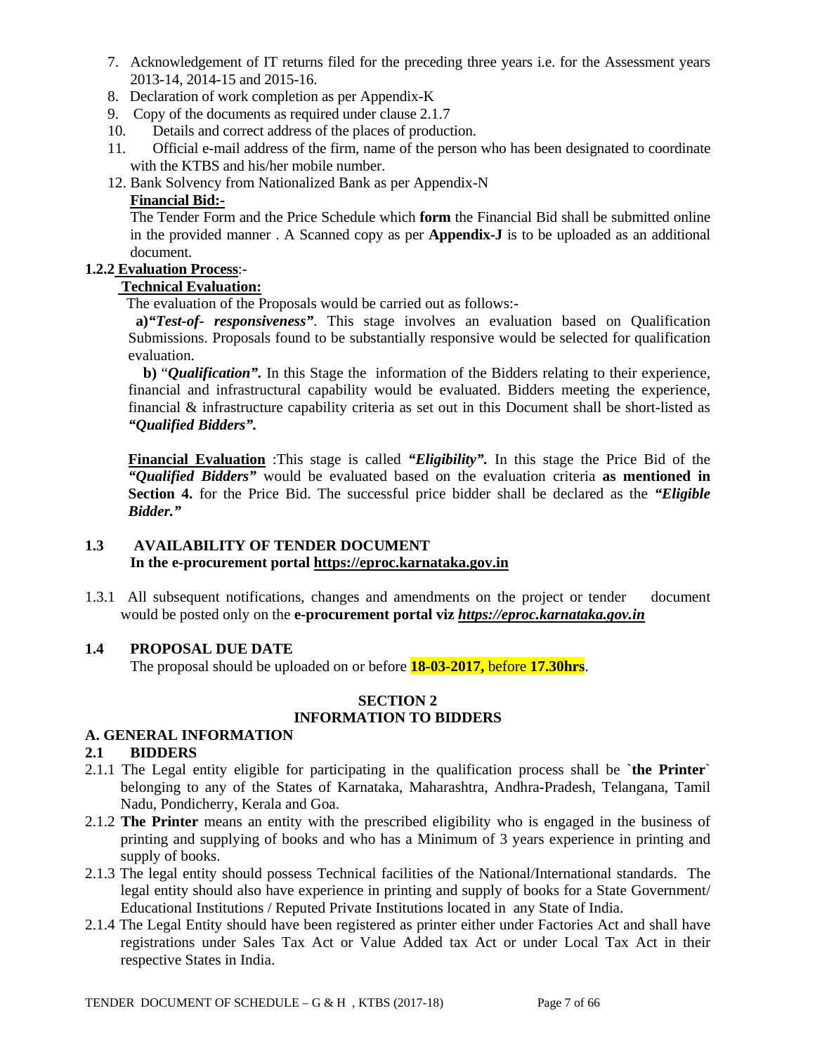7. Acknowledgement of IT returns filed for the preceding three years i.e. for the Assessment years 2013-14, 2014-15 and 2015-16.
8. Declaration of work completion as per Appendix-K
9. Copy of the documents as required under clause 2.1.7
10. Details and correct address of the places of production.
11. Official e-mail address of the firm, name of the person who has been designated to coordinate with the KTBS and his/her mobile number.
12. Bank Solvency from Nationalized Bank as per Appendix-N

**Financial Bid:-**

The Tender Form and the Price Schedule which **form** the Financial Bid shall be submitted online in the provided manner . A Scanned copy as per **Appendix-J** is to be uploaded as an additional document.

**1.2.2 Evaluation Process**:-

**Technical Evaluation:**

The evaluation of the Proposals would be carried out as follows:-

**a)*"Test-of- responsiveness"***. This stage involves an evaluation based on Qualification Submissions. Proposals found to be substantially responsive would be selected for qualification evaluation.

**b)** "***Qualification".*** In this Stage the information of the Bidders relating to their experience, financial and infrastructural capability would be evaluated. Bidders meeting the experience, financial & infrastructure capability criteria as set out in this Document shall be short-listed as ***"Qualified Bidders".***

**Financial Evaluation** :This stage is called ***"Eligibility".*** In this stage the Price Bid of the ***"Qualified Bidders"*** would be evaluated based on the evaluation criteria **as mentioned in Section 4.** for the Price Bid. The successful price bidder shall be declared as the ***"Eligible Bidder."***

## 1.3 AVAILABILITY OF TENDER DOCUMENT

**In the e-procurement portal https://eproc.karnataka.gov.in**

1.3.1 All subsequent notifications, changes and amendments on the project or tender document would be posted only on the **e-procurement portal viz *https://eproc.karnataka.gov.in***

## 1.4 PROPOSAL DUE DATE

The proposal should be uploaded on or before **18-03-2017,** before **17.30hrs**.

# SECTION 2
# INFORMATION TO BIDDERS

## A. GENERAL INFORMATION

## 2.1 BIDDERS

2.1.1 The Legal entity eligible for participating in the qualification process shall be **`the Printer`** belonging to any of the States of Karnataka, Maharashtra, Andhra-Pradesh, Telangana, Tamil Nadu, Pondicherry, Kerala and Goa.

2.1.2 **The Printer** means an entity with the prescribed eligibility who is engaged in the business of printing and supplying of books and who has a Minimum of 3 years experience in printing and supply of books.

2.1.3 The legal entity should possess Technical facilities of the National/International standards. The legal entity should also have experience in printing and supply of books for a State Government/ Educational Institutions / Reputed Private Institutions located in any State of India.

2.1.4 The Legal Entity should have been registered as printer either under Factories Act and shall have registrations under Sales Tax Act or Value Added tax Act or under Local Tax Act in their respective States in India.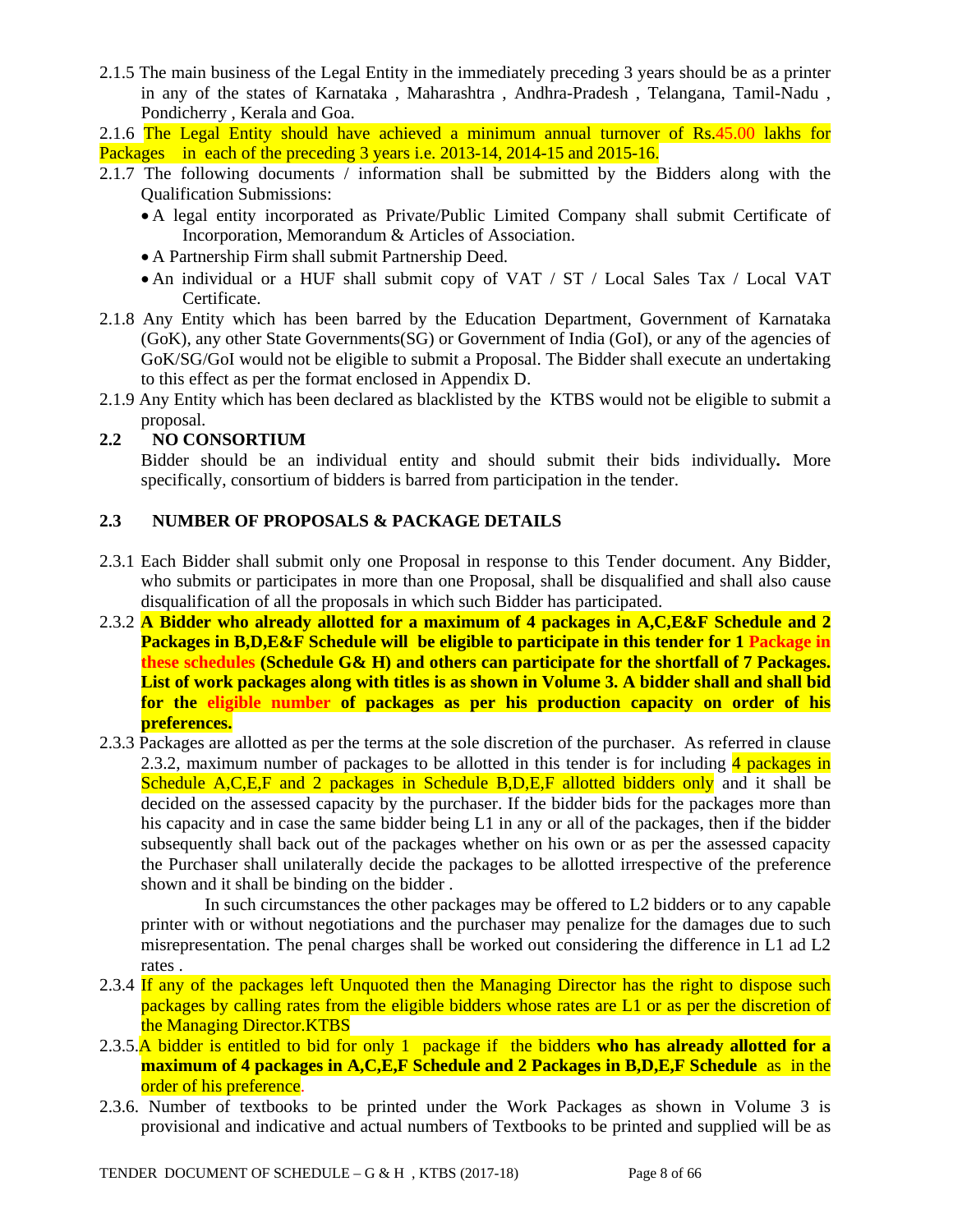2.1.5 The main business of the Legal Entity in the immediately preceding 3 years should be as a printer in any of the states of Karnataka , Maharashtra , Andhra-Pradesh , Telangana, Tamil-Nadu , Pondicherry , Kerala and Goa.

2.1.6 The Legal Entity should have achieved a minimum annual turnover of Rs.45.00 lakhs for Packages in each of the preceding 3 years i.e. 2013-14, 2014-15 and 2015-16.

2.1.7 The following documents / information shall be submitted by the Bidders along with the Qualification Submissions:

- A legal entity incorporated as Private/Public Limited Company shall submit Certificate of Incorporation, Memorandum & Articles of Association.
- A Partnership Firm shall submit Partnership Deed.
- An individual or a HUF shall submit copy of VAT / ST / Local Sales Tax / Local VAT Certificate.

2.1.8 Any Entity which has been barred by the Education Department, Government of Karnataka (GoK), any other State Governments(SG) or Government of India (GoI), or any of the agencies of GoK/SG/GoI would not be eligible to submit a Proposal. The Bidder shall execute an undertaking to this effect as per the format enclosed in Appendix D.

2.1.9 Any Entity which has been declared as blacklisted by the KTBS would not be eligible to submit a proposal.

## 2.2 NO CONSORTIUM

Bidder should be an individual entity and should submit their bids individually**.** More specifically, consortium of bidders is barred from participation in the tender.

## 2.3 NUMBER OF PROPOSALS & PACKAGE DETAILS

2.3.1 Each Bidder shall submit only one Proposal in response to this Tender document. Any Bidder, who submits or participates in more than one Proposal, shall be disqualified and shall also cause disqualification of all the proposals in which such Bidder has participated.

2.3.2 **A Bidder who already allotted for a maximum of 4 packages in A,C,E&F Schedule and 2 Packages in B,D,E&F Schedule will be eligible to participate in this tender for 1 Package in these schedules (Schedule G& H) and others can participate for the shortfall of 7 Packages. List of work packages along with titles is as shown in Volume 3. A bidder shall and shall bid for the eligible number of packages as per his production capacity on order of his preferences.**

2.3.3 Packages are allotted as per the terms at the sole discretion of the purchaser. As referred in clause 2.3.2, maximum number of packages to be allotted in this tender is for including 4 packages in Schedule A,C,E,F and 2 packages in Schedule B,D,E,F allotted bidders only and it shall be decided on the assessed capacity by the purchaser. If the bidder bids for the packages more than his capacity and in case the same bidder being L1 in any or all of the packages, then if the bidder subsequently shall back out of the packages whether on his own or as per the assessed capacity the Purchaser shall unilaterally decide the packages to be allotted irrespective of the preference shown and it shall be binding on the bidder .

In such circumstances the other packages may be offered to L2 bidders or to any capable printer with or without negotiations and the purchaser may penalize for the damages due to such misrepresentation. The penal charges shall be worked out considering the difference in L1 ad L2 rates .

2.3.4 If any of the packages left Unquoted then the Managing Director has the right to dispose such packages by calling rates from the eligible bidders whose rates are L1 or as per the discretion of the Managing Director.KTBS

2.3.5.A bidder is entitled to bid for only 1 package if the bidders **who has already allotted for a maximum of 4 packages in A,C,E,F Schedule and 2 Packages in B,D,E,F Schedule** as in the order of his preference.

2.3.6. Number of textbooks to be printed under the Work Packages as shown in Volume 3 is provisional and indicative and actual numbers of Textbooks to be printed and supplied will be as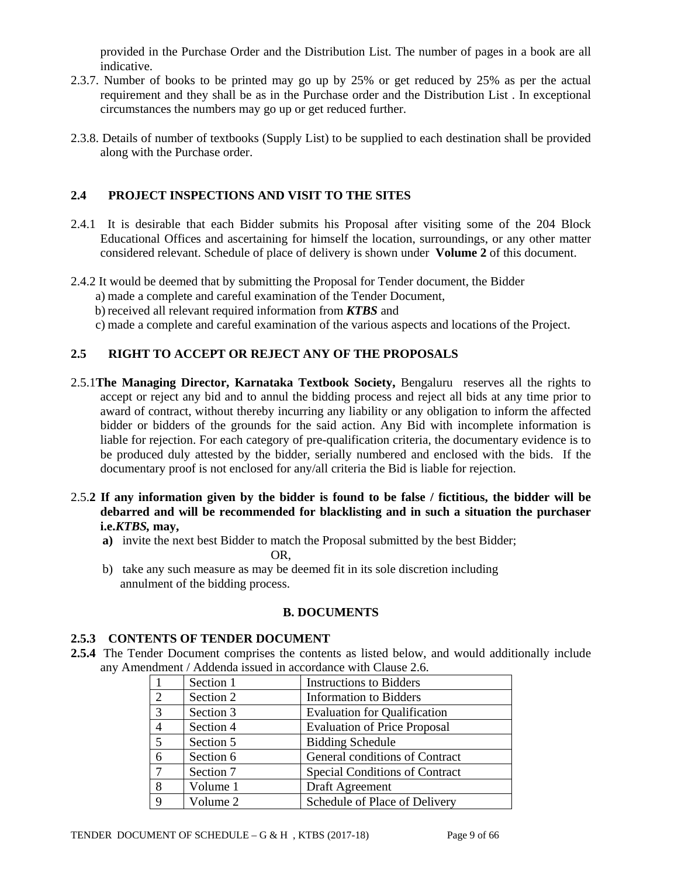provided in the Purchase Order and the Distribution List. The number of pages in a book are all indicative.

2.3.7. Number of books to be printed may go up by 25% or get reduced by 25% as per the actual requirement and they shall be as in the Purchase order and the Distribution List . In exceptional circumstances the numbers may go up or get reduced further.

2.3.8. Details of number of textbooks (Supply List) to be supplied to each destination shall be provided along with the Purchase order.

## 2.4 PROJECT INSPECTIONS AND VISIT TO THE SITES

2.4.1 It is desirable that each Bidder submits his Proposal after visiting some of the 204 Block Educational Offices and ascertaining for himself the location, surroundings, or any other matter considered relevant. Schedule of place of delivery is shown under **Volume 2** of this document.

2.4.2 It would be deemed that by submitting the Proposal for Tender document, the Bidder

a) made a complete and careful examination of the Tender Document,

b) received all relevant required information from ***KTBS*** and

c) made a complete and careful examination of the various aspects and locations of the Project.

## 2.5 RIGHT TO ACCEPT OR REJECT ANY OF THE PROPOSALS

2.5.1**The Managing Director, Karnataka Textbook Society,** Bengaluru reserves all the rights to accept or reject any bid and to annul the bidding process and reject all bids at any time prior to award of contract, without thereby incurring any liability or any obligation to inform the affected bidder or bidders of the grounds for the said action. Any Bid with incomplete information is liable for rejection. For each category of pre-qualification criteria, the documentary evidence is to be produced duly attested by the bidder, serially numbered and enclosed with the bids. If the documentary proof is not enclosed for any/all criteria the Bid is liable for rejection.

2.5.**2 If any information given by the bidder is found to be false / fictitious, the bidder will be debarred and will be recommended for blacklisting and in such a situation the purchaser i.e.*KTBS*, may,**

**a)** invite the next best Bidder to match the Proposal submitted by the best Bidder;

OR,

b) take any such measure as may be deemed fit in its sole discretion including annulment of the bidding process.

## B. DOCUMENTS

### 2.5.3 CONTENTS OF TENDER DOCUMENT

**2.5.4** The Tender Document comprises the contents as listed below, and would additionally include any Amendment / Addenda issued in accordance with Clause 2.6.

| | | |
|---|---|---|
| 1 | Section 1 | Instructions to Bidders |
| 2 | Section 2 | Information to Bidders |
| 3 | Section 3 | Evaluation for Qualification |
| 4 | Section 4 | Evaluation of Price Proposal |
| 5 | Section 5 | Bidding Schedule |
| 6 | Section 6 | General conditions of Contract |
| 7 | Section 7 | Special Conditions of Contract |
| 8 | Volume 1 | Draft Agreement |
| 9 | Volume 2 | Schedule of Place of Delivery |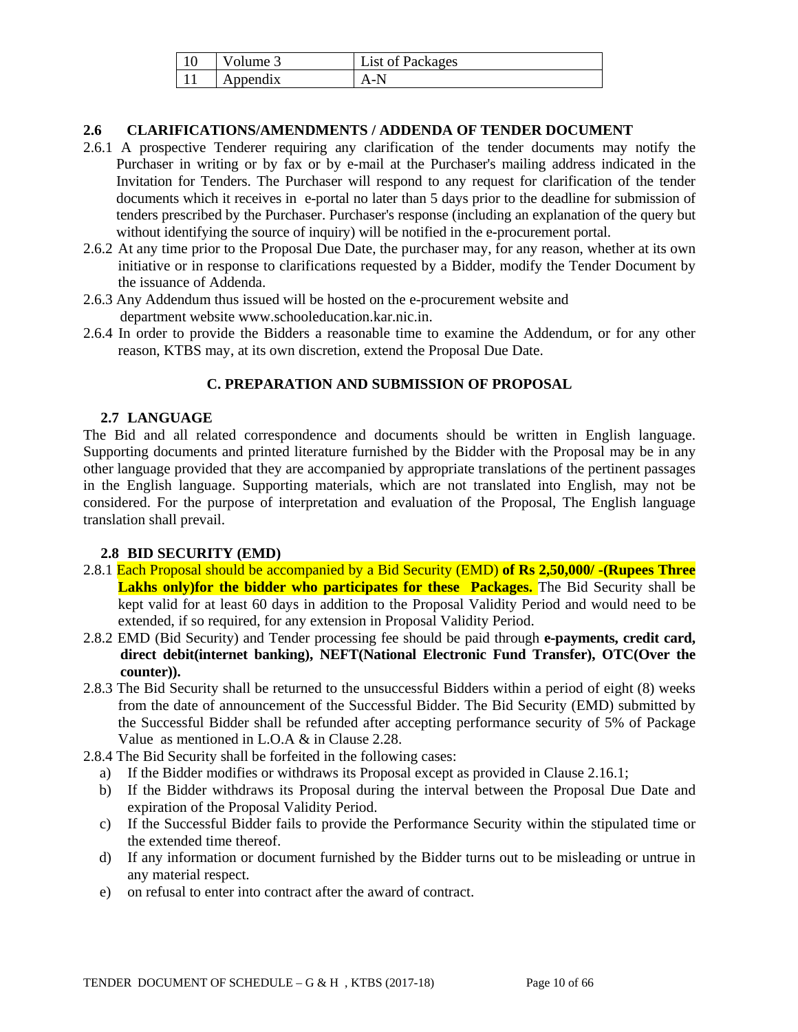| | | |
|---|---|---|
| 10 | Volume 3 | List of Packages |
| 11 | Appendix | A-N |

## 2.6 CLARIFICATIONS/AMENDMENTS / ADDENDA OF TENDER DOCUMENT

2.6.1 A prospective Tenderer requiring any clarification of the tender documents may notify the Purchaser in writing or by fax or by e-mail at the Purchaser's mailing address indicated in the Invitation for Tenders. The Purchaser will respond to any request for clarification of the tender documents which it receives in e-portal no later than 5 days prior to the deadline for submission of tenders prescribed by the Purchaser. Purchaser's response (including an explanation of the query but without identifying the source of inquiry) will be notified in the e-procurement portal.

2.6.2 At any time prior to the Proposal Due Date, the purchaser may, for any reason, whether at its own initiative or in response to clarifications requested by a Bidder, modify the Tender Document by the issuance of Addenda.

2.6.3 Any Addendum thus issued will be hosted on the e-procurement website and department website www.schooleducation.kar.nic.in.

2.6.4 In order to provide the Bidders a reasonable time to examine the Addendum, or for any other reason, KTBS may, at its own discretion, extend the Proposal Due Date.

## C. PREPARATION AND SUBMISSION OF PROPOSAL

### 2.7 LANGUAGE

The Bid and all related correspondence and documents should be written in English language. Supporting documents and printed literature furnished by the Bidder with the Proposal may be in any other language provided that they are accompanied by appropriate translations of the pertinent passages in the English language. Supporting materials, which are not translated into English, may not be considered. For the purpose of interpretation and evaluation of the Proposal, The English language translation shall prevail.

### 2.8 BID SECURITY (EMD)

2.8.1 Each Proposal should be accompanied by a Bid Security (EMD) **of Rs 2,50,000/ -(Rupees Three Lakhs only)for the bidder who participates for these Packages.** The Bid Security shall be kept valid for at least 60 days in addition to the Proposal Validity Period and would need to be extended, if so required, for any extension in Proposal Validity Period.

2.8.2 EMD (Bid Security) and Tender processing fee should be paid through **e-payments, credit card, direct debit(internet banking), NEFT(National Electronic Fund Transfer), OTC(Over the counter)).**

2.8.3 The Bid Security shall be returned to the unsuccessful Bidders within a period of eight (8) weeks from the date of announcement of the Successful Bidder. The Bid Security (EMD) submitted by the Successful Bidder shall be refunded after accepting performance security of 5% of Package Value as mentioned in L.O.A & in Clause 2.28.

2.8.4 The Bid Security shall be forfeited in the following cases:

a) If the Bidder modifies or withdraws its Proposal except as provided in Clause 2.16.1;

b) If the Bidder withdraws its Proposal during the interval between the Proposal Due Date and expiration of the Proposal Validity Period.

c) If the Successful Bidder fails to provide the Performance Security within the stipulated time or the extended time thereof.

d) If any information or document furnished by the Bidder turns out to be misleading or untrue in any material respect.

e) on refusal to enter into contract after the award of contract.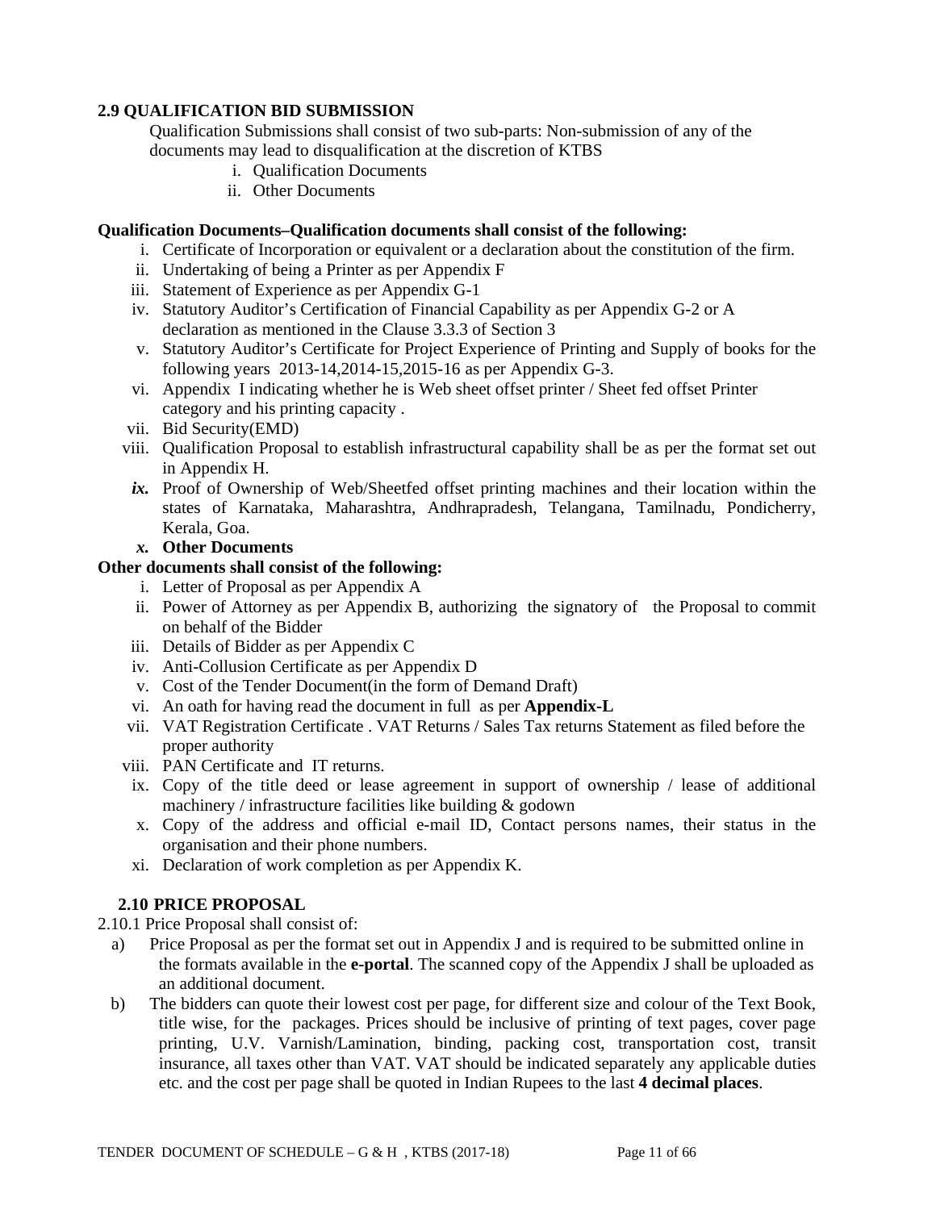### 2.9 QUALIFICATION BID SUBMISSION

Qualification Submissions shall consist of two sub-parts: Non-submission of any of the documents may lead to disqualification at the discretion of KTBS

i. Qualification Documents
ii. Other Documents

**Qualification Documents–Qualification documents shall consist of the following:**

i. Certificate of Incorporation or equivalent or a declaration about the constitution of the firm.
ii. Undertaking of being a Printer as per Appendix F
iii. Statement of Experience as per Appendix G-1
iv. Statutory Auditor's Certification of Financial Capability as per Appendix G-2 or A declaration as mentioned in the Clause 3.3.3 of Section 3
v. Statutory Auditor's Certificate for Project Experience of Printing and Supply of books for the following years 2013-14,2014-15,2015-16 as per Appendix G-3.
vi. Appendix I indicating whether he is Web sheet offset printer / Sheet fed offset Printer category and his printing capacity .
vii. Bid Security(EMD)
viii. Qualification Proposal to establish infrastructural capability shall be as per the format set out in Appendix H.
*ix.* Proof of Ownership of Web/Sheetfed offset printing machines and their location within the states of Karnataka, Maharashtra, Andhrapradesh, Telangana, Tamilnadu, Pondicherry, Kerala, Goa.
***x.* Other Documents**

**Other documents shall consist of the following:**

i. Letter of Proposal as per Appendix A
ii. Power of Attorney as per Appendix B, authorizing the signatory of the Proposal to commit on behalf of the Bidder
iii. Details of Bidder as per Appendix C
iv. Anti-Collusion Certificate as per Appendix D
v. Cost of the Tender Document(in the form of Demand Draft)
vi. An oath for having read the document in full as per **Appendix-L**
vii. VAT Registration Certificate . VAT Returns / Sales Tax returns Statement as filed before the proper authority
viii. PAN Certificate and IT returns.
ix. Copy of the title deed or lease agreement in support of ownership / lease of additional machinery / infrastructure facilities like building & godown
x. Copy of the address and official e-mail ID, Contact persons names, their status in the organisation and their phone numbers.
xi. Declaration of work completion as per Appendix K.

### 2.10 PRICE PROPOSAL

2.10.1 Price Proposal shall consist of:

a) Price Proposal as per the format set out in Appendix J and is required to be submitted online in the formats available in the **e-portal**. The scanned copy of the Appendix J shall be uploaded as an additional document.

b) The bidders can quote their lowest cost per page, for different size and colour of the Text Book, title wise, for the packages. Prices should be inclusive of printing of text pages, cover page printing, U.V. Varnish/Lamination, binding, packing cost, transportation cost, transit insurance, all taxes other than VAT. VAT should be indicated separately any applicable duties etc. and the cost per page shall be quoted in Indian Rupees to the last **4 decimal places**.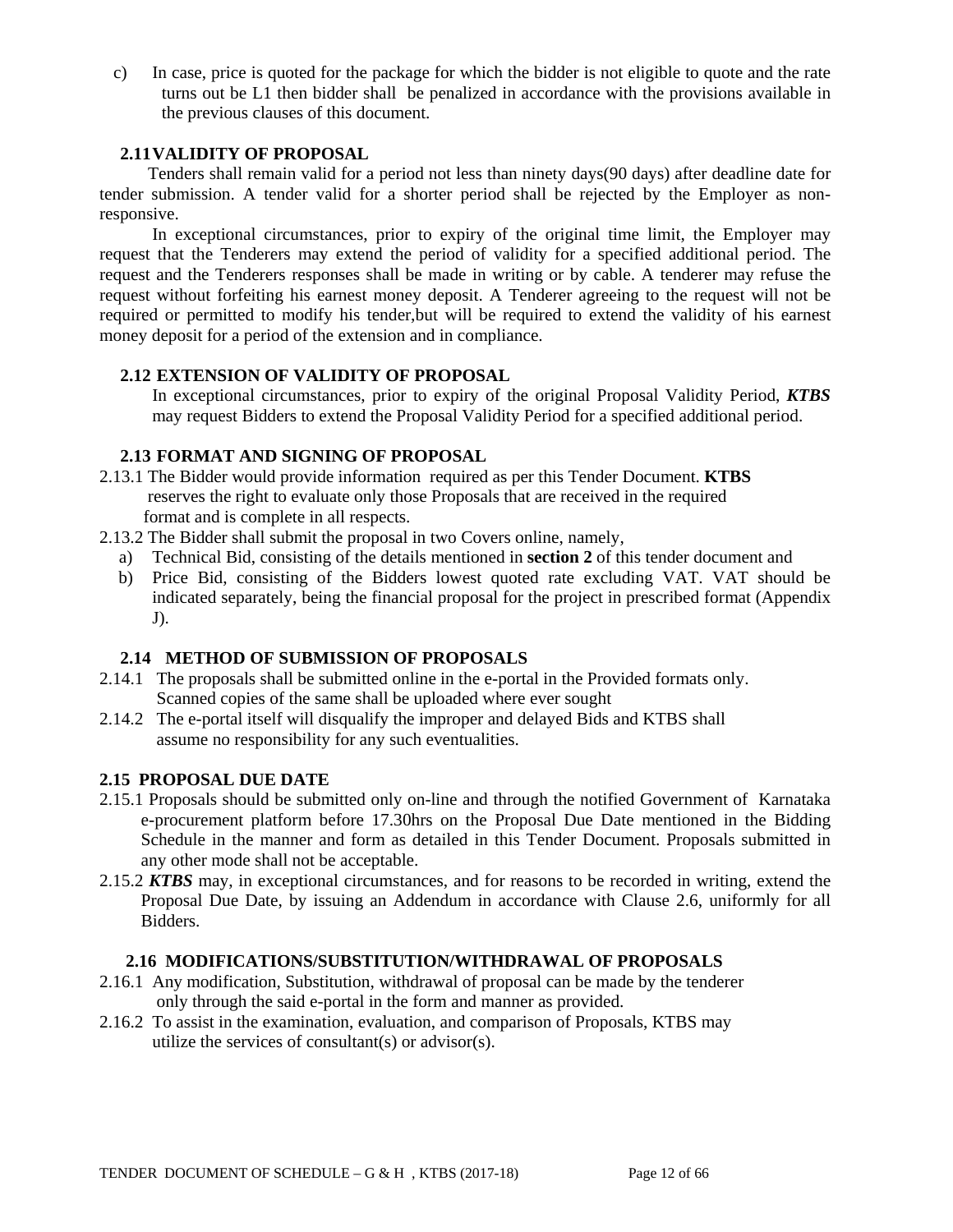c) In case, price is quoted for the package for which the bidder is not eligible to quote and the rate turns out be L1 then bidder shall be penalized in accordance with the provisions available in the previous clauses of this document.

### 2.11 VALIDITY OF PROPOSAL

Tenders shall remain valid for a period not less than ninety days(90 days) after deadline date for tender submission. A tender valid for a shorter period shall be rejected by the Employer as non-responsive.

In exceptional circumstances, prior to expiry of the original time limit, the Employer may request that the Tenderers may extend the period of validity for a specified additional period. The request and the Tenderers responses shall be made in writing or by cable. A tenderer may refuse the request without forfeiting his earnest money deposit. A Tenderer agreeing to the request will not be required or permitted to modify his tender,but will be required to extend the validity of his earnest money deposit for a period of the extension and in compliance.

### 2.12 EXTENSION OF VALIDITY OF PROPOSAL

In exceptional circumstances, prior to expiry of the original Proposal Validity Period, ***KTBS*** may request Bidders to extend the Proposal Validity Period for a specified additional period.

### 2.13 FORMAT AND SIGNING OF PROPOSAL

2.13.1 The Bidder would provide information required as per this Tender Document. **KTBS** reserves the right to evaluate only those Proposals that are received in the required format and is complete in all respects.

2.13.2 The Bidder shall submit the proposal in two Covers online, namely,

a) Technical Bid, consisting of the details mentioned in **section 2** of this tender document and

b) Price Bid, consisting of the Bidders lowest quoted rate excluding VAT. VAT should be indicated separately, being the financial proposal for the project in prescribed format (Appendix J).

### 2.14 METHOD OF SUBMISSION OF PROPOSALS

2.14.1 The proposals shall be submitted online in the e-portal in the Provided formats only. Scanned copies of the same shall be uploaded where ever sought

2.14.2 The e-portal itself will disqualify the improper and delayed Bids and KTBS shall assume no responsibility for any such eventualities.

### 2.15 PROPOSAL DUE DATE

2.15.1 Proposals should be submitted only on-line and through the notified Government of Karnataka e-procurement platform before 17.30hrs on the Proposal Due Date mentioned in the Bidding Schedule in the manner and form as detailed in this Tender Document. Proposals submitted in any other mode shall not be acceptable.

2.15.2 ***KTBS*** may, in exceptional circumstances, and for reasons to be recorded in writing, extend the Proposal Due Date, by issuing an Addendum in accordance with Clause 2.6, uniformly for all Bidders.

### 2.16 MODIFICATIONS/SUBSTITUTION/WITHDRAWAL OF PROPOSALS

2.16.1 Any modification, Substitution, withdrawal of proposal can be made by the tenderer only through the said e-portal in the form and manner as provided.

2.16.2 To assist in the examination, evaluation, and comparison of Proposals, KTBS may utilize the services of consultant(s) or advisor(s).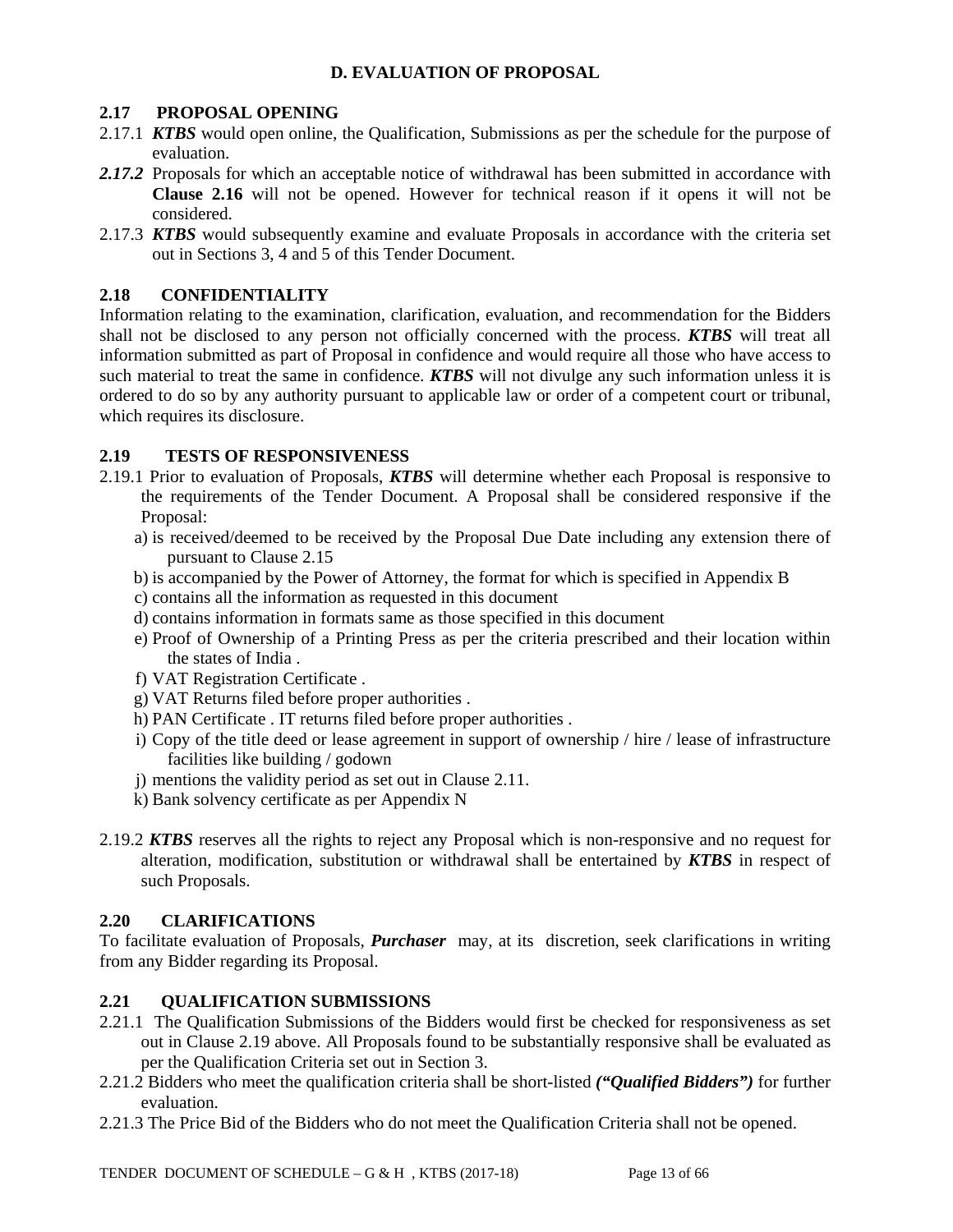## D. EVALUATION OF PROPOSAL

### 2.17 PROPOSAL OPENING

2.17.1 ***KTBS*** would open online, the Qualification, Submissions as per the schedule for the purpose of evaluation.

***2.17.2*** Proposals for which an acceptable notice of withdrawal has been submitted in accordance with **Clause 2.16** will not be opened. However for technical reason if it opens it will not be considered.

2.17.3 ***KTBS*** would subsequently examine and evaluate Proposals in accordance with the criteria set out in Sections 3, 4 and 5 of this Tender Document.

### 2.18 CONFIDENTIALITY

Information relating to the examination, clarification, evaluation, and recommendation for the Bidders shall not be disclosed to any person not officially concerned with the process. ***KTBS*** will treat all information submitted as part of Proposal in confidence and would require all those who have access to such material to treat the same in confidence. ***KTBS*** will not divulge any such information unless it is ordered to do so by any authority pursuant to applicable law or order of a competent court or tribunal, which requires its disclosure.

### 2.19 TESTS OF RESPONSIVENESS

2.19.1 Prior to evaluation of Proposals, ***KTBS*** will determine whether each Proposal is responsive to the requirements of the Tender Document. A Proposal shall be considered responsive if the Proposal:

a) is received/deemed to be received by the Proposal Due Date including any extension there of pursuant to Clause 2.15

b) is accompanied by the Power of Attorney, the format for which is specified in Appendix B

c) contains all the information as requested in this document

d) contains information in formats same as those specified in this document

e) Proof of Ownership of a Printing Press as per the criteria prescribed and their location within the states of India .

f) VAT Registration Certificate .

g) VAT Returns filed before proper authorities .

h) PAN Certificate . IT returns filed before proper authorities .

i) Copy of the title deed or lease agreement in support of ownership / hire / lease of infrastructure facilities like building / godown

j) mentions the validity period as set out in Clause 2.11.

k) Bank solvency certificate as per Appendix N

2.19.2 ***KTBS*** reserves all the rights to reject any Proposal which is non-responsive and no request for alteration, modification, substitution or withdrawal shall be entertained by ***KTBS*** in respect of such Proposals.

### 2.20 CLARIFICATIONS

To facilitate evaluation of Proposals, ***Purchaser*** may, at its discretion, seek clarifications in writing from any Bidder regarding its Proposal.

### 2.21 QUALIFICATION SUBMISSIONS

2.21.1 The Qualification Submissions of the Bidders would first be checked for responsiveness as set out in Clause 2.19 above. All Proposals found to be substantially responsive shall be evaluated as per the Qualification Criteria set out in Section 3.

2.21.2 Bidders who meet the qualification criteria shall be short-listed ***("Qualified Bidders")*** for further evaluation.

2.21.3 The Price Bid of the Bidders who do not meet the Qualification Criteria shall not be opened.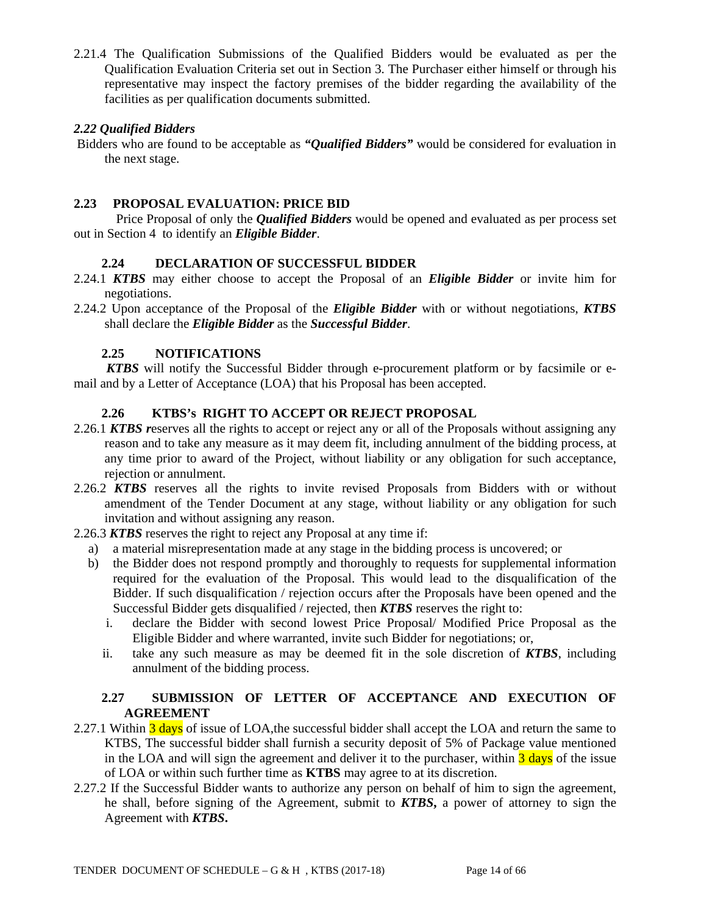2.21.4 The Qualification Submissions of the Qualified Bidders would be evaluated as per the Qualification Evaluation Criteria set out in Section 3. The Purchaser either himself or through his representative may inspect the factory premises of the bidder regarding the availability of the facilities as per qualification documents submitted.

### *2.22 Qualified Bidders*

Bidders who are found to be acceptable as ***"Qualified Bidders"*** would be considered for evaluation in the next stage.

### 2.23 PROPOSAL EVALUATION: PRICE BID

Price Proposal of only the ***Qualified Bidders*** would be opened and evaluated as per process set out in Section 4 to identify an ***Eligible Bidder***.

### 2.24 DECLARATION OF SUCCESSFUL BIDDER

2.24.1 ***KTBS*** may either choose to accept the Proposal of an ***Eligible Bidder*** or invite him for negotiations.

2.24.2 Upon acceptance of the Proposal of the ***Eligible Bidder*** with or without negotiations, ***KTBS*** shall declare the ***Eligible Bidder*** as the ***Successful Bidder***.

### 2.25 NOTIFICATIONS

***KTBS*** will notify the Successful Bidder through e-procurement platform or by facsimile or e-mail and by a Letter of Acceptance (LOA) that his Proposal has been accepted.

### 2.26 KTBS's RIGHT TO ACCEPT OR REJECT PROPOSAL

2.26.1 ***KTBS r***eserves all the rights to accept or reject any or all of the Proposals without assigning any reason and to take any measure as it may deem fit, including annulment of the bidding process, at any time prior to award of the Project, without liability or any obligation for such acceptance, rejection or annulment.

2.26.2 ***KTBS*** reserves all the rights to invite revised Proposals from Bidders with or without amendment of the Tender Document at any stage, without liability or any obligation for such invitation and without assigning any reason.

2.26.3 ***KTBS*** reserves the right to reject any Proposal at any time if:

a) a material misrepresentation made at any stage in the bidding process is uncovered; or

b) the Bidder does not respond promptly and thoroughly to requests for supplemental information required for the evaluation of the Proposal. This would lead to the disqualification of the Bidder. If such disqualification / rejection occurs after the Proposals have been opened and the Successful Bidder gets disqualified / rejected, then ***KTBS*** reserves the right to:

   i. declare the Bidder with second lowest Price Proposal/ Modified Price Proposal as the Eligible Bidder and where warranted, invite such Bidder for negotiations; or,

   ii. take any such measure as may be deemed fit in the sole discretion of ***KTBS***, including annulment of the bidding process.

### 2.27 SUBMISSION OF LETTER OF ACCEPTANCE AND EXECUTION OF AGREEMENT

2.27.1 Within 3 days of issue of LOA,the successful bidder shall accept the LOA and return the same to KTBS, The successful bidder shall furnish a security deposit of 5% of Package value mentioned in the LOA and will sign the agreement and deliver it to the purchaser, within 3 days of the issue of LOA or within such further time as **KTBS** may agree to at its discretion.

2.27.2 If the Successful Bidder wants to authorize any person on behalf of him to sign the agreement, he shall, before signing of the Agreement, submit to ***KTBS***, a power of attorney to sign the Agreement with ***KTBS***.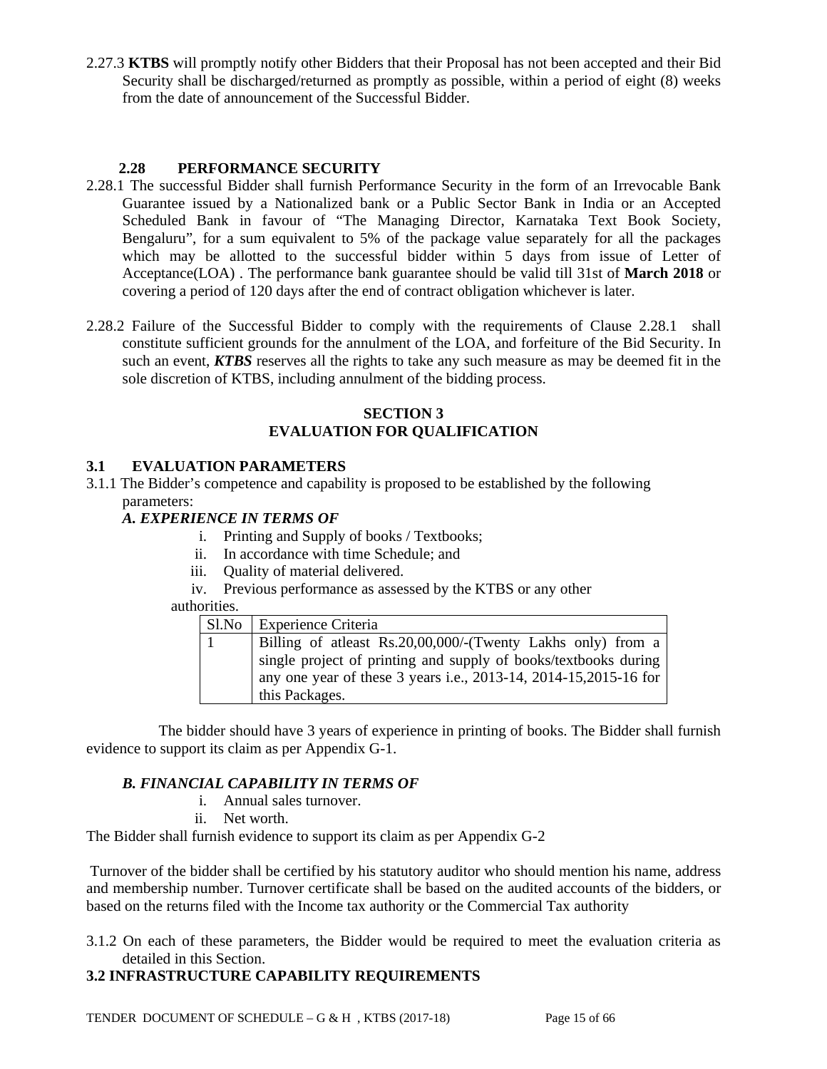2.27.3 **KTBS** will promptly notify other Bidders that their Proposal has not been accepted and their Bid Security shall be discharged/returned as promptly as possible, within a period of eight (8) weeks from the date of announcement of the Successful Bidder.

### 2.28 PERFORMANCE SECURITY

2.28.1 The successful Bidder shall furnish Performance Security in the form of an Irrevocable Bank Guarantee issued by a Nationalized bank or a Public Sector Bank in India or an Accepted Scheduled Bank in favour of "The Managing Director, Karnataka Text Book Society, Bengaluru", for a sum equivalent to 5% of the package value separately for all the packages which may be allotted to the successful bidder within 5 days from issue of Letter of Acceptance(LOA) . The performance bank guarantee should be valid till 31st of **March 2018** or covering a period of 120 days after the end of contract obligation whichever is later.

2.28.2 Failure of the Successful Bidder to comply with the requirements of Clause 2.28.1 shall constitute sufficient grounds for the annulment of the LOA, and forfeiture of the Bid Security. In such an event, ***KTBS*** reserves all the rights to take any such measure as may be deemed fit in the sole discretion of KTBS, including annulment of the bidding process.

## SECTION 3
## EVALUATION FOR QUALIFICATION

### 3.1 EVALUATION PARAMETERS

3.1.1 The Bidder's competence and capability is proposed to be established by the following parameters:

***A. EXPERIENCE IN TERMS OF***

i. Printing and Supply of books / Textbooks;
ii. In accordance with time Schedule; and
iii. Quality of material delivered.
iv. Previous performance as assessed by the KTBS or any other authorities.

| Sl.No | Experience Criteria |
|---|---|
| 1 | Billing of atleast Rs.20,00,000/-(Twenty Lakhs only) from a single project of printing and supply of books/textbooks during any one year of these 3 years i.e., 2013-14, 2014-15,2015-16 for this Packages. |

The bidder should have 3 years of experience in printing of books. The Bidder shall furnish evidence to support its claim as per Appendix G-1.

***B. FINANCIAL CAPABILITY IN TERMS OF***

i. Annual sales turnover.
ii. Net worth.

The Bidder shall furnish evidence to support its claim as per Appendix G-2

Turnover of the bidder shall be certified by his statutory auditor who should mention his name, address and membership number. Turnover certificate shall be based on the audited accounts of the bidders, or based on the returns filed with the Income tax authority or the Commercial Tax authority

3.1.2 On each of these parameters, the Bidder would be required to meet the evaluation criteria as detailed in this Section.

### 3.2 INFRASTRUCTURE CAPABILITY REQUIREMENTS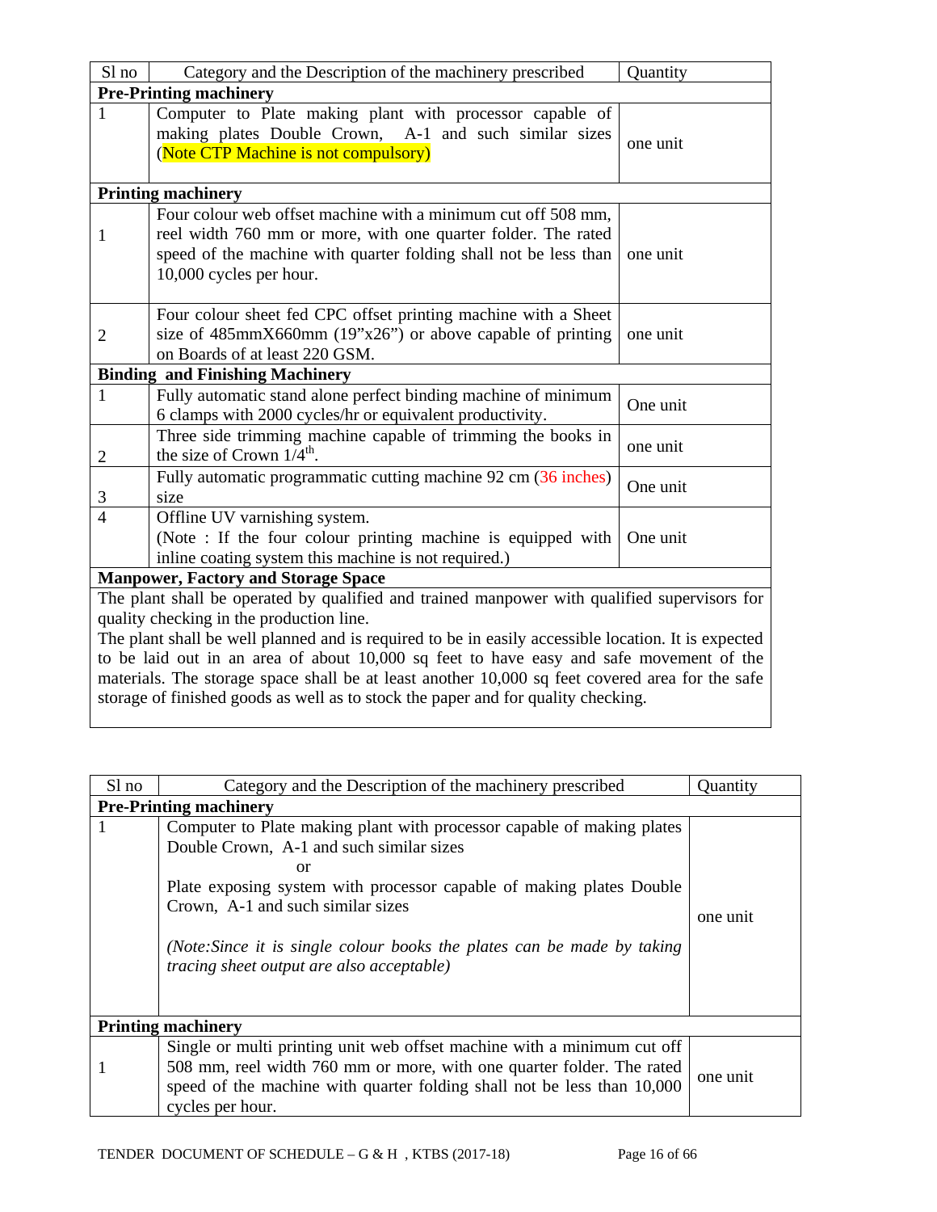| Sl no | Category and the Description of the machinery prescribed | Quantity |
|---|---|---|
| **Pre-Printing machinery** | | |
| 1 | Computer to Plate making plant with processor capable of making plates Double Crown, A-1 and such similar sizes (Note CTP Machine is not compulsory) | one unit |
| **Printing machinery** | | |
| 1 | Four colour web offset machine with a minimum cut off 508 mm, reel width 760 mm or more, with one quarter folder. The rated speed of the machine with quarter folding shall not be less than 10,000 cycles per hour. | one unit |
| 2 | Four colour sheet fed CPC offset printing machine with a Sheet size of 485mmX660mm (19"x26") or above capable of printing on Boards of at least 220 GSM. | one unit |
| **Binding and Finishing Machinery** | | |
| 1 | Fully automatic stand alone perfect binding machine of minimum 6 clamps with 2000 cycles/hr or equivalent productivity. | One unit |
| 2 | Three side trimming machine capable of trimming the books in the size of Crown 1/4th. | one unit |
| 3 | Fully automatic programmatic cutting machine 92 cm (36 inches) size | One unit |
| 4 | Offline UV varnishing system.<br>(Note : If the four colour printing machine is equipped with inline coating system this machine is not required.) | One unit |
| **Manpower, Factory and Storage Space** | | |
| The plant shall be operated by qualified and trained manpower with qualified supervisors for quality checking in the production line.<br>The plant shall be well planned and is required to be in easily accessible location. It is expected to be laid out in an area of about 10,000 sq feet to have easy and safe movement of the materials. The storage space shall be at least another 10,000 sq feet covered area for the safe storage of finished goods as well as to stock the paper and for quality checking. | | |

| Sl no | Category and the Description of the machinery prescribed | Quantity |
|---|---|---|
| **Pre-Printing machinery** | | |
| 1 | Computer to Plate making plant with processor capable of making plates Double Crown, A-1 and such similar sizes<br>or<br>Plate exposing system with processor capable of making plates Double Crown, A-1 and such similar sizes<br><br>*(Note:Since it is single colour books the plates can be made by taking tracing sheet output are also acceptable)* | one unit |
| **Printing machinery** | | |
| 1 | Single or multi printing unit web offset machine with a minimum cut off 508 mm, reel width 760 mm or more, with one quarter folder. The rated speed of the machine with quarter folding shall not be less than 10,000 cycles per hour. | one unit |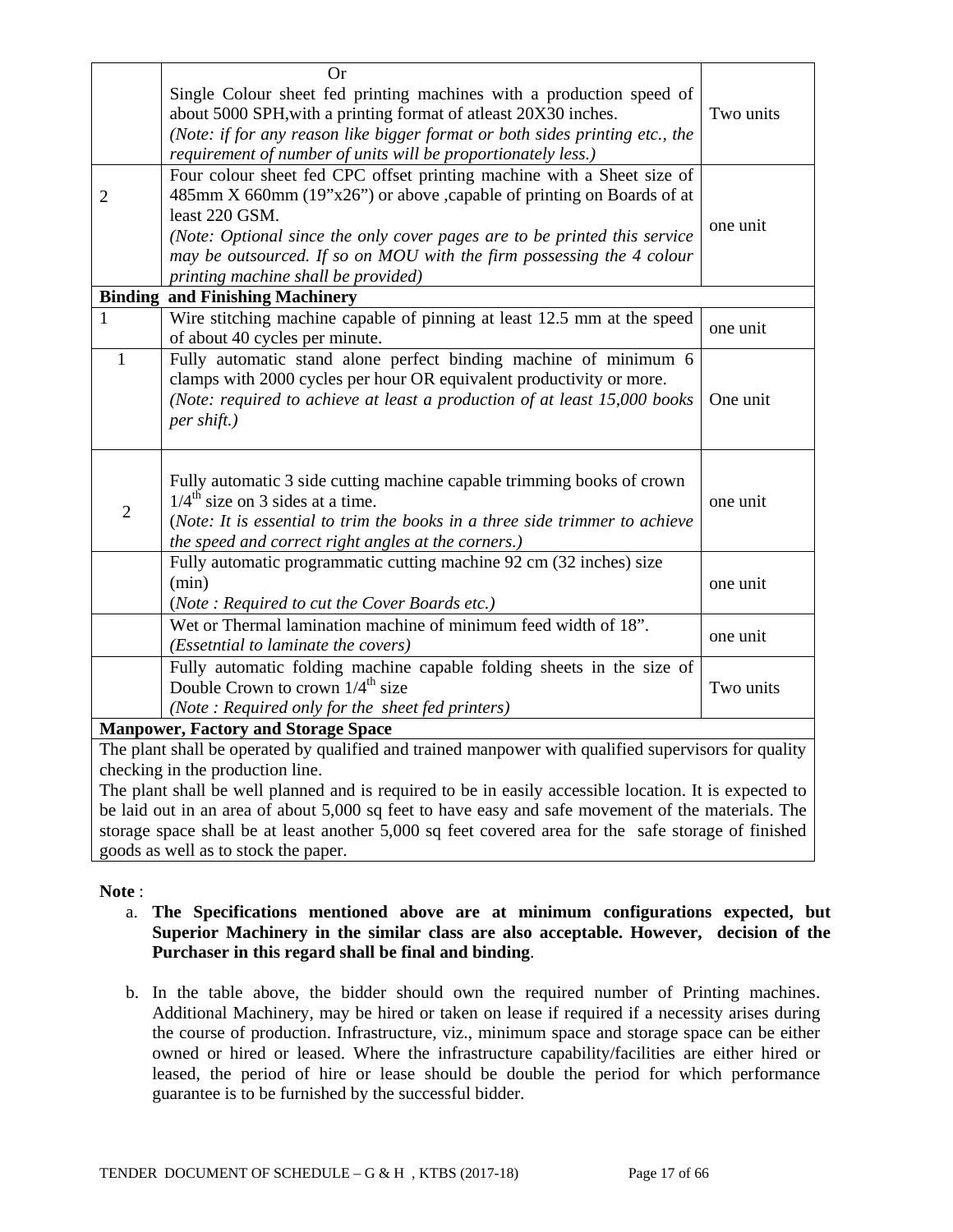| | | |
|---|---|---|
| | Or<br>Single Colour sheet fed printing machines with a production speed of about 5000 SPH,with a printing format of atleast 20X30 inches.<br>*(Note: if for any reason like bigger format or both sides printing etc., the requirement of number of units will be proportionately less.)* | Two units |
| 2 | Four colour sheet fed CPC offset printing machine with a Sheet size of 485mm X 660mm (19"x26") or above ,capable of printing on Boards of at least 220 GSM.<br>*(Note: Optional since the only cover pages are to be printed this service may be outsourced. If so on MOU with the firm possessing the 4 colour printing machine shall be provided)* | one unit |
| **Binding and Finishing Machinery** | | |
| 1 | Wire stitching machine capable of pinning at least 12.5 mm at the speed of about 40 cycles per minute. | one unit |
| 1 | Fully automatic stand alone perfect binding machine of minimum 6 clamps with 2000 cycles per hour OR equivalent productivity or more.<br>*(Note: required to achieve at least a production of at least 15,000 books per shift.)* | One unit |
| 2 | Fully automatic 3 side cutting machine capable trimming books of crown 1/4th size on 3 sides at a time.<br>(*Note: It is essential to trim the books in a three side trimmer to achieve the speed and correct right angles at the corners.)* | one unit |
| | Fully automatic programmatic cutting machine 92 cm (32 inches) size (min)<br>(*Note : Required to cut the Cover Boards etc.)* | one unit |
| | Wet or Thermal lamination machine of minimum feed width of 18".<br>*(Essetntial to laminate the covers)* | one unit |
| | Fully automatic folding machine capable folding sheets in the size of Double Crown to crown 1/4th size<br>*(Note : Required only for the sheet fed printers)* | Two units |
| **Manpower, Factory and Storage Space** | | |
| The plant shall be operated by qualified and trained manpower with qualified supervisors for quality checking in the production line.<br>The plant shall be well planned and is required to be in easily accessible location. It is expected to be laid out in an area of about 5,000 sq feet to have easy and safe movement of the materials. The storage space shall be at least another 5,000 sq feet covered area for the safe storage of finished goods as well as to stock the paper. | | |

**Note** :

a. **The Specifications mentioned above are at minimum configurations expected, but Superior Machinery in the similar class are also acceptable. However, decision of the Purchaser in this regard shall be final and binding**.

b. In the table above, the bidder should own the required number of Printing machines. Additional Machinery, may be hired or taken on lease if required if a necessity arises during the course of production. Infrastructure, viz., minimum space and storage space can be either owned or hired or leased. Where the infrastructure capability/facilities are either hired or leased, the period of hire or lease should be double the period for which performance guarantee is to be furnished by the successful bidder.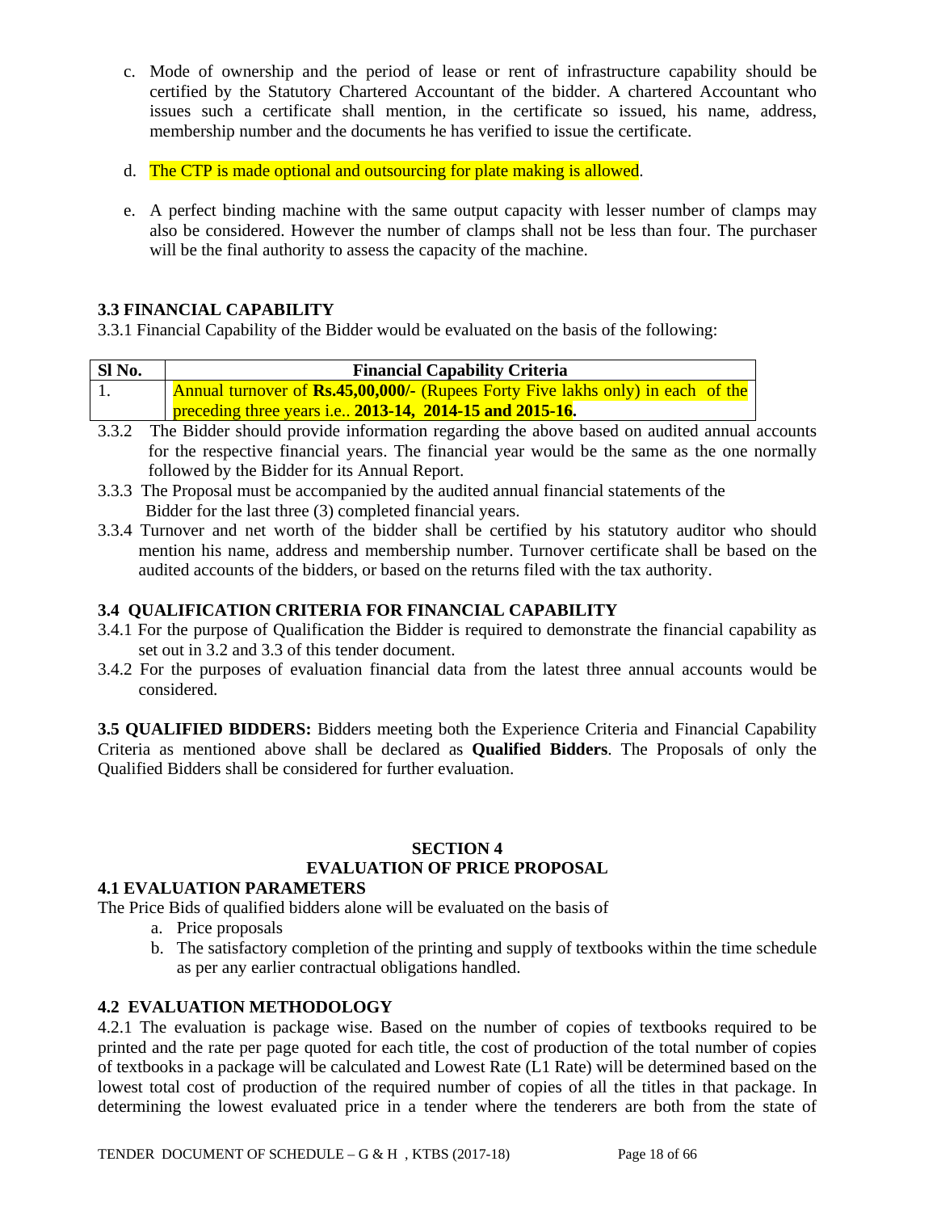c. Mode of ownership and the period of lease or rent of infrastructure capability should be certified by the Statutory Chartered Accountant of the bidder. A chartered Accountant who issues such a certificate shall mention, in the certificate so issued, his name, address, membership number and the documents he has verified to issue the certificate.

d. The CTP is made optional and outsourcing for plate making is allowed.

e. A perfect binding machine with the same output capacity with lesser number of clamps may also be considered. However the number of clamps shall not be less than four. The purchaser will be the final authority to assess the capacity of the machine.

**3.3 FINANCIAL CAPABILITY**

3.3.1 Financial Capability of the Bidder would be evaluated on the basis of the following:

| Sl No. | Financial Capability Criteria |
|---|---|
| 1. | Annual turnover of **Rs.45,00,000/-** (Rupees Forty Five lakhs only) in each of the preceding three years i.e.. **2013-14, 2014-15 and 2015-16.** |

3.3.2 The Bidder should provide information regarding the above based on audited annual accounts for the respective financial years. The financial year would be the same as the one normally followed by the Bidder for its Annual Report.

3.3.3 The Proposal must be accompanied by the audited annual financial statements of the Bidder for the last three (3) completed financial years.

3.3.4 Turnover and net worth of the bidder shall be certified by his statutory auditor who should mention his name, address and membership number. Turnover certificate shall be based on the audited accounts of the bidders, or based on the returns filed with the tax authority.

**3.4 QUALIFICATION CRITERIA FOR FINANCIAL CAPABILITY**

3.4.1 For the purpose of Qualification the Bidder is required to demonstrate the financial capability as set out in 3.2 and 3.3 of this tender document.

3.4.2 For the purposes of evaluation financial data from the latest three annual accounts would be considered.

**3.5 QUALIFIED BIDDERS:** Bidders meeting both the Experience Criteria and Financial Capability Criteria as mentioned above shall be declared as **Qualified Bidders**. The Proposals of only the Qualified Bidders shall be considered for further evaluation.

## SECTION 4
## EVALUATION OF PRICE PROPOSAL

**4.1 EVALUATION PARAMETERS**

The Price Bids of qualified bidders alone will be evaluated on the basis of

a. Price proposals
b. The satisfactory completion of the printing and supply of textbooks within the time schedule as per any earlier contractual obligations handled.

**4.2 EVALUATION METHODOLOGY**

4.2.1 The evaluation is package wise. Based on the number of copies of textbooks required to be printed and the rate per page quoted for each title, the cost of production of the total number of copies of textbooks in a package will be calculated and Lowest Rate (L1 Rate) will be determined based on the lowest total cost of production of the required number of copies of all the titles in that package. In determining the lowest evaluated price in a tender where the tenderers are both from the state of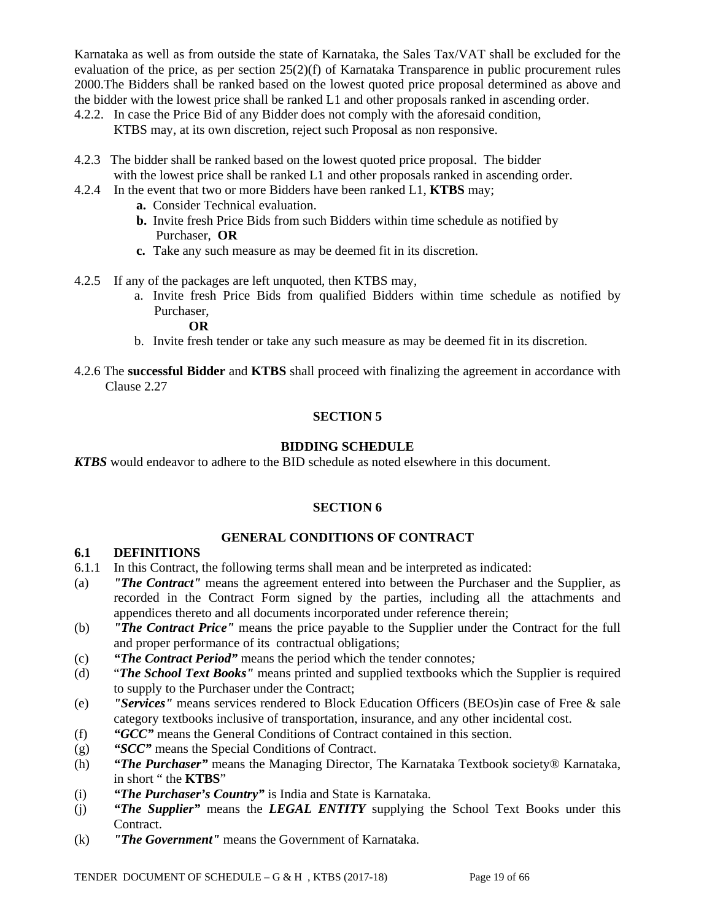Karnataka as well as from outside the state of Karnataka, the Sales Tax/VAT shall be excluded for the evaluation of the price, as per section 25(2)(f) of Karnataka Transparence in public procurement rules 2000.The Bidders shall be ranked based on the lowest quoted price proposal determined as above and the bidder with the lowest price shall be ranked L1 and other proposals ranked in ascending order.

4.2.2. In case the Price Bid of any Bidder does not comply with the aforesaid condition, KTBS may, at its own discretion, reject such Proposal as non responsive.

4.2.3 The bidder shall be ranked based on the lowest quoted price proposal. The bidder with the lowest price shall be ranked L1 and other proposals ranked in ascending order.

4.2.4 In the event that two or more Bidders have been ranked L1, **KTBS** may;

- **a.** Consider Technical evaluation.
- **b.** Invite fresh Price Bids from such Bidders within time schedule as notified by Purchaser, **OR**
- **c.** Take any such measure as may be deemed fit in its discretion.

4.2.5 If any of the packages are left unquoted, then KTBS may,

- a. Invite fresh Price Bids from qualified Bidders within time schedule as notified by Purchaser,

  **OR**
- b. Invite fresh tender or take any such measure as may be deemed fit in its discretion.

4.2.6 The **successful Bidder** and **KTBS** shall proceed with finalizing the agreement in accordance with Clause 2.27

## SECTION 5

## BIDDING SCHEDULE

***KTBS*** would endeavor to adhere to the BID schedule as noted elsewhere in this document.

## SECTION 6

## GENERAL CONDITIONS OF CONTRACT

### 6.1 DEFINITIONS

6.1.1 In this Contract, the following terms shall mean and be interpreted as indicated:

(a) ***"The Contract"*** means the agreement entered into between the Purchaser and the Supplier, as recorded in the Contract Form signed by the parties, including all the attachments and appendices thereto and all documents incorporated under reference therein;

(b) ***"The Contract Price"*** means the price payable to the Supplier under the Contract for the full and proper performance of its contractual obligations;

(c) ***"The Contract Period"*** means the period which the tender connotes*;*

(d) "***The School Text Books"*** means printed and supplied textbooks which the Supplier is required to supply to the Purchaser under the Contract;

(e) ***"Services"*** means services rendered to Block Education Officers (BEOs)in case of Free & sale category textbooks inclusive of transportation, insurance, and any other incidental cost.

(f) ***"GCC"*** means the General Conditions of Contract contained in this section.

(g) ***"SCC"*** means the Special Conditions of Contract.

(h) ***"The Purchaser"*** means the Managing Director, The Karnataka Textbook society® Karnataka, in short " the **KTBS**"

(i) ***"The Purchaser's Country"*** is India and State is Karnataka.

(j) ***"The Supplier"*** means the ***LEGAL ENTITY*** supplying the School Text Books under this Contract.

(k) ***"The Government"*** means the Government of Karnataka.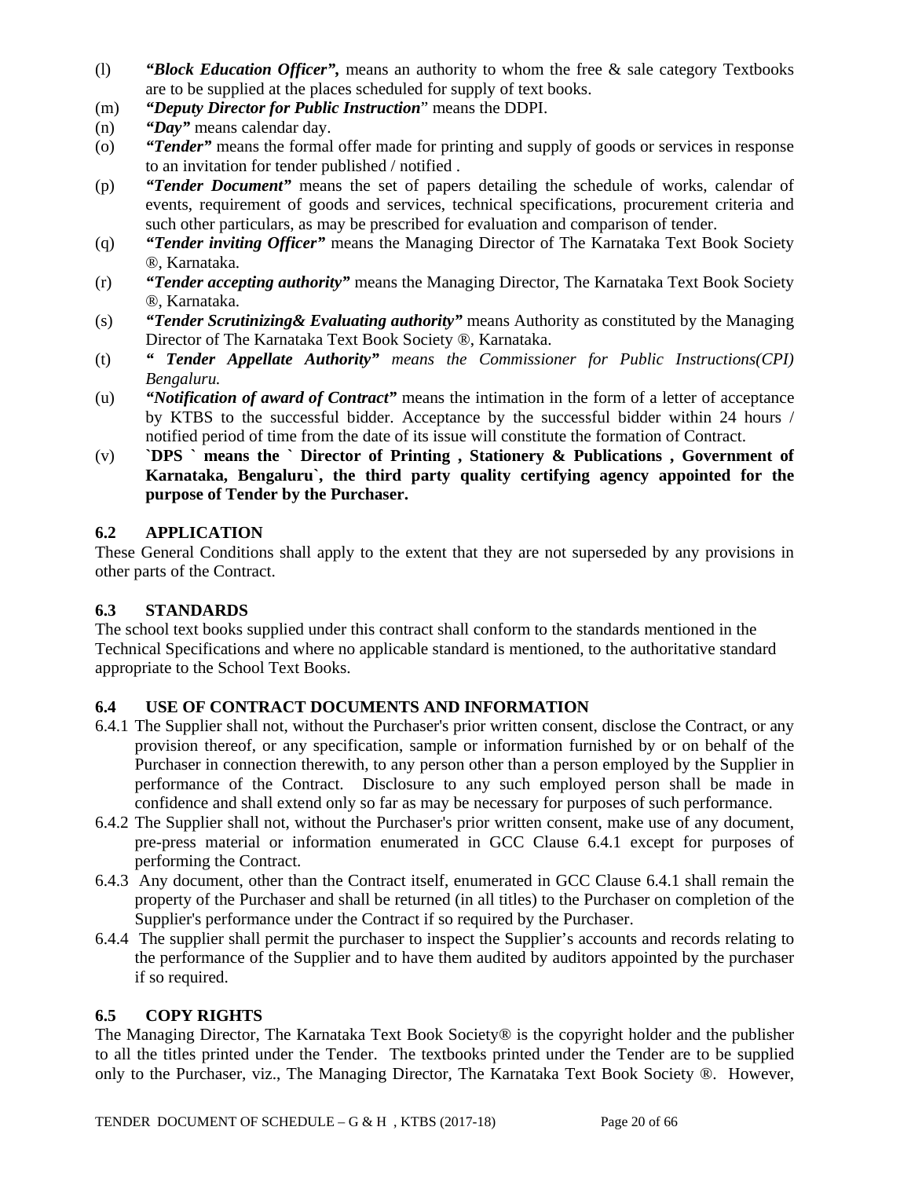(l) ***"Block Education Officer",*** means an authority to whom the free & sale category Textbooks are to be supplied at the places scheduled for supply of text books.

(m) ***"Deputy Director for Public Instruction***" means the DDPI.

(n) ***"Day"*** means calendar day.

(o) ***"Tender"*** means the formal offer made for printing and supply of goods or services in response to an invitation for tender published / notified .

(p) ***"Tender Document"*** means the set of papers detailing the schedule of works, calendar of events, requirement of goods and services, technical specifications, procurement criteria and such other particulars, as may be prescribed for evaluation and comparison of tender.

(q) ***"Tender inviting Officer"*** means the Managing Director of The Karnataka Text Book Society ®, Karnataka.

(r) ***"Tender accepting authority"*** means the Managing Director, The Karnataka Text Book Society ®, Karnataka.

(s) ***"Tender Scrutinizing& Evaluating authority"*** means Authority as constituted by the Managing Director of The Karnataka Text Book Society ®, Karnataka.

(t) ***" Tender Appellate Authority"*** *means the Commissioner for Public Instructions(CPI) Bengaluru.*

(u) ***"Notification of award of Contract"*** means the intimation in the form of a letter of acceptance by KTBS to the successful bidder. Acceptance by the successful bidder within 24 hours / notified period of time from the date of its issue will constitute the formation of Contract.

(v) **`DPS ` means the ` Director of Printing , Stationery & Publications , Government of Karnataka, Bengaluru`, the third party quality certifying agency appointed for the purpose of Tender by the Purchaser.**

### 6.2 APPLICATION

These General Conditions shall apply to the extent that they are not superseded by any provisions in other parts of the Contract.

### 6.3 STANDARDS

The school text books supplied under this contract shall conform to the standards mentioned in the Technical Specifications and where no applicable standard is mentioned, to the authoritative standard appropriate to the School Text Books.

### 6.4 USE OF CONTRACT DOCUMENTS AND INFORMATION

6.4.1 The Supplier shall not, without the Purchaser's prior written consent, disclose the Contract, or any provision thereof, or any specification, sample or information furnished by or on behalf of the Purchaser in connection therewith, to any person other than a person employed by the Supplier in performance of the Contract. Disclosure to any such employed person shall be made in confidence and shall extend only so far as may be necessary for purposes of such performance.

6.4.2 The Supplier shall not, without the Purchaser's prior written consent, make use of any document, pre-press material or information enumerated in GCC Clause 6.4.1 except for purposes of performing the Contract.

6.4.3 Any document, other than the Contract itself, enumerated in GCC Clause 6.4.1 shall remain the property of the Purchaser and shall be returned (in all titles) to the Purchaser on completion of the Supplier's performance under the Contract if so required by the Purchaser.

6.4.4 The supplier shall permit the purchaser to inspect the Supplier's accounts and records relating to the performance of the Supplier and to have them audited by auditors appointed by the purchaser if so required.

### 6.5 COPY RIGHTS

The Managing Director, The Karnataka Text Book Society® is the copyright holder and the publisher to all the titles printed under the Tender. The textbooks printed under the Tender are to be supplied only to the Purchaser, viz., The Managing Director, The Karnataka Text Book Society ®. However,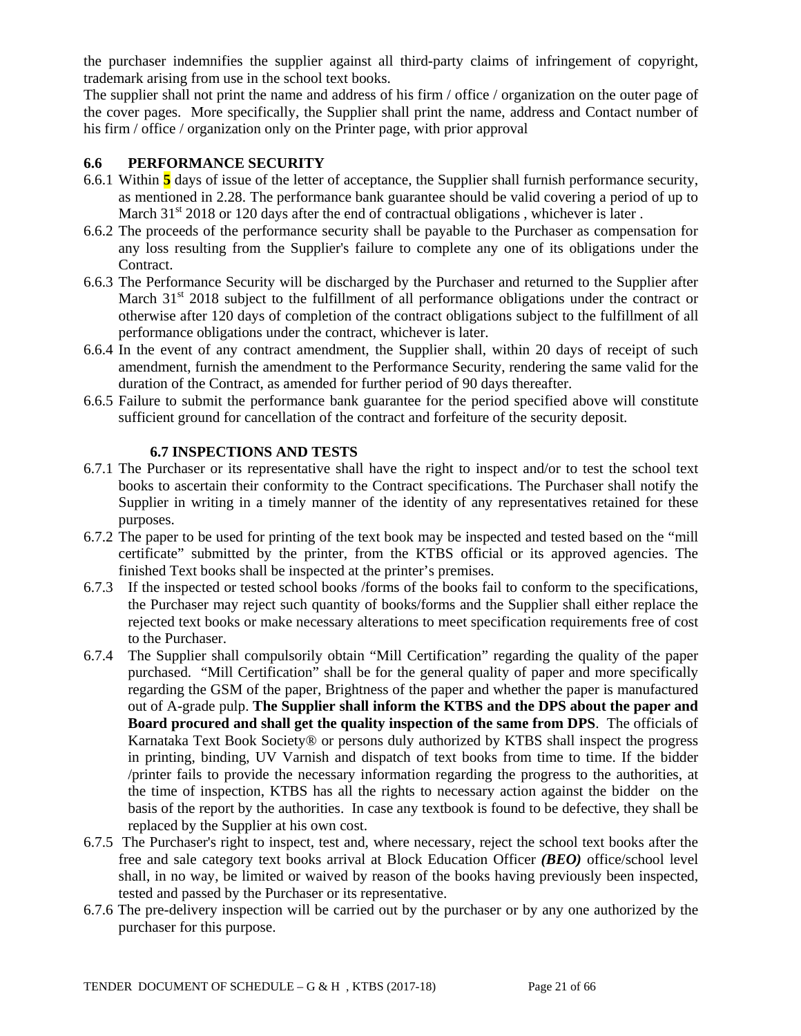the purchaser indemnifies the supplier against all third-party claims of infringement of copyright, trademark arising from use in the school text books.

The supplier shall not print the name and address of his firm / office / organization on the outer page of the cover pages. More specifically, the Supplier shall print the name, address and Contact number of his firm / office / organization only on the Printer page, with prior approval

## 6.6 PERFORMANCE SECURITY

6.6.1 Within **5** days of issue of the letter of acceptance, the Supplier shall furnish performance security, as mentioned in 2.28. The performance bank guarantee should be valid covering a period of up to March 31st 2018 or 120 days after the end of contractual obligations , whichever is later .

6.6.2 The proceeds of the performance security shall be payable to the Purchaser as compensation for any loss resulting from the Supplier's failure to complete any one of its obligations under the Contract.

6.6.3 The Performance Security will be discharged by the Purchaser and returned to the Supplier after March 31st 2018 subject to the fulfillment of all performance obligations under the contract or otherwise after 120 days of completion of the contract obligations subject to the fulfillment of all performance obligations under the contract, whichever is later.

6.6.4 In the event of any contract amendment, the Supplier shall, within 20 days of receipt of such amendment, furnish the amendment to the Performance Security, rendering the same valid for the duration of the Contract, as amended for further period of 90 days thereafter.

6.6.5 Failure to submit the performance bank guarantee for the period specified above will constitute sufficient ground for cancellation of the contract and forfeiture of the security deposit.

## 6.7 INSPECTIONS AND TESTS

6.7.1 The Purchaser or its representative shall have the right to inspect and/or to test the school text books to ascertain their conformity to the Contract specifications. The Purchaser shall notify the Supplier in writing in a timely manner of the identity of any representatives retained for these purposes.

6.7.2 The paper to be used for printing of the text book may be inspected and tested based on the "mill certificate" submitted by the printer, from the KTBS official or its approved agencies. The finished Text books shall be inspected at the printer's premises.

6.7.3 If the inspected or tested school books /forms of the books fail to conform to the specifications, the Purchaser may reject such quantity of books/forms and the Supplier shall either replace the rejected text books or make necessary alterations to meet specification requirements free of cost to the Purchaser.

6.7.4 The Supplier shall compulsorily obtain "Mill Certification" regarding the quality of the paper purchased. "Mill Certification" shall be for the general quality of paper and more specifically regarding the GSM of the paper, Brightness of the paper and whether the paper is manufactured out of A-grade pulp. **The Supplier shall inform the KTBS and the DPS about the paper and Board procured and shall get the quality inspection of the same from DPS**. The officials of Karnataka Text Book Society® or persons duly authorized by KTBS shall inspect the progress in printing, binding, UV Varnish and dispatch of text books from time to time. If the bidder /printer fails to provide the necessary information regarding the progress to the authorities, at the time of inspection, KTBS has all the rights to necessary action against the bidder on the basis of the report by the authorities. In case any textbook is found to be defective, they shall be replaced by the Supplier at his own cost.

6.7.5 The Purchaser's right to inspect, test and, where necessary, reject the school text books after the free and sale category text books arrival at Block Education Officer ***(BEO)*** office/school level shall, in no way, be limited or waived by reason of the books having previously been inspected, tested and passed by the Purchaser or its representative.

6.7.6 The pre-delivery inspection will be carried out by the purchaser or by any one authorized by the purchaser for this purpose.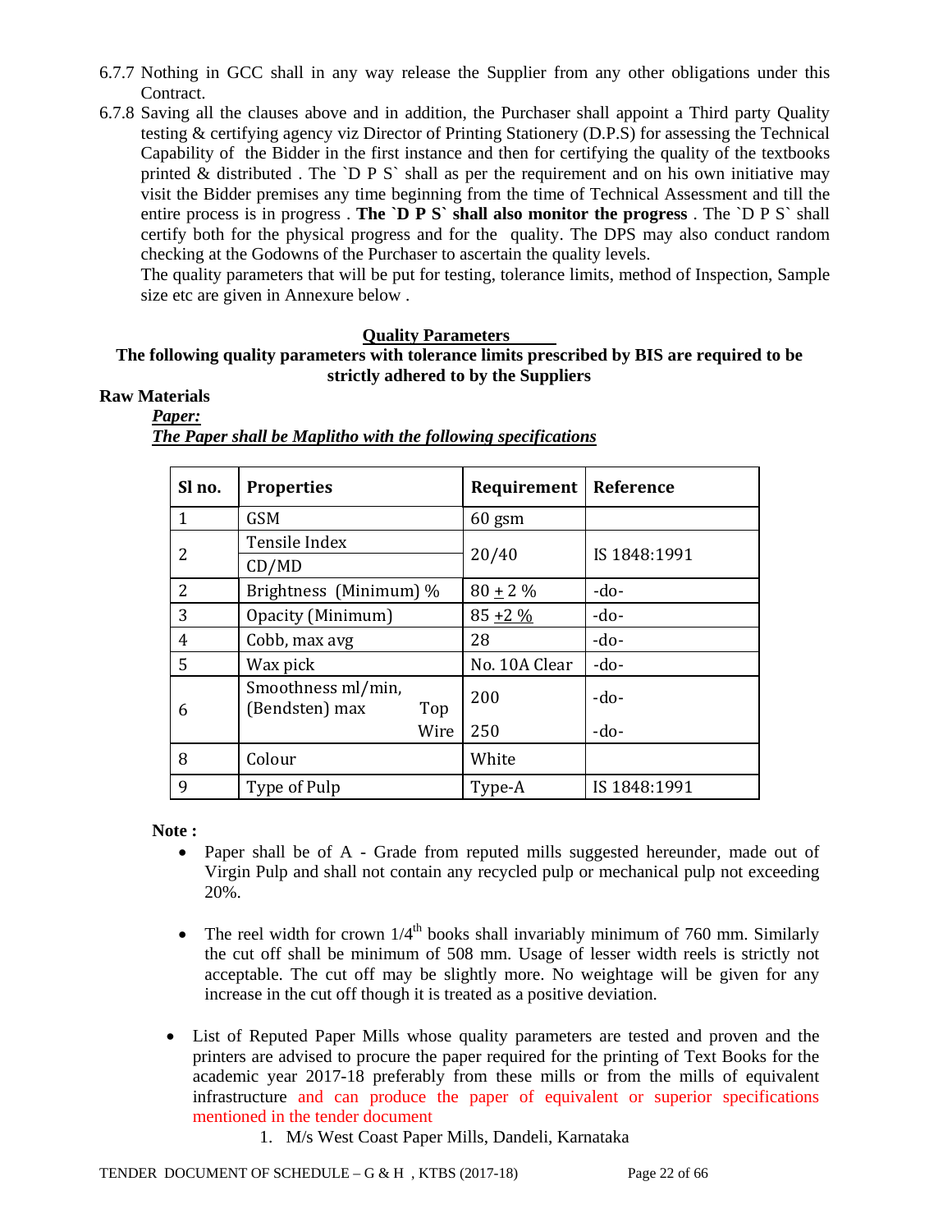6.7.7 Nothing in GCC shall in any way release the Supplier from any other obligations under this Contract.

6.7.8 Saving all the clauses above and in addition, the Purchaser shall appoint a Third party Quality testing & certifying agency viz Director of Printing Stationery (D.P.S) for assessing the Technical Capability of the Bidder in the first instance and then for certifying the quality of the textbooks printed & distributed . The `D P S` shall as per the requirement and on his own initiative may visit the Bidder premises any time beginning from the time of Technical Assessment and till the entire process is in progress . **The `D P S` shall also monitor the progress** . The `D P S` shall certify both for the physical progress and for the quality. The DPS may also conduct random checking at the Godowns of the Purchaser to ascertain the quality levels.

The quality parameters that will be put for testing, tolerance limits, method of Inspection, Sample size etc are given in Annexure below .

**Quality Parameters**

**The following quality parameters with tolerance limits prescribed by BIS are required to be strictly adhered to by the Suppliers**

**Raw Materials**

***Paper:***

***The Paper shall be Maplitho with the following specifications***

| Sl no. | Properties | Requirement | Reference |
|---|---|---|---|
| 1 | GSM | 60 gsm | |
| 2 | Tensile Index CD/MD | 20/40 | IS 1848:1991 |
| 2 | Brightness (Minimum) % | 80 ± 2 % | -do- |
| 3 | Opacity (Minimum) | 85 ±2 % | -do- |
| 4 | Cobb, max avg | 28 | -do- |
| 5 | Wax pick | No. 10A Clear | -do- |
| 6 | Smoothness ml/min, (Bendsten) max Top | 200 | -do- |
| | Wire | 250 | -do- |
| 8 | Colour | White | |
| 9 | Type of Pulp | Type-A | IS 1848:1991 |

**Note :**

- Paper shall be of A - Grade from reputed mills suggested hereunder, made out of Virgin Pulp and shall not contain any recycled pulp or mechanical pulp not exceeding 20%.

- The reel width for crown 1/4th books shall invariably minimum of 760 mm. Similarly the cut off shall be minimum of 508 mm. Usage of lesser width reels is strictly not acceptable. The cut off may be slightly more. No weightage will be given for any increase in the cut off though it is treated as a positive deviation.

- List of Reputed Paper Mills whose quality parameters are tested and proven and the printers are advised to procure the paper required for the printing of Text Books for the academic year 2017-18 preferably from these mills or from the mills of equivalent infrastructure and can produce the paper of equivalent or superior specifications mentioned in the tender document
  1. M/s West Coast Paper Mills, Dandeli, Karnataka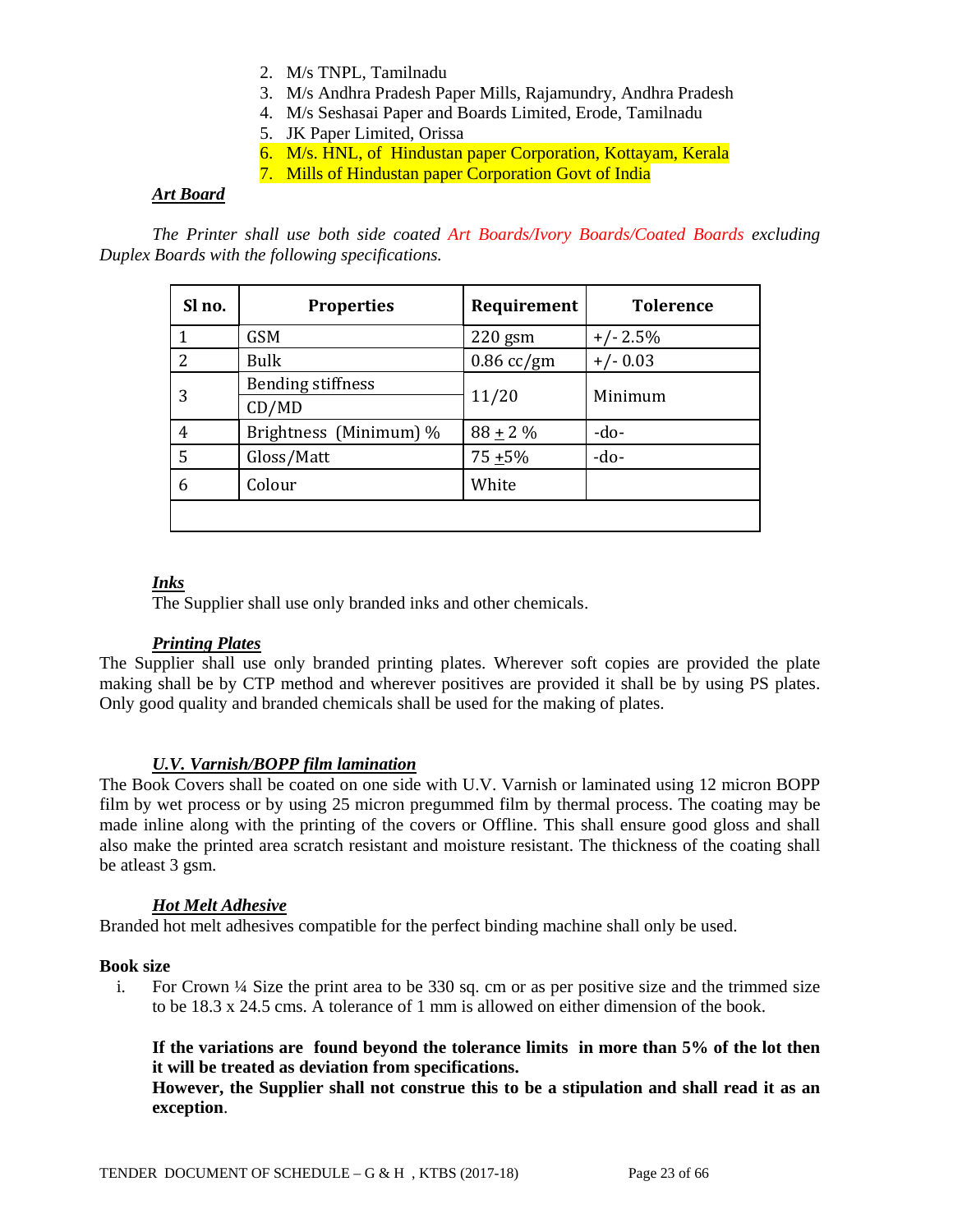2. M/s TNPL, Tamilnadu
3. M/s Andhra Pradesh Paper Mills, Rajamundry, Andhra Pradesh
4. M/s Seshasai Paper and Boards Limited, Erode, Tamilnadu
5. JK Paper Limited, Orissa
6. M/s. HNL, of Hindustan paper Corporation, Kottayam, Kerala
7. Mills of Hindustan paper Corporation Govt of India

***Art Board***

*The Printer shall use both side coated Art Boards/Ivory Boards/Coated Boards excluding Duplex Boards with the following specifications.*

| Sl no. | Properties | Requirement | Tolerence |
|---|---|---|---|
| 1 | GSM | 220 gsm | +/- 2.5% |
| 2 | Bulk | 0.86 cc/gm | +/- 0.03 |
| 3 | Bending stiffness CD/MD | 11/20 | Minimum |
| 4 | Brightness (Minimum) % | 88 ± 2 % | -do- |
| 5 | Gloss/Matt | 75 ±5% | -do- |
| 6 | Colour | White | |
| | | | |

***Inks***

The Supplier shall use only branded inks and other chemicals.

***Printing Plates***

The Supplier shall use only branded printing plates. Wherever soft copies are provided the plate making shall be by CTP method and wherever positives are provided it shall be by using PS plates. Only good quality and branded chemicals shall be used for the making of plates.

***U.V. Varnish/BOPP film lamination***

The Book Covers shall be coated on one side with U.V. Varnish or laminated using 12 micron BOPP film by wet process or by using 25 micron pregummed film by thermal process. The coating may be made inline along with the printing of the covers or Offline. This shall ensure good gloss and shall also make the printed area scratch resistant and moisture resistant. The thickness of the coating shall be atleast 3 gsm.

***Hot Melt Adhesive***

Branded hot melt adhesives compatible for the perfect binding machine shall only be used.

**Book size**

i. For Crown ¼ Size the print area to be 330 sq. cm or as per positive size and the trimmed size to be 18.3 x 24.5 cms. A tolerance of 1 mm is allowed on either dimension of the book.

**If the variations are found beyond the tolerance limits in more than 5% of the lot then it will be treated as deviation from specifications.**
**However, the Supplier shall not construe this to be a stipulation and shall read it as an exception**.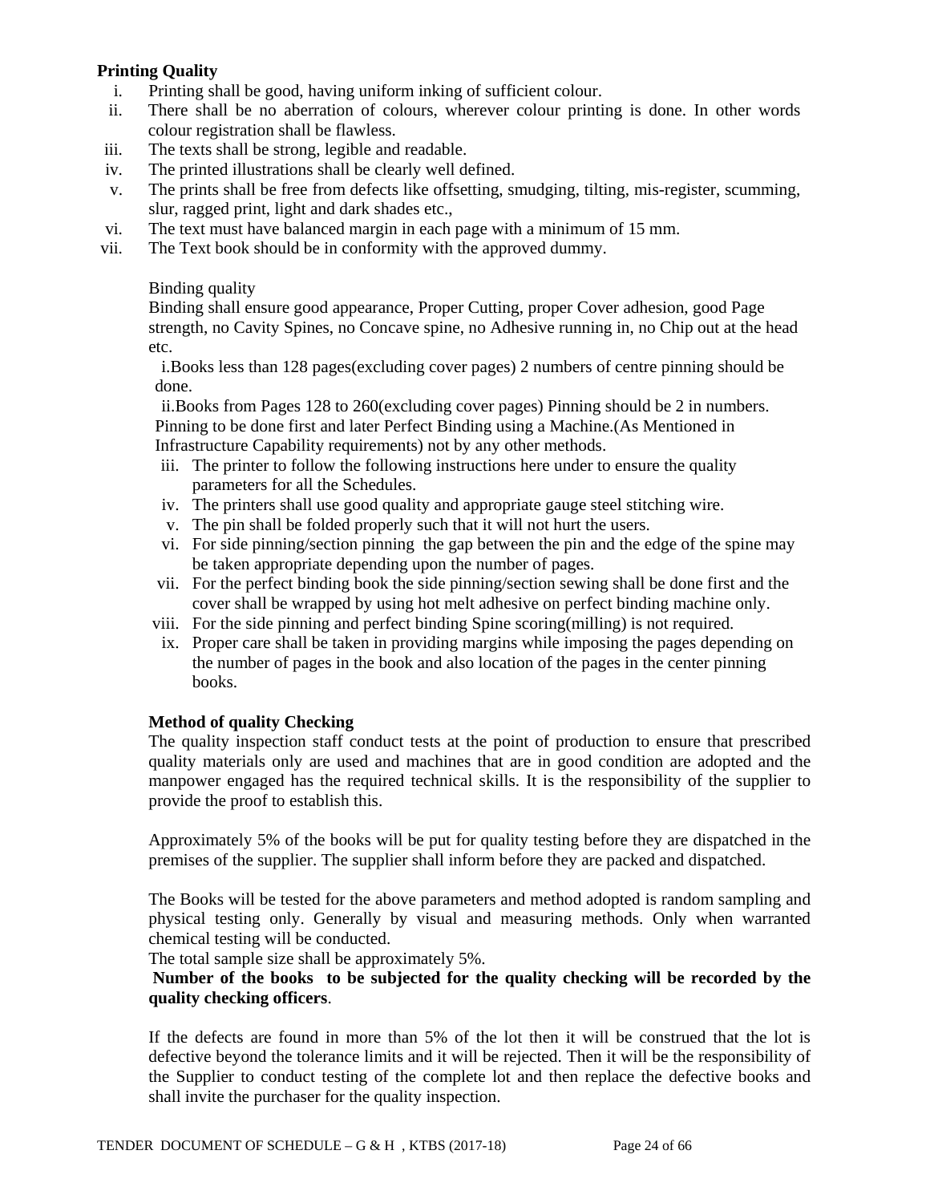**Printing Quality**

i. Printing shall be good, having uniform inking of sufficient colour.
ii. There shall be no aberration of colours, wherever colour printing is done. In other words colour registration shall be flawless.
iii. The texts shall be strong, legible and readable.
iv. The printed illustrations shall be clearly well defined.
v. The prints shall be free from defects like offsetting, smudging, tilting, mis-register, scumming, slur, ragged print, light and dark shades etc.,
vi. The text must have balanced margin in each page with a minimum of 15 mm.
vii. The Text book should be in conformity with the approved dummy.

Binding quality

Binding shall ensure good appearance, Proper Cutting, proper Cover adhesion, good Page strength, no Cavity Spines, no Concave spine, no Adhesive running in, no Chip out at the head etc.

i. Books less than 128 pages(excluding cover pages) 2 numbers of centre pinning should be done.
ii. Books from Pages 128 to 260(excluding cover pages) Pinning should be 2 in numbers. Pinning to be done first and later Perfect Binding using a Machine.(As Mentioned in Infrastructure Capability requirements) not by any other methods.
iii. The printer to follow the following instructions here under to ensure the quality parameters for all the Schedules.
iv. The printers shall use good quality and appropriate gauge steel stitching wire.
v. The pin shall be folded properly such that it will not hurt the users.
vi. For side pinning/section pinning the gap between the pin and the edge of the spine may be taken appropriate depending upon the number of pages.
vii. For the perfect binding book the side pinning/section sewing shall be done first and the cover shall be wrapped by using hot melt adhesive on perfect binding machine only.
viii. For the side pinning and perfect binding Spine scoring(milling) is not required.
ix. Proper care shall be taken in providing margins while imposing the pages depending on the number of pages in the book and also location of the pages in the center pinning books.

**Method of quality Checking**

The quality inspection staff conduct tests at the point of production to ensure that prescribed quality materials only are used and machines that are in good condition are adopted and the manpower engaged has the required technical skills. It is the responsibility of the supplier to provide the proof to establish this.

Approximately 5% of the books will be put for quality testing before they are dispatched in the premises of the supplier. The supplier shall inform before they are packed and dispatched.

The Books will be tested for the above parameters and method adopted is random sampling and physical testing only. Generally by visual and measuring methods. Only when warranted chemical testing will be conducted.

The total sample size shall be approximately 5%.

**Number of the books to be subjected for the quality checking will be recorded by the quality checking officers**.

If the defects are found in more than 5% of the lot then it will be construed that the lot is defective beyond the tolerance limits and it will be rejected. Then it will be the responsibility of the Supplier to conduct testing of the complete lot and then replace the defective books and shall invite the purchaser for the quality inspection.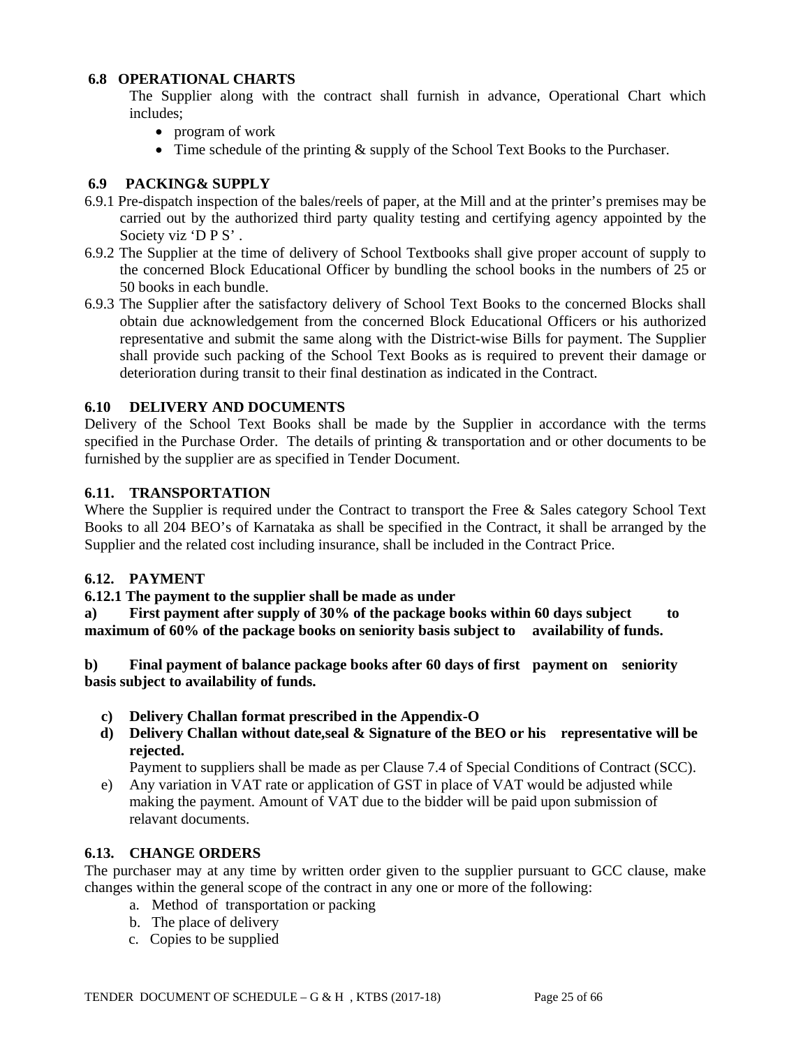### 6.8 OPERATIONAL CHARTS

The Supplier along with the contract shall furnish in advance, Operational Chart which includes;

- program of work
- Time schedule of the printing & supply of the School Text Books to the Purchaser.

### 6.9 PACKING& SUPPLY

6.9.1 Pre-dispatch inspection of the bales/reels of paper, at the Mill and at the printer's premises may be carried out by the authorized third party quality testing and certifying agency appointed by the Society viz 'D P S' .

6.9.2 The Supplier at the time of delivery of School Textbooks shall give proper account of supply to the concerned Block Educational Officer by bundling the school books in the numbers of 25 or 50 books in each bundle.

6.9.3 The Supplier after the satisfactory delivery of School Text Books to the concerned Blocks shall obtain due acknowledgement from the concerned Block Educational Officers or his authorized representative and submit the same along with the District-wise Bills for payment. The Supplier shall provide such packing of the School Text Books as is required to prevent their damage or deterioration during transit to their final destination as indicated in the Contract.

### 6.10 DELIVERY AND DOCUMENTS

Delivery of the School Text Books shall be made by the Supplier in accordance with the terms specified in the Purchase Order. The details of printing & transportation and or other documents to be furnished by the supplier are as specified in Tender Document.

### 6.11. TRANSPORTATION

Where the Supplier is required under the Contract to transport the Free & Sales category School Text Books to all 204 BEO's of Karnataka as shall be specified in the Contract, it shall be arranged by the Supplier and the related cost including insurance, shall be included in the Contract Price.

### 6.12. PAYMENT

**6.12.1 The payment to the supplier shall be made as under**

**a) First payment after supply of 30% of the package books within 60 days subject to maximum of 60% of the package books on seniority basis subject to availability of funds.**

**b) Final payment of balance package books after 60 days of first payment on seniority basis subject to availability of funds.**

c) **Delivery Challan format prescribed in the Appendix-O**

d) **Delivery Challan without date,seal & Signature of the BEO or his representative will be rejected.**

   Payment to suppliers shall be made as per Clause 7.4 of Special Conditions of Contract (SCC).

e) Any variation in VAT rate or application of GST in place of VAT would be adjusted while making the payment. Amount of VAT due to the bidder will be paid upon submission of relavant documents.

### 6.13. CHANGE ORDERS

The purchaser may at any time by written order given to the supplier pursuant to GCC clause, make changes within the general scope of the contract in any one or more of the following:

a. Method of transportation or packing
b. The place of delivery
c. Copies to be supplied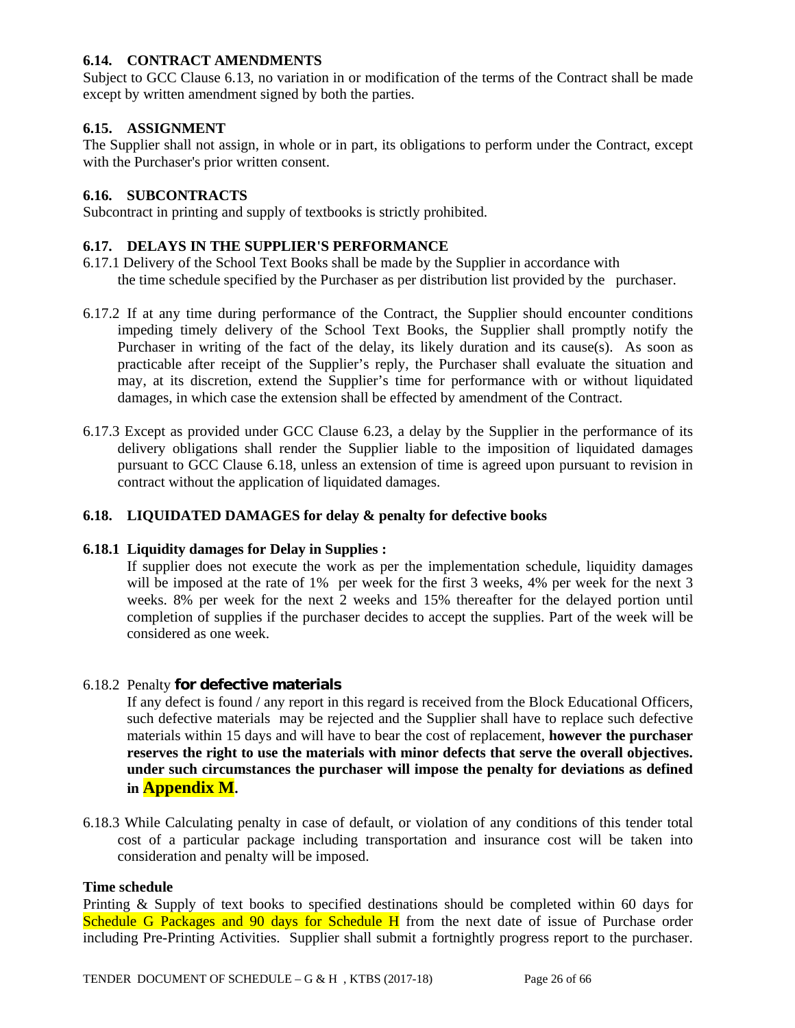### 6.14. CONTRACT AMENDMENTS

Subject to GCC Clause 6.13, no variation in or modification of the terms of the Contract shall be made except by written amendment signed by both the parties.

### 6.15. ASSIGNMENT

The Supplier shall not assign, in whole or in part, its obligations to perform under the Contract, except with the Purchaser's prior written consent.

### 6.16. SUBCONTRACTS

Subcontract in printing and supply of textbooks is strictly prohibited.

### 6.17. DELAYS IN THE SUPPLIER'S PERFORMANCE

6.17.1 Delivery of the School Text Books shall be made by the Supplier in accordance with the time schedule specified by the Purchaser as per distribution list provided by the purchaser.

6.17.2 If at any time during performance of the Contract, the Supplier should encounter conditions impeding timely delivery of the School Text Books, the Supplier shall promptly notify the Purchaser in writing of the fact of the delay, its likely duration and its cause(s). As soon as practicable after receipt of the Supplier's reply, the Purchaser shall evaluate the situation and may, at its discretion, extend the Supplier's time for performance with or without liquidated damages, in which case the extension shall be effected by amendment of the Contract.

6.17.3 Except as provided under GCC Clause 6.23, a delay by the Supplier in the performance of its delivery obligations shall render the Supplier liable to the imposition of liquidated damages pursuant to GCC Clause 6.18, unless an extension of time is agreed upon pursuant to revision in contract without the application of liquidated damages.

### 6.18. LIQUIDATED DAMAGES for delay & penalty for defective books

**6.18.1 Liquidity damages for Delay in Supplies :**

If supplier does not execute the work as per the implementation schedule, liquidity damages will be imposed at the rate of 1% per week for the first 3 weeks, 4% per week for the next 3 weeks. 8% per week for the next 2 weeks and 15% thereafter for the delayed portion until completion of supplies if the purchaser decides to accept the supplies. Part of the week will be considered as one week.

6.18.2 Penalty **for defective materials**

If any defect is found / any report in this regard is received from the Block Educational Officers, such defective materials may be rejected and the Supplier shall have to replace such defective materials within 15 days and will have to bear the cost of replacement, **however the purchaser reserves the right to use the materials with minor defects that serve the overall objectives. under such circumstances the purchaser will impose the penalty for deviations as defined in Appendix M.**

6.18.3 While Calculating penalty in case of default, or violation of any conditions of this tender total cost of a particular package including transportation and insurance cost will be taken into consideration and penalty will be imposed.

**Time schedule**

Printing & Supply of text books to specified destinations should be completed within 60 days for Schedule G Packages and 90 days for Schedule H from the next date of issue of Purchase order including Pre-Printing Activities. Supplier shall submit a fortnightly progress report to the purchaser.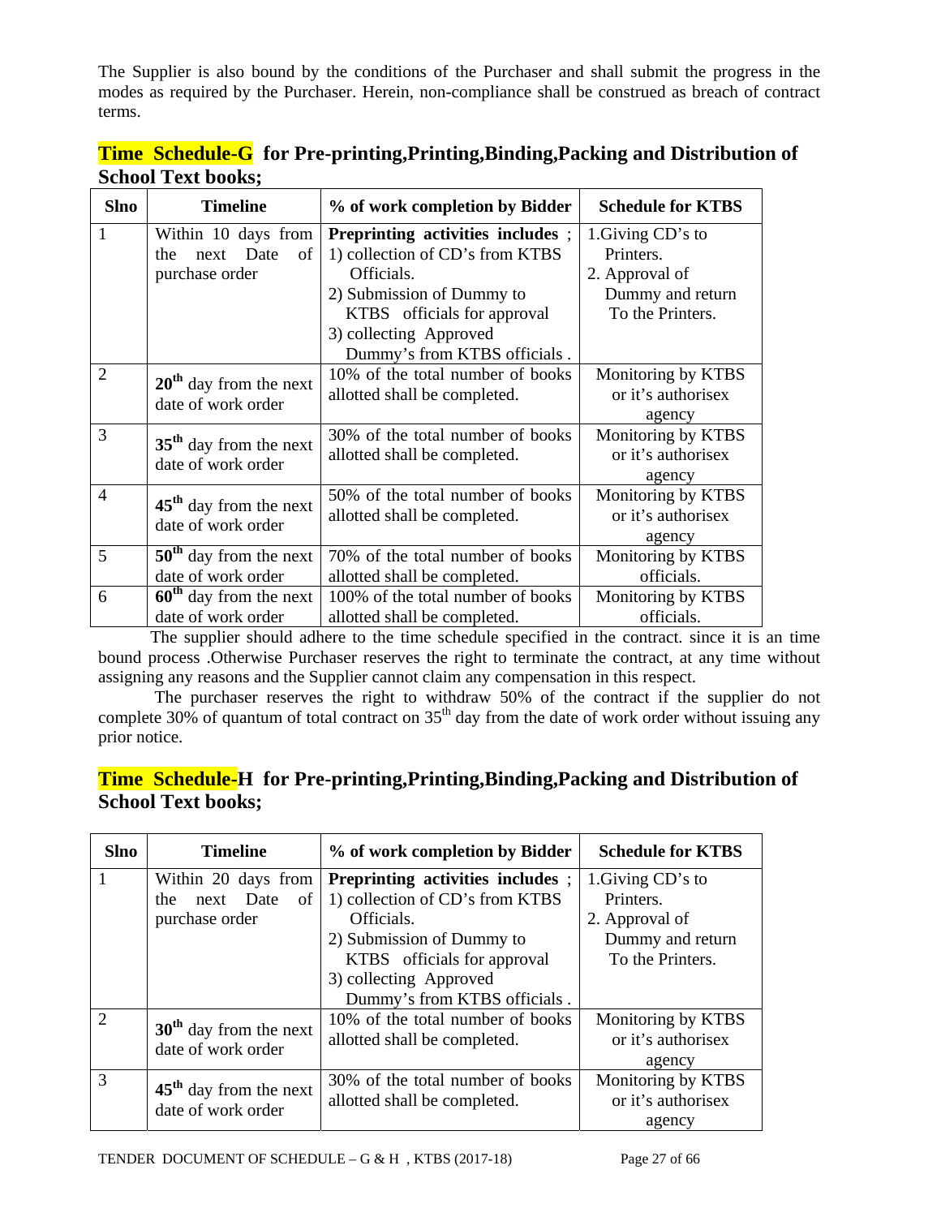The Supplier is also bound by the conditions of the Purchaser and shall submit the progress in the modes as required by the Purchaser. Herein, non-compliance shall be construed as breach of contract terms.

## Time Schedule-G for Pre-printing,Printing,Binding,Packing and Distribution of School Text books;

| Slno | Timeline | % of work completion by Bidder | Schedule for KTBS |
|---|---|---|---|
| 1 | Within 10 days from the next Date of purchase order | **Preprinting activities includes** ; 1) collection of CD's from KTBS Officials. 2) Submission of Dummy to KTBS officials for approval 3) collecting Approved Dummy's from KTBS officials . | 1.Giving CD's to Printers. 2. Approval of Dummy and return To the Printers. |
| 2 | **20th** day from the next date of work order | 10% of the total number of books allotted shall be completed. | Monitoring by KTBS or it's authorisex agency |
| 3 | **35th** day from the next date of work order | 30% of the total number of books allotted shall be completed. | Monitoring by KTBS or it's authorisex agency |
| 4 | **45th** day from the next date of work order | 50% of the total number of books allotted shall be completed. | Monitoring by KTBS or it's authorisex agency |
| 5 | **50th** day from the next date of work order | 70% of the total number of books allotted shall be completed. | Monitoring by KTBS officials. |
| 6 | **60th** day from the next date of work order | 100% of the total number of books allotted shall be completed. | Monitoring by KTBS officials. |

The supplier should adhere to the time schedule specified in the contract. since it is an time bound process .Otherwise Purchaser reserves the right to terminate the contract, at any time without assigning any reasons and the Supplier cannot claim any compensation in this respect.

The purchaser reserves the right to withdraw 50% of the contract if the supplier do not complete 30% of quantum of total contract on 35th day from the date of work order without issuing any prior notice.

## Time Schedule-H for Pre-printing,Printing,Binding,Packing and Distribution of School Text books;

| Slno | Timeline | % of work completion by Bidder | Schedule for KTBS |
|---|---|---|---|
| 1 | Within 20 days from the next Date of purchase order | **Preprinting activities includes** ; 1) collection of CD's from KTBS Officials. 2) Submission of Dummy to KTBS officials for approval 3) collecting Approved Dummy's from KTBS officials . | 1.Giving CD's to Printers. 2. Approval of Dummy and return To the Printers. |
| 2 | **30th** day from the next date of work order | 10% of the total number of books allotted shall be completed. | Monitoring by KTBS or it's authorisex agency |
| 3 | **45th** day from the next date of work order | 30% of the total number of books allotted shall be completed. | Monitoring by KTBS or it's authorisex agency |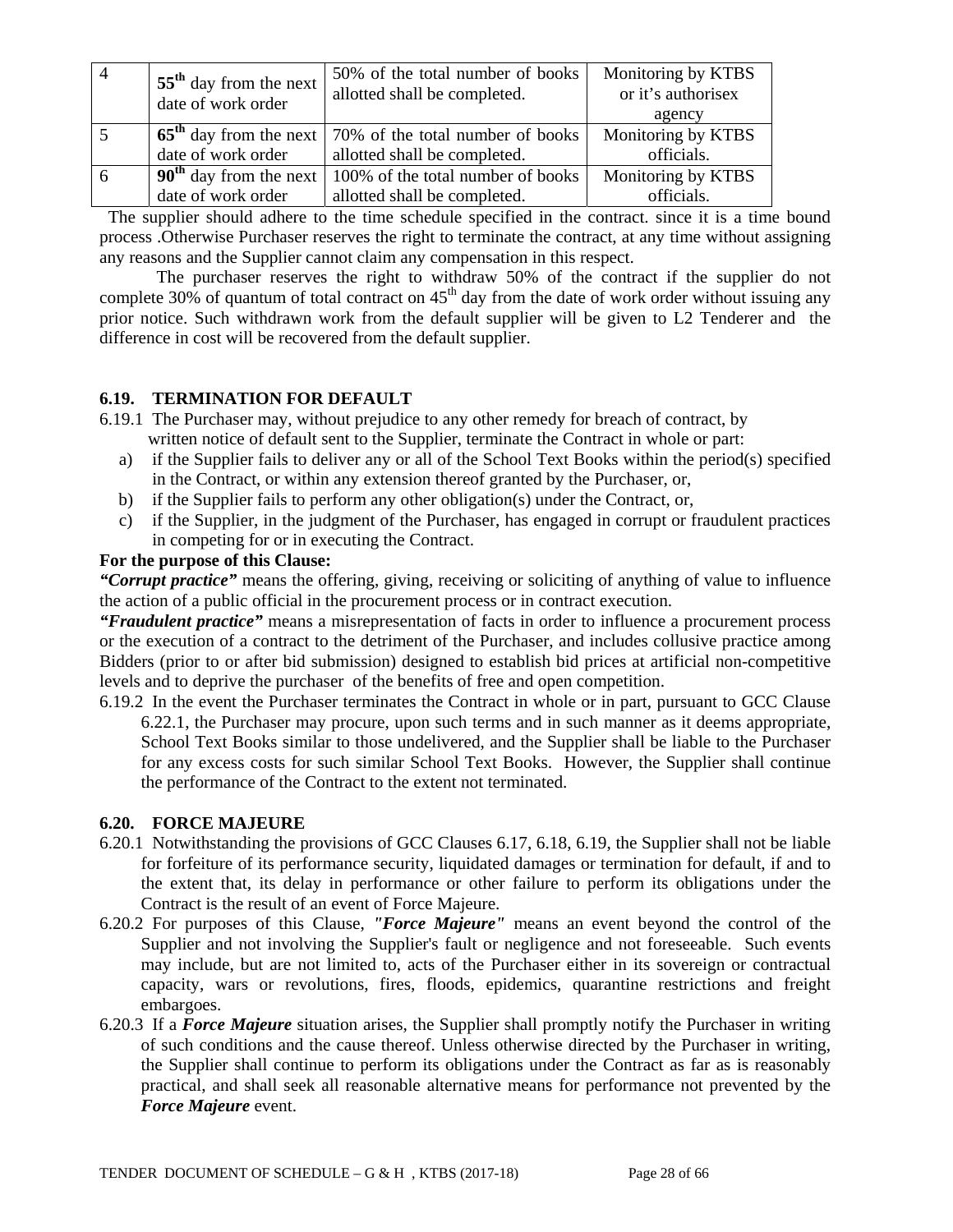| | | | |
|---|---|---|---|
| 4 | **55th** day from the next date of work order | 50% of the total number of books allotted shall be completed. | Monitoring by KTBS or it's authorisex agency |
| 5 | **65th** day from the next date of work order | 70% of the total number of books allotted shall be completed. | Monitoring by KTBS officials. |
| 6 | **90th** day from the next date of work order | 100% of the total number of books allotted shall be completed. | Monitoring by KTBS officials. |

The supplier should adhere to the time schedule specified in the contract. since it is a time bound process .Otherwise Purchaser reserves the right to terminate the contract, at any time without assigning any reasons and the Supplier cannot claim any compensation in this respect.

The purchaser reserves the right to withdraw 50% of the contract if the supplier do not complete 30% of quantum of total contract on 45th day from the date of work order without issuing any prior notice. Such withdrawn work from the default supplier will be given to L2 Tenderer and the difference in cost will be recovered from the default supplier.

### 6.19. TERMINATION FOR DEFAULT

6.19.1 The Purchaser may, without prejudice to any other remedy for breach of contract, by written notice of default sent to the Supplier, terminate the Contract in whole or part:

a) if the Supplier fails to deliver any or all of the School Text Books within the period(s) specified in the Contract, or within any extension thereof granted by the Purchaser, or,

b) if the Supplier fails to perform any other obligation(s) under the Contract, or,

c) if the Supplier, in the judgment of the Purchaser, has engaged in corrupt or fraudulent practices in competing for or in executing the Contract.

**For the purpose of this Clause:**

***"Corrupt practice"*** means the offering, giving, receiving or soliciting of anything of value to influence the action of a public official in the procurement process or in contract execution.

***"Fraudulent practice"*** means a misrepresentation of facts in order to influence a procurement process or the execution of a contract to the detriment of the Purchaser, and includes collusive practice among Bidders (prior to or after bid submission) designed to establish bid prices at artificial non-competitive levels and to deprive the purchaser of the benefits of free and open competition.

6.19.2 In the event the Purchaser terminates the Contract in whole or in part, pursuant to GCC Clause 6.22.1, the Purchaser may procure, upon such terms and in such manner as it deems appropriate, School Text Books similar to those undelivered, and the Supplier shall be liable to the Purchaser for any excess costs for such similar School Text Books. However, the Supplier shall continue the performance of the Contract to the extent not terminated.

### 6.20. FORCE MAJEURE

6.20.1 Notwithstanding the provisions of GCC Clauses 6.17, 6.18, 6.19, the Supplier shall not be liable for forfeiture of its performance security, liquidated damages or termination for default, if and to the extent that, its delay in performance or other failure to perform its obligations under the Contract is the result of an event of Force Majeure.

6.20.2 For purposes of this Clause, ***"Force Majeure"*** means an event beyond the control of the Supplier and not involving the Supplier's fault or negligence and not foreseeable. Such events may include, but are not limited to, acts of the Purchaser either in its sovereign or contractual capacity, wars or revolutions, fires, floods, epidemics, quarantine restrictions and freight embargoes.

6.20.3 If a ***Force Majeure*** situation arises, the Supplier shall promptly notify the Purchaser in writing of such conditions and the cause thereof. Unless otherwise directed by the Purchaser in writing, the Supplier shall continue to perform its obligations under the Contract as far as is reasonably practical, and shall seek all reasonable alternative means for performance not prevented by the ***Force Majeure*** event.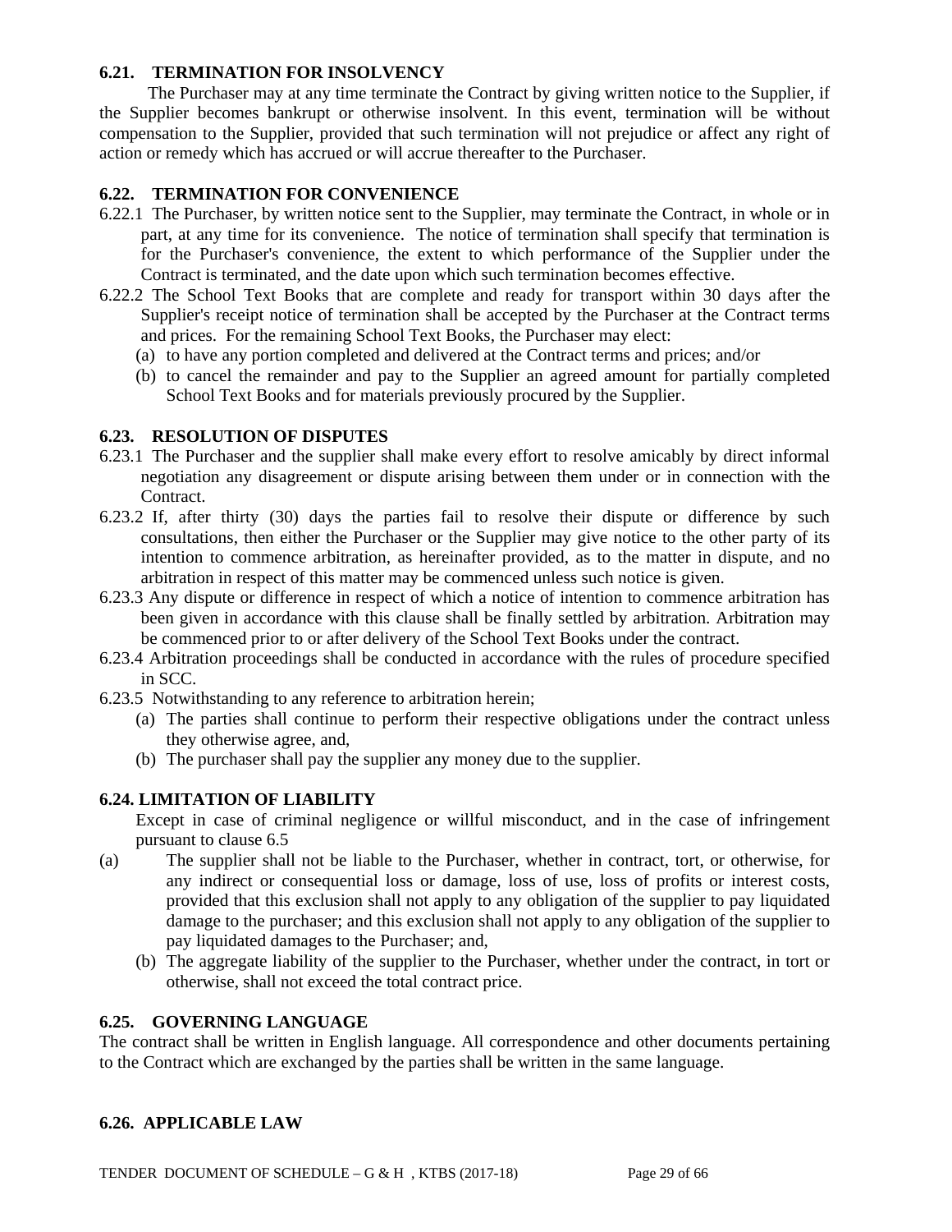### 6.21. TERMINATION FOR INSOLVENCY

The Purchaser may at any time terminate the Contract by giving written notice to the Supplier, if the Supplier becomes bankrupt or otherwise insolvent. In this event, termination will be without compensation to the Supplier, provided that such termination will not prejudice or affect any right of action or remedy which has accrued or will accrue thereafter to the Purchaser.

### 6.22. TERMINATION FOR CONVENIENCE

6.22.1 The Purchaser, by written notice sent to the Supplier, may terminate the Contract, in whole or in part, at any time for its convenience. The notice of termination shall specify that termination is for the Purchaser's convenience, the extent to which performance of the Supplier under the Contract is terminated, and the date upon which such termination becomes effective.

6.22.2 The School Text Books that are complete and ready for transport within 30 days after the Supplier's receipt notice of termination shall be accepted by the Purchaser at the Contract terms and prices. For the remaining School Text Books, the Purchaser may elect:

(a) to have any portion completed and delivered at the Contract terms and prices; and/or
(b) to cancel the remainder and pay to the Supplier an agreed amount for partially completed School Text Books and for materials previously procured by the Supplier.

### 6.23. RESOLUTION OF DISPUTES

6.23.1 The Purchaser and the supplier shall make every effort to resolve amicably by direct informal negotiation any disagreement or dispute arising between them under or in connection with the Contract.

6.23.2 If, after thirty (30) days the parties fail to resolve their dispute or difference by such consultations, then either the Purchaser or the Supplier may give notice to the other party of its intention to commence arbitration, as hereinafter provided, as to the matter in dispute, and no arbitration in respect of this matter may be commenced unless such notice is given.

6.23.3 Any dispute or difference in respect of which a notice of intention to commence arbitration has been given in accordance with this clause shall be finally settled by arbitration. Arbitration may be commenced prior to or after delivery of the School Text Books under the contract.

6.23.4 Arbitration proceedings shall be conducted in accordance with the rules of procedure specified in SCC.

6.23.5 Notwithstanding to any reference to arbitration herein;

(a) The parties shall continue to perform their respective obligations under the contract unless they otherwise agree, and,
(b) The purchaser shall pay the supplier any money due to the supplier.

### 6.24. LIMITATION OF LIABILITY

Except in case of criminal negligence or willful misconduct, and in the case of infringement pursuant to clause 6.5

(a) The supplier shall not be liable to the Purchaser, whether in contract, tort, or otherwise, for any indirect or consequential loss or damage, loss of use, loss of profits or interest costs, provided that this exclusion shall not apply to any obligation of the supplier to pay liquidated damage to the purchaser; and this exclusion shall not apply to any obligation of the supplier to pay liquidated damages to the Purchaser; and,

(b) The aggregate liability of the supplier to the Purchaser, whether under the contract, in tort or otherwise, shall not exceed the total contract price.

### 6.25. GOVERNING LANGUAGE

The contract shall be written in English language. All correspondence and other documents pertaining to the Contract which are exchanged by the parties shall be written in the same language.

### 6.26. APPLICABLE LAW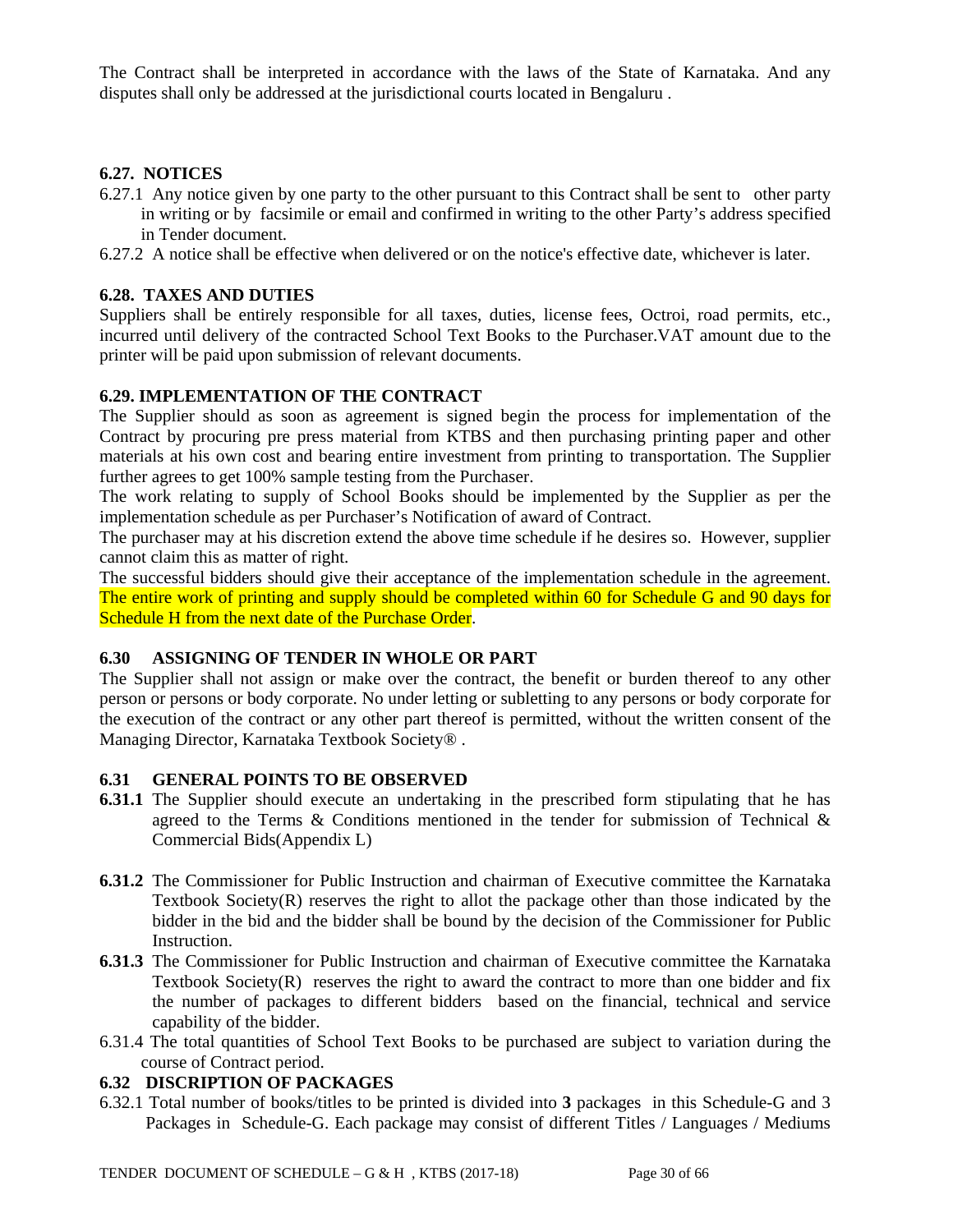The Contract shall be interpreted in accordance with the laws of the State of Karnataka. And any disputes shall only be addressed at the jurisdictional courts located in Bengaluru .

### 6.27. NOTICES

6.27.1 Any notice given by one party to the other pursuant to this Contract shall be sent to other party in writing or by facsimile or email and confirmed in writing to the other Party's address specified in Tender document.

6.27.2 A notice shall be effective when delivered or on the notice's effective date, whichever is later.

### 6.28. TAXES AND DUTIES

Suppliers shall be entirely responsible for all taxes, duties, license fees, Octroi, road permits, etc., incurred until delivery of the contracted School Text Books to the Purchaser.VAT amount due to the printer will be paid upon submission of relevant documents.

### 6.29. IMPLEMENTATION OF THE CONTRACT

The Supplier should as soon as agreement is signed begin the process for implementation of the Contract by procuring pre press material from KTBS and then purchasing printing paper and other materials at his own cost and bearing entire investment from printing to transportation. The Supplier further agrees to get 100% sample testing from the Purchaser.

The work relating to supply of School Books should be implemented by the Supplier as per the implementation schedule as per Purchaser's Notification of award of Contract.

The purchaser may at his discretion extend the above time schedule if he desires so. However, supplier cannot claim this as matter of right.

The successful bidders should give their acceptance of the implementation schedule in the agreement. The entire work of printing and supply should be completed within 60 for Schedule G and 90 days for Schedule H from the next date of the Purchase Order.

### 6.30 ASSIGNING OF TENDER IN WHOLE OR PART

The Supplier shall not assign or make over the contract, the benefit or burden thereof to any other person or persons or body corporate. No under letting or subletting to any persons or body corporate for the execution of the contract or any other part thereof is permitted, without the written consent of the Managing Director, Karnataka Textbook Society® .

### 6.31 GENERAL POINTS TO BE OBSERVED

**6.31.1** The Supplier should execute an undertaking in the prescribed form stipulating that he has agreed to the Terms & Conditions mentioned in the tender for submission of Technical & Commercial Bids(Appendix L)

**6.31.2** The Commissioner for Public Instruction and chairman of Executive committee the Karnataka Textbook Society(R) reserves the right to allot the package other than those indicated by the bidder in the bid and the bidder shall be bound by the decision of the Commissioner for Public Instruction.

**6.31.3** The Commissioner for Public Instruction and chairman of Executive committee the Karnataka Textbook Society(R) reserves the right to award the contract to more than one bidder and fix the number of packages to different bidders based on the financial, technical and service capability of the bidder.

6.31.4 The total quantities of School Text Books to be purchased are subject to variation during the course of Contract period.

### 6.32 DISCRIPTION OF PACKAGES

6.32.1 Total number of books/titles to be printed is divided into **3** packages in this Schedule-G and 3 Packages in Schedule-G. Each package may consist of different Titles / Languages / Mediums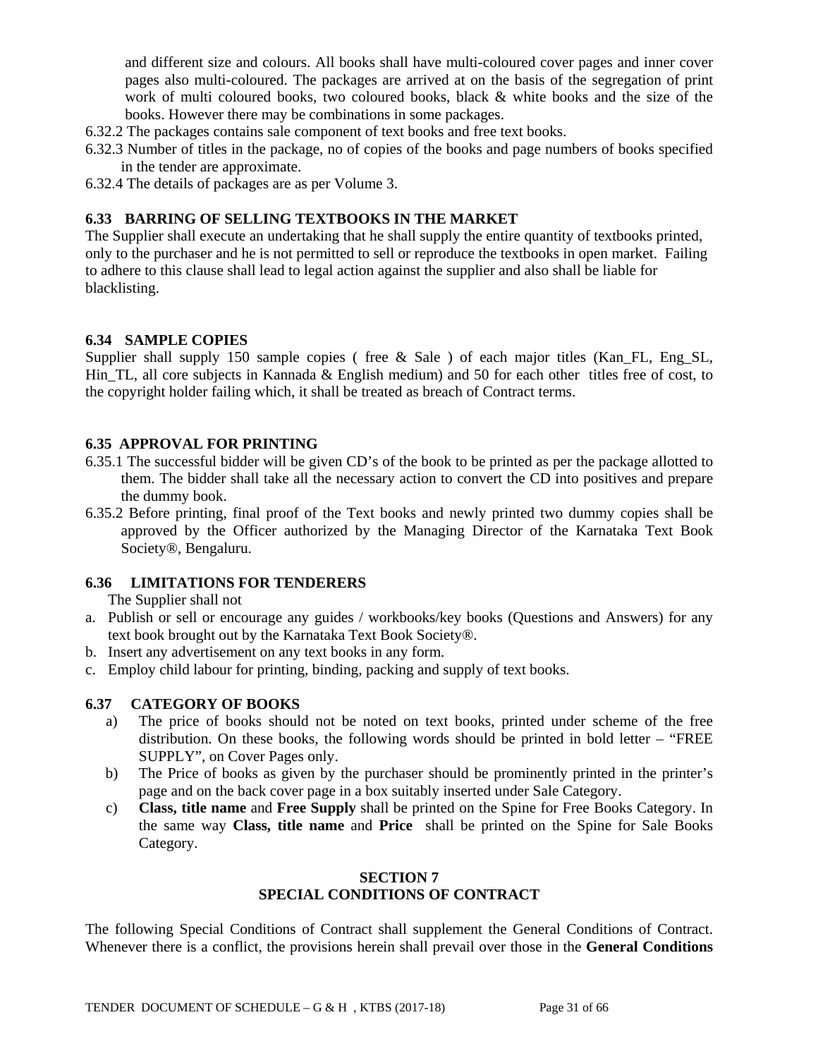and different size and colours. All books shall have multi-coloured cover pages and inner cover pages also multi-coloured. The packages are arrived at on the basis of the segregation of print work of multi coloured books, two coloured books, black & white books and the size of the books. However there may be combinations in some packages.

6.32.2 The packages contains sale component of text books and free text books.

6.32.3 Number of titles in the package, no of copies of the books and page numbers of books specified in the tender are approximate.

6.32.4 The details of packages are as per Volume 3.

### 6.33 BARRING OF SELLING TEXTBOOKS IN THE MARKET

The Supplier shall execute an undertaking that he shall supply the entire quantity of textbooks printed, only to the purchaser and he is not permitted to sell or reproduce the textbooks in open market. Failing to adhere to this clause shall lead to legal action against the supplier and also shall be liable for blacklisting.

### 6.34 SAMPLE COPIES

Supplier shall supply 150 sample copies ( free & Sale ) of each major titles (Kan_FL, Eng_SL, Hin_TL, all core subjects in Kannada & English medium) and 50 for each other titles free of cost, to the copyright holder failing which, it shall be treated as breach of Contract terms.

### 6.35 APPROVAL FOR PRINTING

6.35.1 The successful bidder will be given CD's of the book to be printed as per the package allotted to them. The bidder shall take all the necessary action to convert the CD into positives and prepare the dummy book.

6.35.2 Before printing, final proof of the Text books and newly printed two dummy copies shall be approved by the Officer authorized by the Managing Director of the Karnataka Text Book Society®, Bengaluru.

### 6.36 LIMITATIONS FOR TENDERERS

The Supplier shall not

a. Publish or sell or encourage any guides / workbooks/key books (Questions and Answers) for any text book brought out by the Karnataka Text Book Society®.
b. Insert any advertisement on any text books in any form.
c. Employ child labour for printing, binding, packing and supply of text books.

### 6.37 CATEGORY OF BOOKS

a) The price of books should not be noted on text books, printed under scheme of the free distribution. On these books, the following words should be printed in bold letter – "FREE SUPPLY", on Cover Pages only.

b) The Price of books as given by the purchaser should be prominently printed in the printer's page and on the back cover page in a box suitably inserted under Sale Category.

c) **Class, title name** and **Free Supply** shall be printed on the Spine for Free Books Category. In the same way **Class, title name** and **Price** shall be printed on the Spine for Sale Books Category.

## SECTION 7
## SPECIAL CONDITIONS OF CONTRACT

The following Special Conditions of Contract shall supplement the General Conditions of Contract. Whenever there is a conflict, the provisions herein shall prevail over those in the **General Conditions**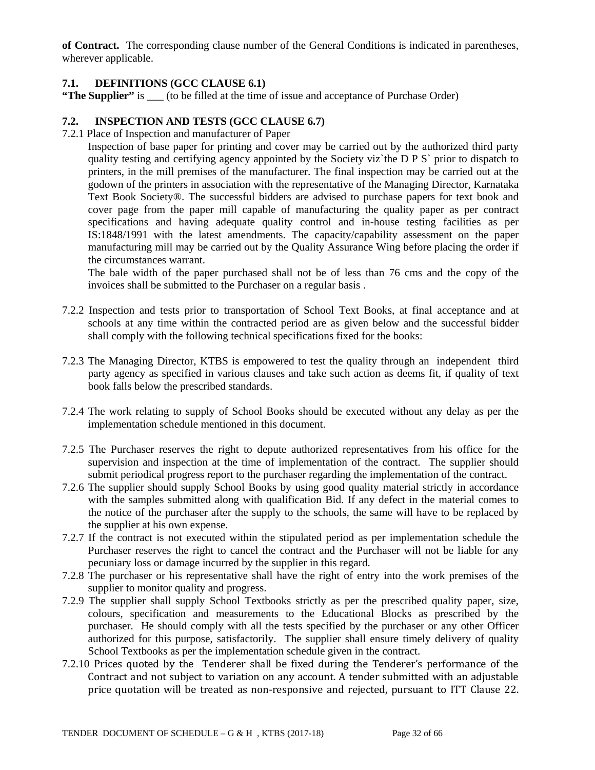**of Contract.** The corresponding clause number of the General Conditions is indicated in parentheses, wherever applicable.

### 7.1. DEFINITIONS (GCC CLAUSE 6.1)

**"The Supplier"** is ___ (to be filled at the time of issue and acceptance of Purchase Order)

### 7.2. INSPECTION AND TESTS (GCC CLAUSE 6.7)

7.2.1 Place of Inspection and manufacturer of Paper

Inspection of base paper for printing and cover may be carried out by the authorized third party quality testing and certifying agency appointed by the Society viz`the D P S` prior to dispatch to printers, in the mill premises of the manufacturer. The final inspection may be carried out at the godown of the printers in association with the representative of the Managing Director, Karnataka Text Book Society®. The successful bidders are advised to purchase papers for text book and cover page from the paper mill capable of manufacturing the quality paper as per contract specifications and having adequate quality control and in-house testing facilities as per IS:1848/1991 with the latest amendments. The capacity/capability assessment on the paper manufacturing mill may be carried out by the Quality Assurance Wing before placing the order if the circumstances warrant.

The bale width of the paper purchased shall not be of less than 76 cms and the copy of the invoices shall be submitted to the Purchaser on a regular basis .

7.2.2 Inspection and tests prior to transportation of School Text Books, at final acceptance and at schools at any time within the contracted period are as given below and the successful bidder shall comply with the following technical specifications fixed for the books:

7.2.3 The Managing Director, KTBS is empowered to test the quality through an independent third party agency as specified in various clauses and take such action as deems fit, if quality of text book falls below the prescribed standards.

7.2.4 The work relating to supply of School Books should be executed without any delay as per the implementation schedule mentioned in this document.

7.2.5 The Purchaser reserves the right to depute authorized representatives from his office for the supervision and inspection at the time of implementation of the contract. The supplier should submit periodical progress report to the purchaser regarding the implementation of the contract.

7.2.6 The supplier should supply School Books by using good quality material strictly in accordance with the samples submitted along with qualification Bid. If any defect in the material comes to the notice of the purchaser after the supply to the schools, the same will have to be replaced by the supplier at his own expense.

7.2.7 If the contract is not executed within the stipulated period as per implementation schedule the Purchaser reserves the right to cancel the contract and the Purchaser will not be liable for any pecuniary loss or damage incurred by the supplier in this regard.

7.2.8 The purchaser or his representative shall have the right of entry into the work premises of the supplier to monitor quality and progress.

7.2.9 The supplier shall supply School Textbooks strictly as per the prescribed quality paper, size, colours, specification and measurements to the Educational Blocks as prescribed by the purchaser. He should comply with all the tests specified by the purchaser or any other Officer authorized for this purpose, satisfactorily. The supplier shall ensure timely delivery of quality School Textbooks as per the implementation schedule given in the contract.

7.2.10 Prices quoted by the Tenderer shall be fixed during the Tenderer's performance of the Contract and not subject to variation on any account. A tender submitted with an adjustable price quotation will be treated as non-responsive and rejected, pursuant to ITT Clause 22.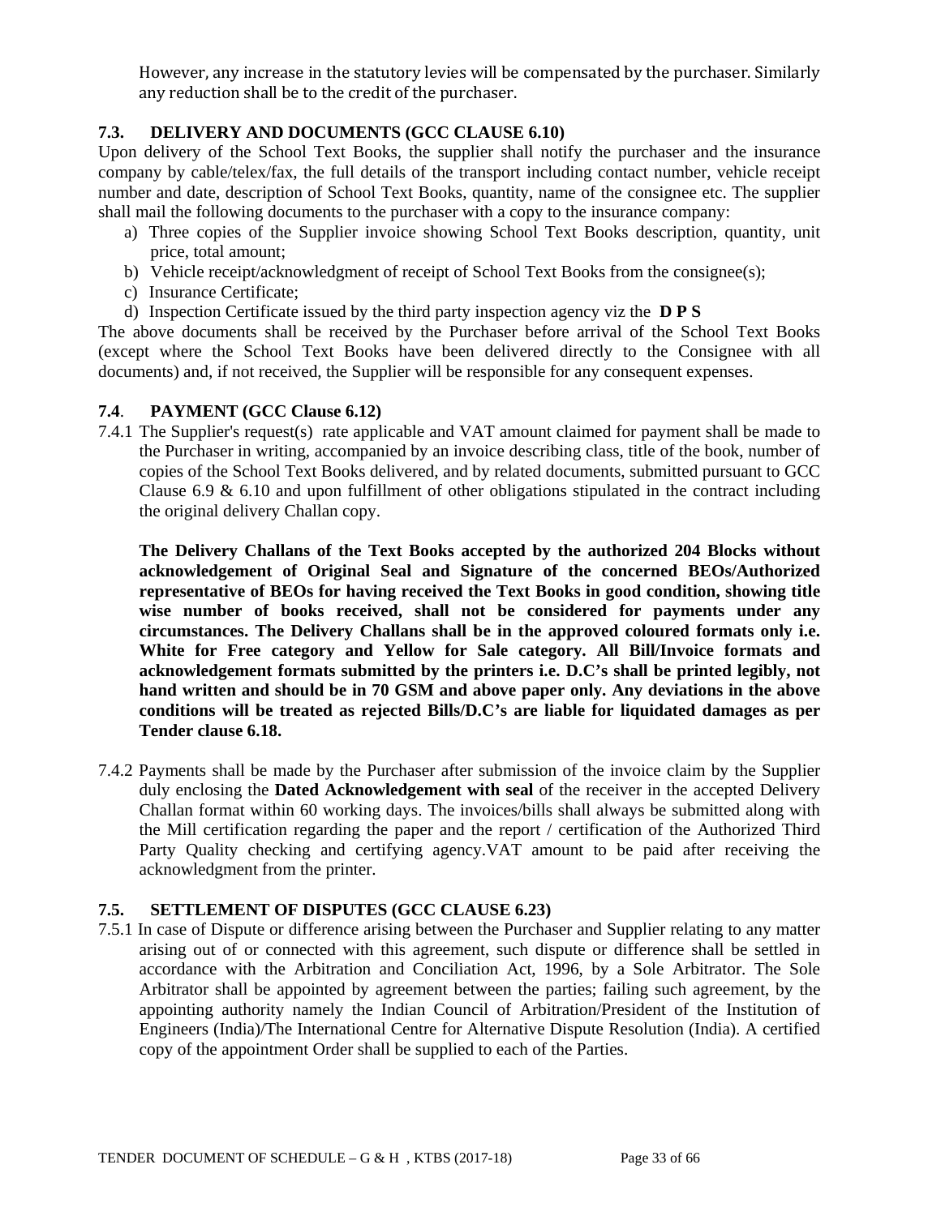However, any increase in the statutory levies will be compensated by the purchaser. Similarly any reduction shall be to the credit of the purchaser.

### 7.3. DELIVERY AND DOCUMENTS (GCC CLAUSE 6.10)

Upon delivery of the School Text Books, the supplier shall notify the purchaser and the insurance company by cable/telex/fax, the full details of the transport including contact number, vehicle receipt number and date, description of School Text Books, quantity, name of the consignee etc. The supplier shall mail the following documents to the purchaser with a copy to the insurance company:

a) Three copies of the Supplier invoice showing School Text Books description, quantity, unit price, total amount;
b) Vehicle receipt/acknowledgment of receipt of School Text Books from the consignee(s);
c) Insurance Certificate;
d) Inspection Certificate issued by the third party inspection agency viz the **D P S**

The above documents shall be received by the Purchaser before arrival of the School Text Books (except where the School Text Books have been delivered directly to the Consignee with all documents) and, if not received, the Supplier will be responsible for any consequent expenses.

### 7.4. PAYMENT (GCC Clause 6.12)

7.4.1 The Supplier's request(s) rate applicable and VAT amount claimed for payment shall be made to the Purchaser in writing, accompanied by an invoice describing class, title of the book, number of copies of the School Text Books delivered, and by related documents, submitted pursuant to GCC Clause 6.9 & 6.10 and upon fulfillment of other obligations stipulated in the contract including the original delivery Challan copy.

**The Delivery Challans of the Text Books accepted by the authorized 204 Blocks without acknowledgement of Original Seal and Signature of the concerned BEOs/Authorized representative of BEOs for having received the Text Books in good condition, showing title wise number of books received, shall not be considered for payments under any circumstances. The Delivery Challans shall be in the approved coloured formats only i.e. White for Free category and Yellow for Sale category. All Bill/Invoice formats and acknowledgement formats submitted by the printers i.e. D.C's shall be printed legibly, not hand written and should be in 70 GSM and above paper only. Any deviations in the above conditions will be treated as rejected Bills/D.C's are liable for liquidated damages as per Tender clause 6.18.**

7.4.2 Payments shall be made by the Purchaser after submission of the invoice claim by the Supplier duly enclosing the **Dated Acknowledgement with seal** of the receiver in the accepted Delivery Challan format within 60 working days. The invoices/bills shall always be submitted along with the Mill certification regarding the paper and the report / certification of the Authorized Third Party Quality checking and certifying agency.VAT amount to be paid after receiving the acknowledgment from the printer.

### 7.5. SETTLEMENT OF DISPUTES (GCC CLAUSE 6.23)

7.5.1 In case of Dispute or difference arising between the Purchaser and Supplier relating to any matter arising out of or connected with this agreement, such dispute or difference shall be settled in accordance with the Arbitration and Conciliation Act, 1996, by a Sole Arbitrator. The Sole Arbitrator shall be appointed by agreement between the parties; failing such agreement, by the appointing authority namely the Indian Council of Arbitration/President of the Institution of Engineers (India)/The International Centre for Alternative Dispute Resolution (India). A certified copy of the appointment Order shall be supplied to each of the Parties.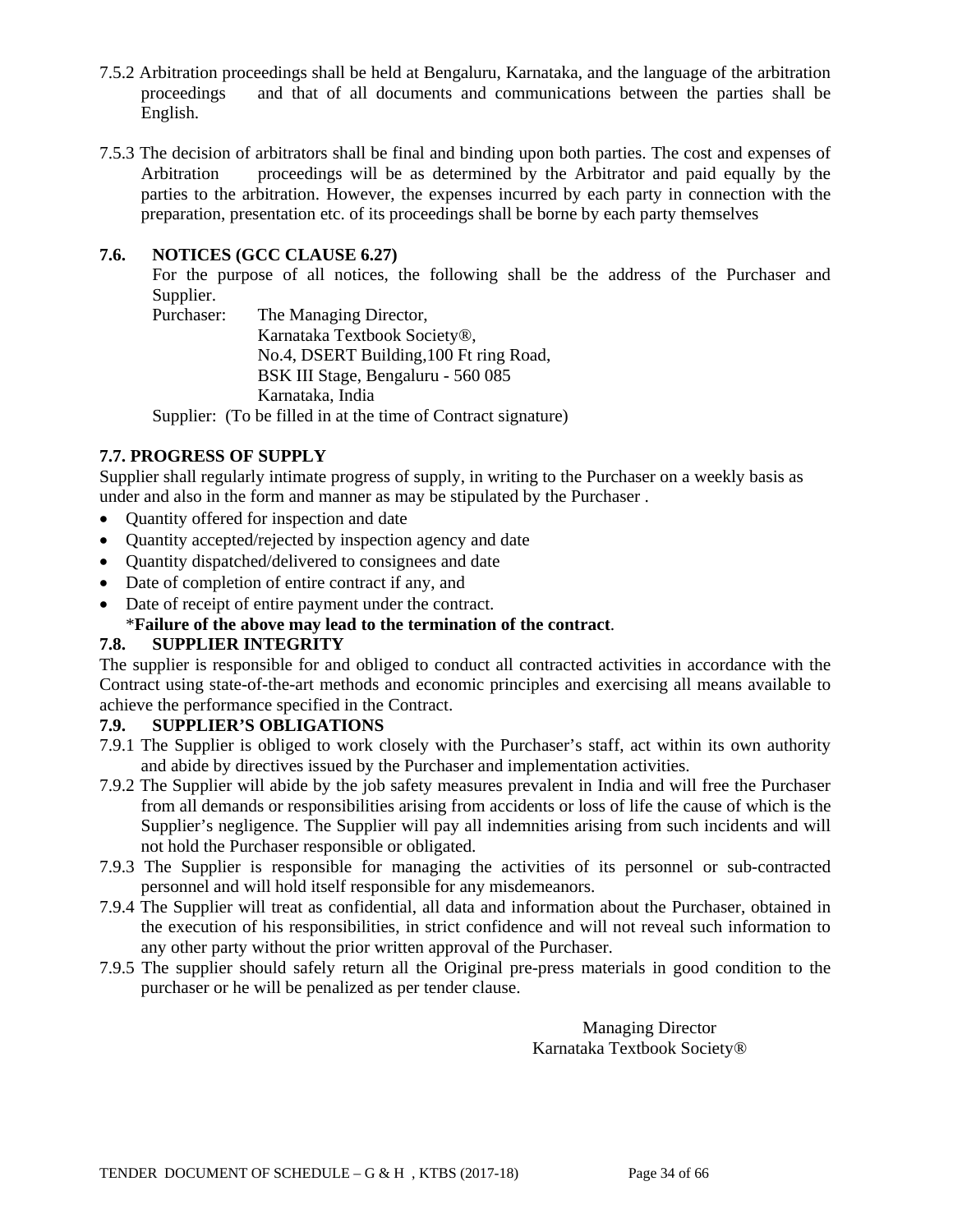7.5.2 Arbitration proceedings shall be held at Bengaluru, Karnataka, and the language of the arbitration proceedings and that of all documents and communications between the parties shall be English.

7.5.3 The decision of arbitrators shall be final and binding upon both parties. The cost and expenses of Arbitration proceedings will be as determined by the Arbitrator and paid equally by the parties to the arbitration. However, the expenses incurred by each party in connection with the preparation, presentation etc. of its proceedings shall be borne by each party themselves

## 7.6. NOTICES (GCC CLAUSE 6.27)

For the purpose of all notices, the following shall be the address of the Purchaser and Supplier.

Purchaser: The Managing Director,
Karnataka Textbook Society®,
No.4, DSERT Building,100 Ft ring Road,
BSK III Stage, Bengaluru - 560 085
Karnataka, India

Supplier: (To be filled in at the time of Contract signature)

## 7.7. PROGRESS OF SUPPLY

Supplier shall regularly intimate progress of supply, in writing to the Purchaser on a weekly basis as under and also in the form and manner as may be stipulated by the Purchaser .

- Quantity offered for inspection and date
- Quantity accepted/rejected by inspection agency and date
- Quantity dispatched/delivered to consignees and date
- Date of completion of entire contract if any, and
- Date of receipt of entire payment under the contract.

\***Failure of the above may lead to the termination of the contract**.

## 7.8. SUPPLIER INTEGRITY

The supplier is responsible for and obliged to conduct all contracted activities in accordance with the Contract using state-of-the-art methods and economic principles and exercising all means available to achieve the performance specified in the Contract.

## 7.9. SUPPLIER'S OBLIGATIONS

7.9.1 The Supplier is obliged to work closely with the Purchaser's staff, act within its own authority and abide by directives issued by the Purchaser and implementation activities.

7.9.2 The Supplier will abide by the job safety measures prevalent in India and will free the Purchaser from all demands or responsibilities arising from accidents or loss of life the cause of which is the Supplier's negligence. The Supplier will pay all indemnities arising from such incidents and will not hold the Purchaser responsible or obligated.

7.9.3 The Supplier is responsible for managing the activities of its personnel or sub-contracted personnel and will hold itself responsible for any misdemeanors.

7.9.4 The Supplier will treat as confidential, all data and information about the Purchaser, obtained in the execution of his responsibilities, in strict confidence and will not reveal such information to any other party without the prior written approval of the Purchaser.

7.9.5 The supplier should safely return all the Original pre-press materials in good condition to the purchaser or he will be penalized as per tender clause.

Managing Director
Karnataka Textbook Society®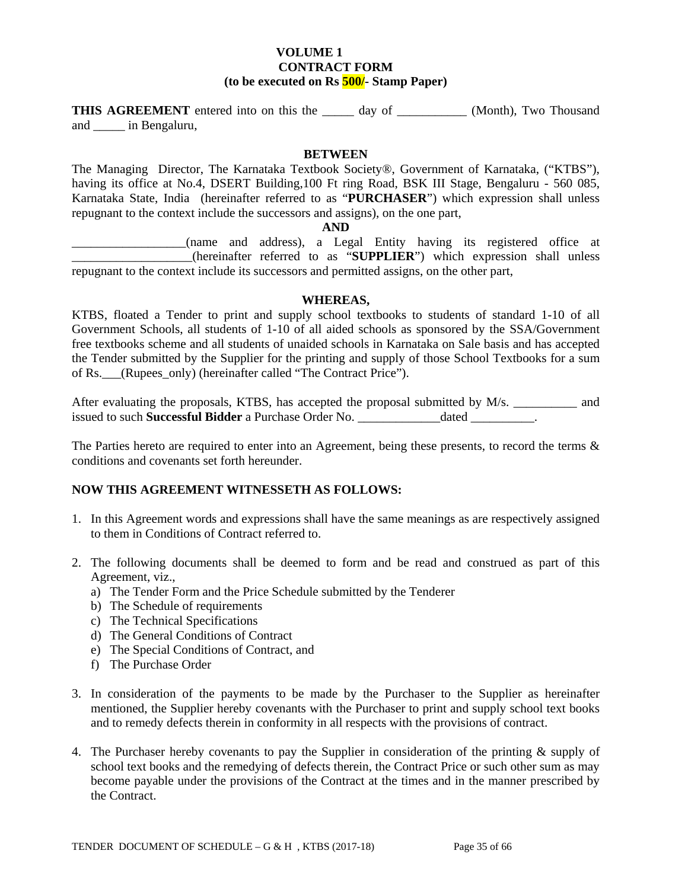**VOLUME 1**
**CONTRACT FORM**
**(to be executed on Rs 500/- Stamp Paper)**

**THIS AGREEMENT** entered into on this the _____ day of ___________ (Month), Two Thousand and _____ in Bengaluru,

**BETWEEN**

The Managing Director, The Karnataka Textbook Society®, Government of Karnataka, ("KTBS"), having its office at No.4, DSERT Building,100 Ft ring Road, BSK III Stage, Bengaluru - 560 085, Karnataka State, India (hereinafter referred to as "**PURCHASER**") which expression shall unless repugnant to the context include the successors and assigns), on the one part,

**AND**

__________________(name and address), a Legal Entity having its registered office at ___________________(hereinafter referred to as "**SUPPLIER**") which expression shall unless repugnant to the context include its successors and permitted assigns, on the other part,

**WHEREAS,**

KTBS, floated a Tender to print and supply school textbooks to students of standard 1-10 of all Government Schools, all students of 1-10 of all aided schools as sponsored by the SSA/Government free textbooks scheme and all students of unaided schools in Karnataka on Sale basis and has accepted the Tender submitted by the Supplier for the printing and supply of those School Textbooks for a sum of Rs.___(Rupees_only) (hereinafter called "The Contract Price").

After evaluating the proposals, KTBS, has accepted the proposal submitted by M/s. __________ and issued to such **Successful Bidder** a Purchase Order No. _____________dated __________.

The Parties hereto are required to enter into an Agreement, being these presents, to record the terms & conditions and covenants set forth hereunder.

**NOW THIS AGREEMENT WITNESSETH AS FOLLOWS:**

1. In this Agreement words and expressions shall have the same meanings as are respectively assigned to them in Conditions of Contract referred to.

2. The following documents shall be deemed to form and be read and construed as part of this Agreement, viz.,
   a) The Tender Form and the Price Schedule submitted by the Tenderer
   b) The Schedule of requirements
   c) The Technical Specifications
   d) The General Conditions of Contract
   e) The Special Conditions of Contract, and
   f) The Purchase Order

3. In consideration of the payments to be made by the Purchaser to the Supplier as hereinafter mentioned, the Supplier hereby covenants with the Purchaser to print and supply school text books and to remedy defects therein in conformity in all respects with the provisions of contract.

4. The Purchaser hereby covenants to pay the Supplier in consideration of the printing & supply of school text books and the remedying of defects therein, the Contract Price or such other sum as may become payable under the provisions of the Contract at the times and in the manner prescribed by the Contract.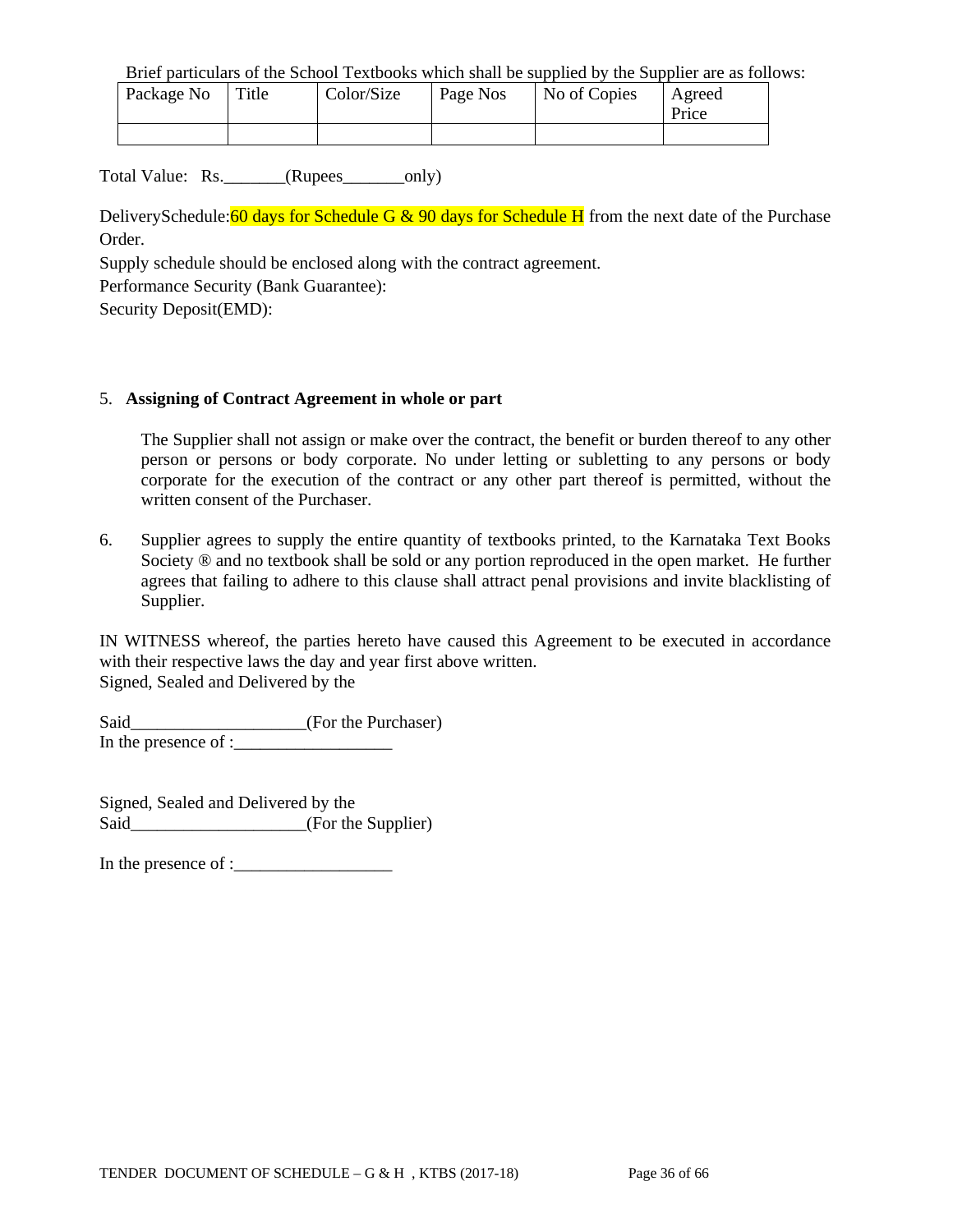Brief particulars of the School Textbooks which shall be supplied by the Supplier are as follows:

| Package No | Title | Color/Size | Page Nos | No of Copies | Agreed Price |
|---|---|---|---|---|---|
| | | | | | |

Total Value: Rs._______(Rupees_______only)

DeliverySchedule:60 days for Schedule G & 90 days for Schedule H from the next date of the Purchase Order.

Supply schedule should be enclosed along with the contract agreement.

Performance Security (Bank Guarantee):

Security Deposit(EMD):

5. **Assigning of Contract Agreement in whole or part**

   The Supplier shall not assign or make over the contract, the benefit or burden thereof to any other person or persons or body corporate. No under letting or subletting to any persons or body corporate for the execution of the contract or any other part thereof is permitted, without the written consent of the Purchaser.

6. Supplier agrees to supply the entire quantity of textbooks printed, to the Karnataka Text Books Society ® and no textbook shall be sold or any portion reproduced in the open market. He further agrees that failing to adhere to this clause shall attract penal provisions and invite blacklisting of Supplier.

IN WITNESS whereof, the parties hereto have caused this Agreement to be executed in accordance with their respective laws the day and year first above written.

Signed, Sealed and Delivered by the

Said____________________(For the Purchaser)

In the presence of :__________________

Signed, Sealed and Delivered by the

Said____________________(For the Supplier)

In the presence of :__________________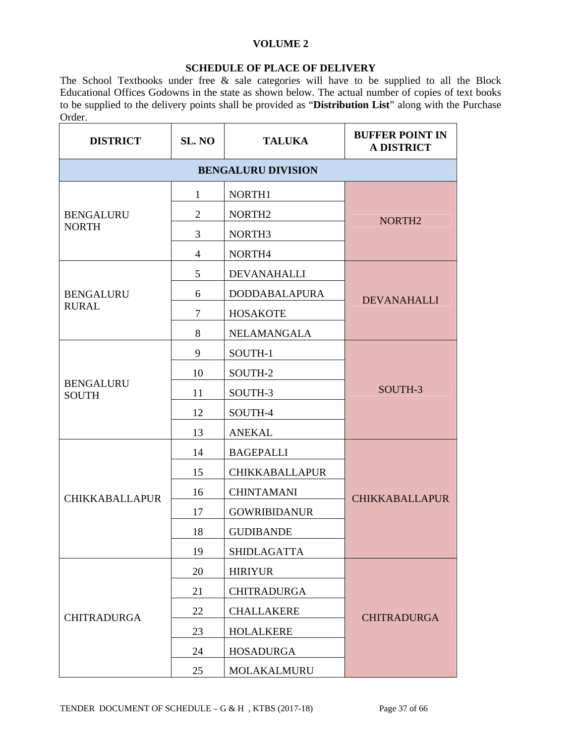**VOLUME 2**

**SCHEDULE OF PLACE OF DELIVERY**

The School Textbooks under free & sale categories will have to be supplied to all the Block Educational Offices Godowns in the state as shown below. The actual number of copies of text books to be supplied to the delivery points shall be provided as "**Distribution List**" along with the Purchase Order.

| DISTRICT | SL. NO | TALUKA | BUFFER POINT IN A DISTRICT |
|---|---|---|---|
| **BENGALURU DIVISION** | | | |
| BENGALURU NORTH | 1 | NORTH1 | NORTH2 |
| | 2 | NORTH2 | |
| | 3 | NORTH3 | |
| | 4 | NORTH4 | |
| BENGALURU RURAL | 5 | DEVANAHALLI | DEVANAHALLI |
| | 6 | DODDABALAPURA | |
| | 7 | HOSAKOTE | |
| | 8 | NELAMANGALA | |
| BENGALURU SOUTH | 9 | SOUTH-1 | SOUTH-3 |
| | 10 | SOUTH-2 | |
| | 11 | SOUTH-3 | |
| | 12 | SOUTH-4 | |
| | 13 | ANEKAL | |
| CHIKKABALLAPUR | 14 | BAGEPALLI | CHIKKABALLAPUR |
| | 15 | CHIKKABALLAPUR | |
| | 16 | CHINTAMANI | |
| | 17 | GOWRIBIDANUR | |
| | 18 | GUDIBANDE | |
| | 19 | SHIDLAGATTA | |
| CHITRADURGA | 20 | HIRIYUR | CHITRADURGA |
| | 21 | CHITRADURGA | |
| | 22 | CHALLAKERE | |
| | 23 | HOLALKERE | |
| | 24 | HOSADURGA | |
| | 25 | MOLAKALMURU | |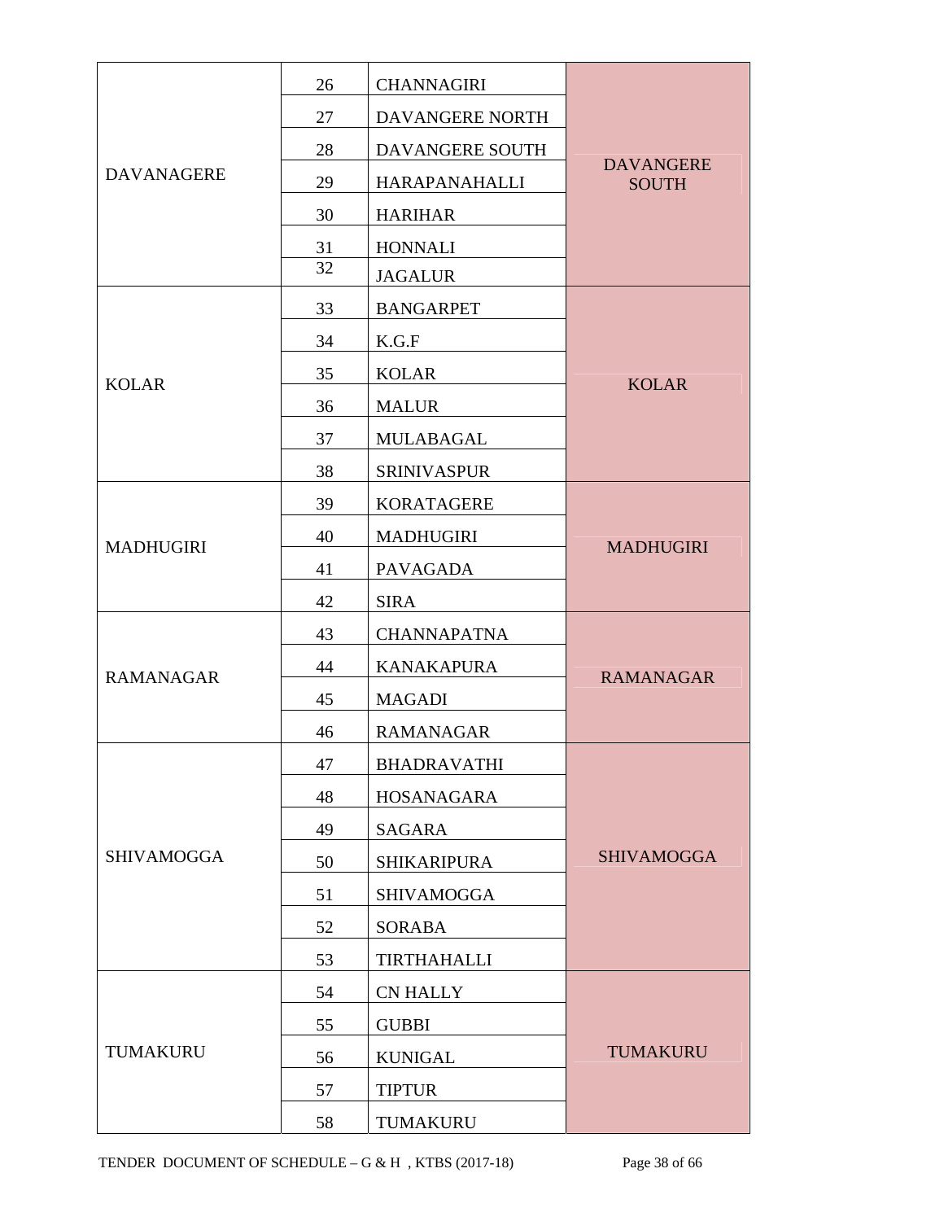| | | | |
|---|---|---|---|
| DAVANAGERE | 26 | CHANNAGIRI | DAVANGERE SOUTH |
| | 27 | DAVANGERE NORTH | |
| | 28 | DAVANGERE SOUTH | |
| | 29 | HARAPANAHALLI | |
| | 30 | HARIHAR | |
| | 31 | HONNALI | |
| | 32 | JAGALUR | |
| KOLAR | 33 | BANGARPET | KOLAR |
| | 34 | K.G.F | |
| | 35 | KOLAR | |
| | 36 | MALUR | |
| | 37 | MULABAGAL | |
| | 38 | SRINIVASPUR | |
| MADHUGIRI | 39 | KORATAGERE | MADHUGIRI |
| | 40 | MADHUGIRI | |
| | 41 | PAVAGADA | |
| | 42 | SIRA | |
| RAMANAGAR | 43 | CHANNAPATNA | RAMANAGAR |
| | 44 | KANAKAPURA | |
| | 45 | MAGADI | |
| | 46 | RAMANAGAR | |
| SHIVAMOGGA | 47 | BHADRAVATHI | SHIVAMOGGA |
| | 48 | HOSANAGARA | |
| | 49 | SAGARA | |
| | 50 | SHIKARIPURA | |
| | 51 | SHIVAMOGGA | |
| | 52 | SORABA | |
| | 53 | TIRTHAHALLI | |
| TUMAKURU | 54 | CN HALLY | TUMAKURU |
| | 55 | GUBBI | |
| | 56 | KUNIGAL | |
| | 57 | TIPTUR | |
| | 58 | TUMAKURU | |

TENDER DOCUMENT OF SCHEDULE – G & H , KTBS (2017-18)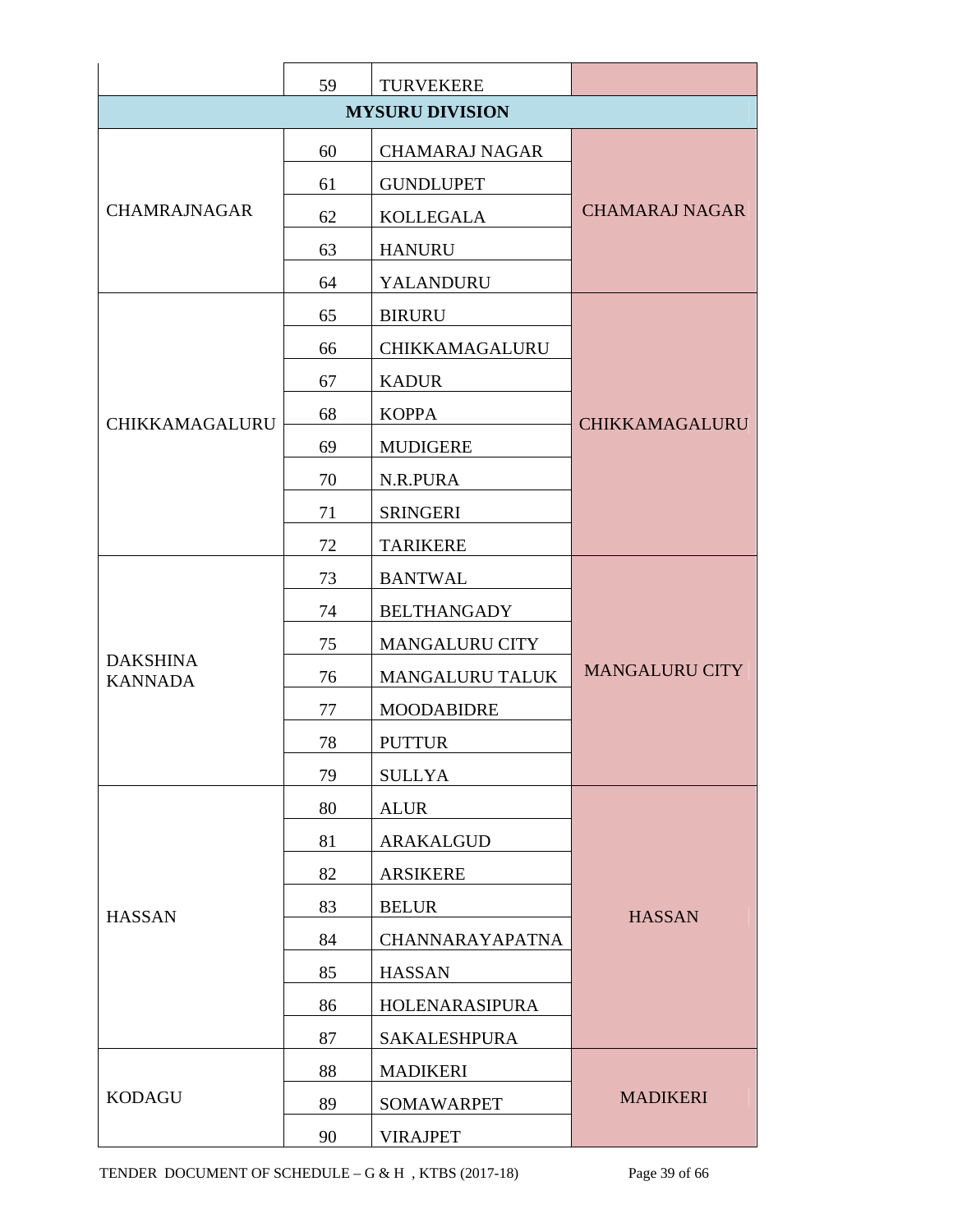| | | | |
|---|---|---|---|
| | 59 | TURVEKERE | |
| **MYSURU DIVISION** | | | |
| CHAMRAJNAGAR | 60 | CHAMARAJ NAGAR | CHAMARAJ NAGAR |
| | 61 | GUNDLUPET | |
| | 62 | KOLLEGALA | |
| | 63 | HANURU | |
| | 64 | YALANDURU | |
| CHIKKAMAGALURU | 65 | BIRURU | CHIKKAMAGALURU |
| | 66 | CHIKKAMAGALURU | |
| | 67 | KADUR | |
| | 68 | KOPPA | |
| | 69 | MUDIGERE | |
| | 70 | N.R.PURA | |
| | 71 | SRINGERI | |
| | 72 | TARIKERE | |
| DAKSHINA KANNADA | 73 | BANTWAL | MANGALURU CITY |
| | 74 | BELTHANGADY | |
| | 75 | MANGALURU CITY | |
| | 76 | MANGALURU TALUK | |
| | 77 | MOODABIDRE | |
| | 78 | PUTTUR | |
| | 79 | SULLYA | |
| HASSAN | 80 | ALUR | HASSAN |
| | 81 | ARAKALGUD | |
| | 82 | ARSIKERE | |
| | 83 | BELUR | |
| | 84 | CHANNARAYAPATNA | |
| | 85 | HASSAN | |
| | 86 | HOLENARASIPURA | |
| | 87 | SAKALESHPURA | |
| KODAGU | 88 | MADIKERI | MADIKERI |
| | 89 | SOMAWARPET | |
| | 90 | VIRAJPET | |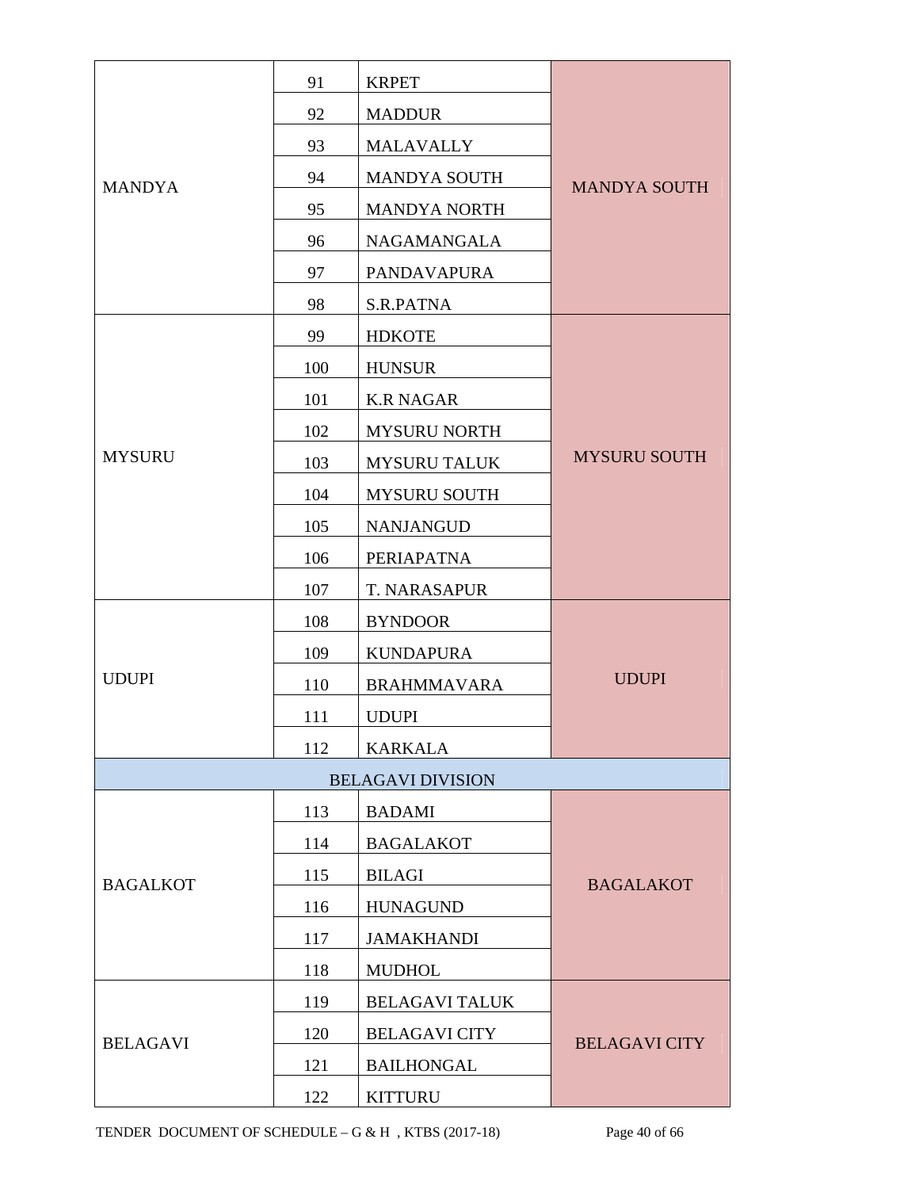| | | | |
|---|---|---|---|
| MANDYA | 91 | KRPET | MANDYA SOUTH |
| | 92 | MADDUR | |
| | 93 | MALAVALLY | |
| | 94 | MANDYA SOUTH | |
| | 95 | MANDYA NORTH | |
| | 96 | NAGAMANGALA | |
| | 97 | PANDAVAPURA | |
| | 98 | S.R.PATNA | |
| MYSURU | 99 | HDKOTE | MYSURU SOUTH |
| | 100 | HUNSUR | |
| | 101 | K.R NAGAR | |
| | 102 | MYSURU NORTH | |
| | 103 | MYSURU TALUK | |
| | 104 | MYSURU SOUTH | |
| | 105 | NANJANGUD | |
| | 106 | PERIAPATNA | |
| | 107 | T. NARASAPUR | |
| UDUPI | 108 | BYNDOOR | UDUPI |
| | 109 | KUNDAPURA | |
| | 110 | BRAHMMAVARA | |
| | 111 | UDUPI | |
| | 112 | KARKALA | |
| BELAGAVI DIVISION | | | |
| BAGALKOT | 113 | BADAMI | BAGALAKOT |
| | 114 | BAGALAKOT | |
| | 115 | BILAGI | |
| | 116 | HUNAGUND | |
| | 117 | JAMAKHANDI | |
| | 118 | MUDHOL | |
| BELAGAVI | 119 | BELAGAVI TALUK | BELAGAVI CITY |
| | 120 | BELAGAVI CITY | |
| | 121 | BAILHONGAL | |
| | 122 | KITTURU | |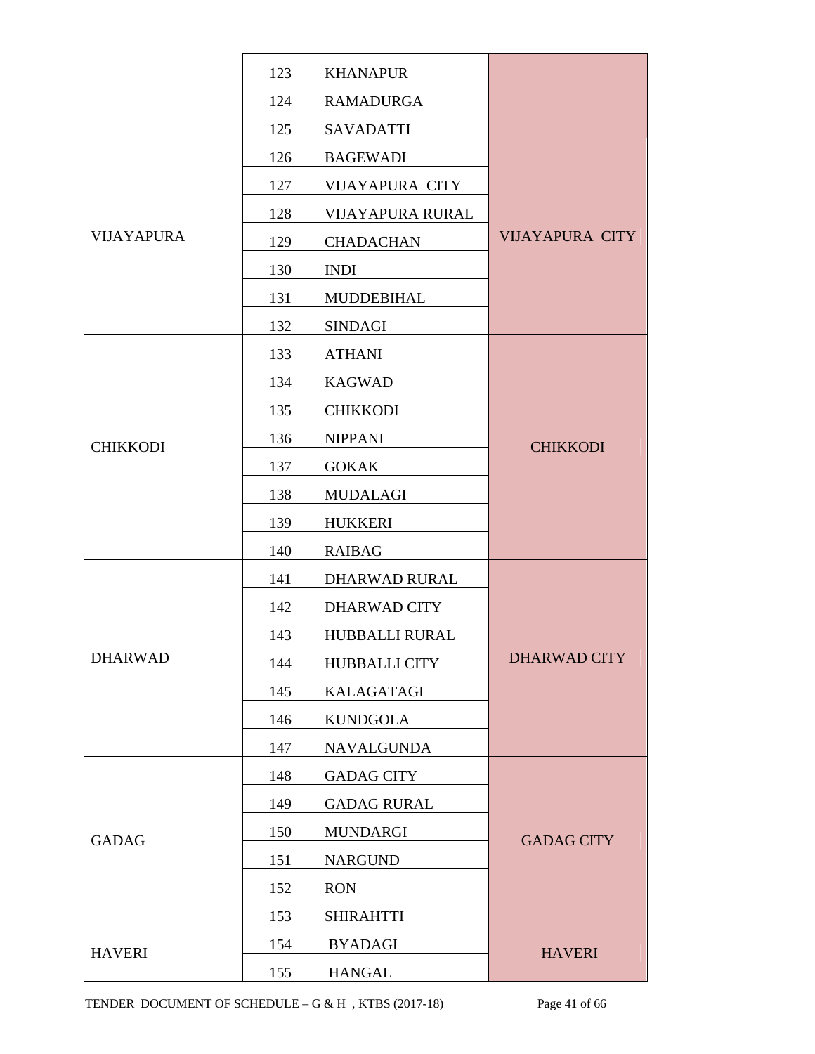| | | | |
|---|---|---|---|
| | 123 | KHANAPUR | |
| | 124 | RAMADURGA | |
| | 125 | SAVADATTI | |
| VIJAYAPURA | 126 | BAGEWADI | VIJAYAPURA CITY |
| | 127 | VIJAYAPURA CITY | |
| | 128 | VIJAYAPURA RURAL | |
| | 129 | CHADACHAN | |
| | 130 | INDI | |
| | 131 | MUDDEBIHAL | |
| | 132 | SINDAGI | |
| CHIKKODI | 133 | ATHANI | CHIKKODI |
| | 134 | KAGWAD | |
| | 135 | CHIKKODI | |
| | 136 | NIPPANI | |
| | 137 | GOKAK | |
| | 138 | MUDALAGI | |
| | 139 | HUKKERI | |
| | 140 | RAIBAG | |
| DHARWAD | 141 | DHARWAD RURAL | DHARWAD CITY |
| | 142 | DHARWAD CITY | |
| | 143 | HUBBALLI RURAL | |
| | 144 | HUBBALLI CITY | |
| | 145 | KALAGATAGI | |
| | 146 | KUNDGOLA | |
| | 147 | NAVALGUNDA | |
| GADAG | 148 | GADAG CITY | GADAG CITY |
| | 149 | GADAG RURAL | |
| | 150 | MUNDARGI | |
| | 151 | NARGUND | |
| | 152 | RON | |
| | 153 | SHIRAHTTI | |
| HAVERI | 154 | BYADAGI | HAVERI |
| | 155 | HANGAL | |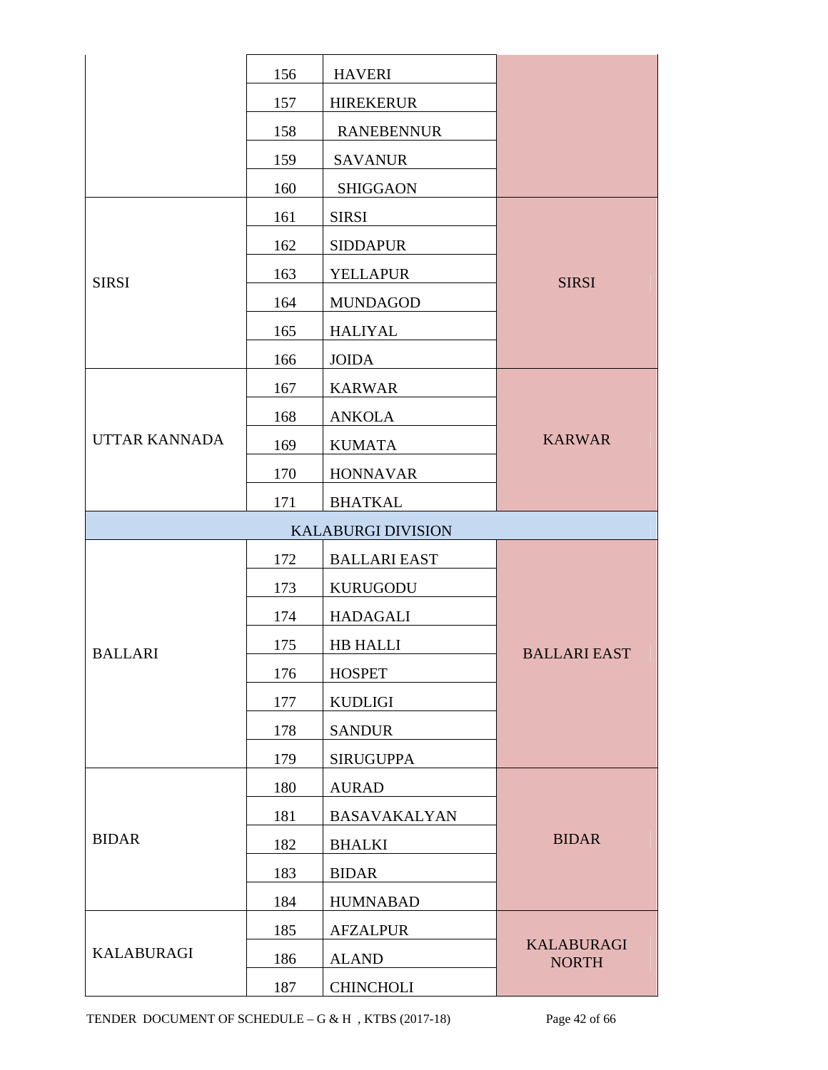| | | | |
|---|---|---|---|
| | 156 | HAVERI | |
| | 157 | HIREKERUR | |
| | 158 | RANEBENNUR | |
| | 159 | SAVANUR | |
| | 160 | SHIGGAON | |
| SIRSI | 161 | SIRSI | SIRSI |
| | 162 | SIDDAPUR | |
| | 163 | YELLAPUR | |
| | 164 | MUNDAGOD | |
| | 165 | HALIYAL | |
| | 166 | JOIDA | |
| UTTAR KANNADA | 167 | KARWAR | KARWAR |
| | 168 | ANKOLA | |
| | 169 | KUMATA | |
| | 170 | HONNAVAR | |
| | 171 | BHATKAL | |
| KALABURGI DIVISION | | | |
| BALLARI | 172 | BALLARI EAST | BALLARI EAST |
| | 173 | KURUGODU | |
| | 174 | HADAGALI | |
| | 175 | HB HALLI | |
| | 176 | HOSPET | |
| | 177 | KUDLIGI | |
| | 178 | SANDUR | |
| | 179 | SIRUGUPPA | |
| BIDAR | 180 | AURAD | BIDAR |
| | 181 | BASAVAKALYAN | |
| | 182 | BHALKI | |
| | 183 | BIDAR | |
| | 184 | HUMNABAD | |
| KALABURAGI | 185 | AFZALPUR | KALABURAGI NORTH |
| | 186 | ALAND | |
| | 187 | CHINCHOLI | |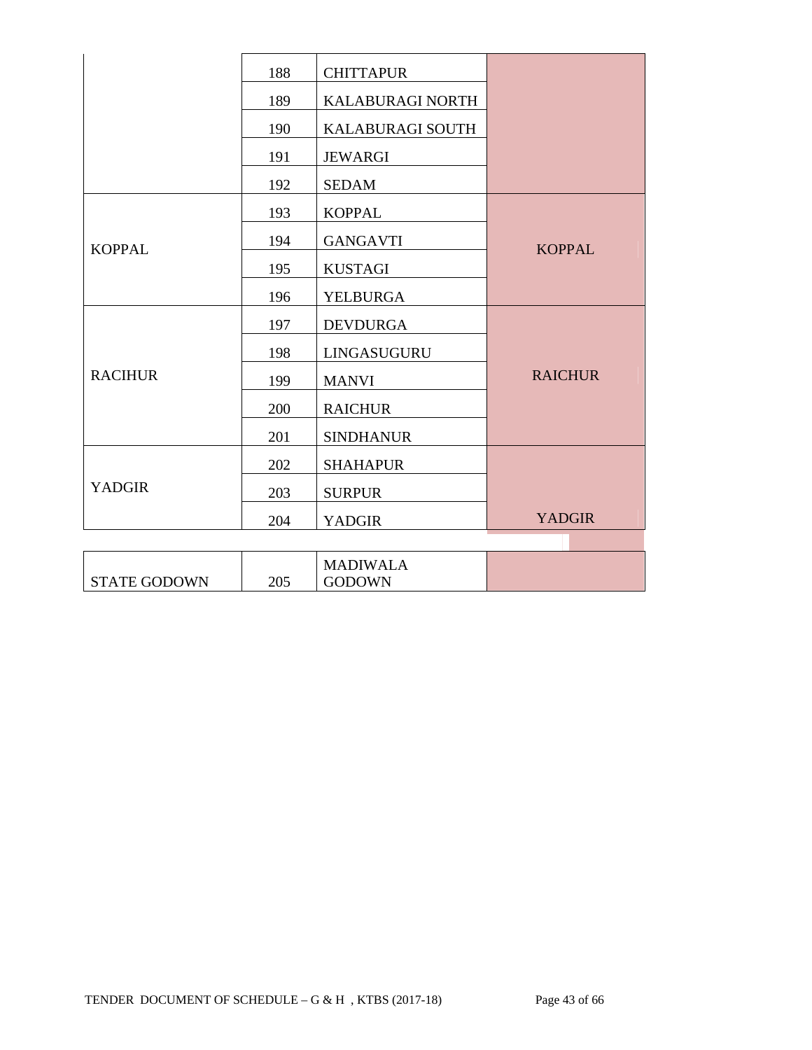| | | | |
|---|---|---|---|
| | 188 | CHITTAPUR | |
| | 189 | KALABURAGI NORTH | |
| | 190 | KALABURAGI SOUTH | |
| | 191 | JEWARGI | |
| | 192 | SEDAM | |
| KOPPAL | 193 | KOPPAL | KOPPAL |
| | 194 | GANGAVTI | |
| | 195 | KUSTAGI | |
| | 196 | YELBURGA | |
| RACIHUR | 197 | DEVDURGA | RAICHUR |
| | 198 | LINGASUGURU | |
| | 199 | MANVI | |
| | 200 | RAICHUR | |
| | 201 | SINDHANUR | |
| YADGIR | 202 | SHAHAPUR | YADGIR |
| | 203 | SURPUR | |
| | 204 | YADGIR | |
| STATE GODOWN | 205 | MADIWALA GODOWN | |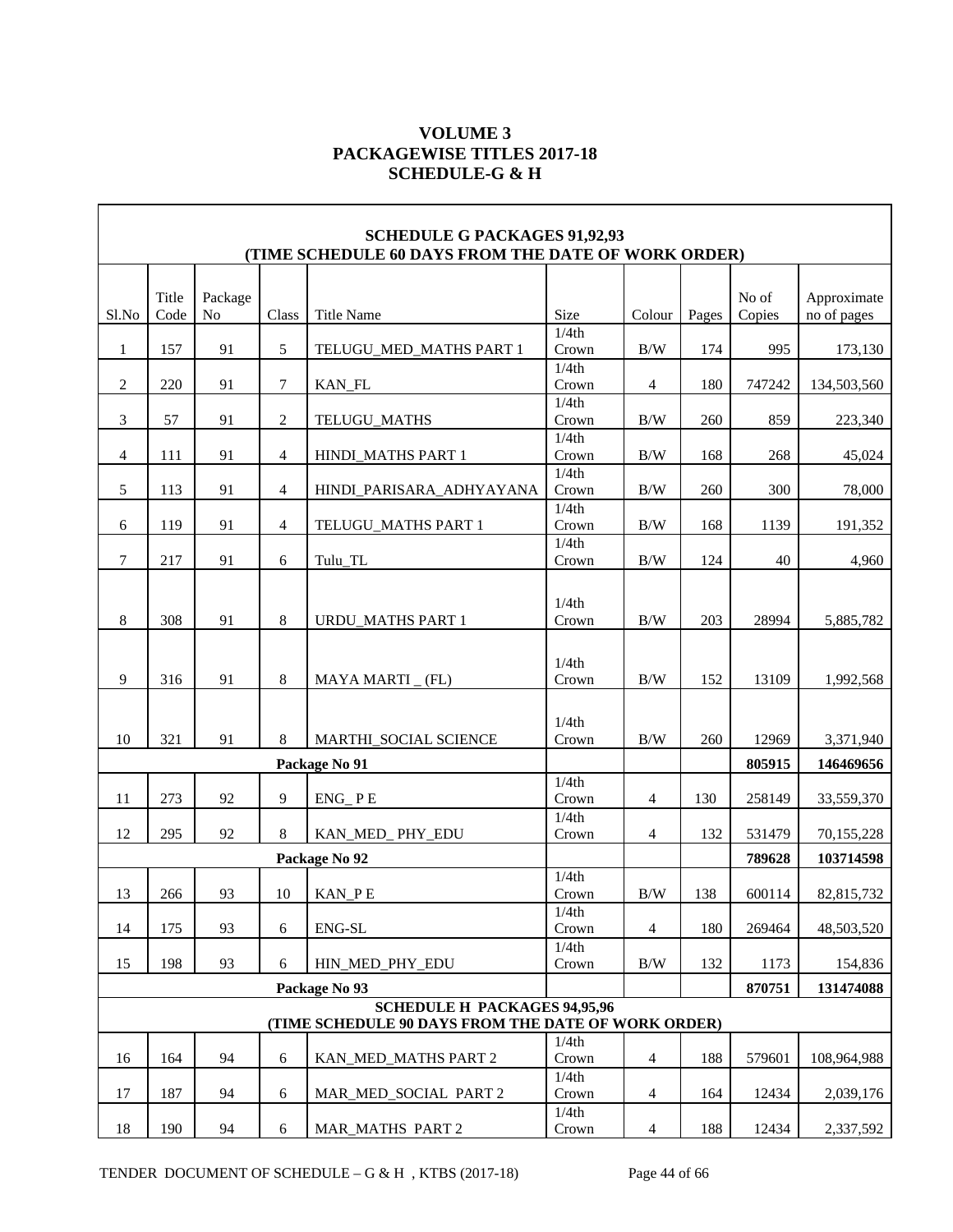# VOLUME 3
# PACKAGEWISE TITLES 2017-18
# SCHEDULE-G & H

| SCHEDULE G PACKAGES 91,92,93 (TIME SCHEDULE 60 DAYS FROM THE DATE OF WORK ORDER) | | | | | | | | | |
|---|---|---|---|---|---|---|---|---|---|
| Sl.No | Title Code | Package No | Class | Title Name | Size | Colour | Pages | No of Copies | Approximate no of pages |
| 1 | 157 | 91 | 5 | TELUGU_MED_MATHS PART 1 | 1/4th Crown | B/W | 174 | 995 | 173,130 |
| 2 | 220 | 91 | 7 | KAN_FL | 1/4th Crown | 4 | 180 | 747242 | 134,503,560 |
| 3 | 57 | 91 | 2 | TELUGU_MATHS | 1/4th Crown | B/W | 260 | 859 | 223,340 |
| 4 | 111 | 91 | 4 | HINDI_MATHS PART 1 | 1/4th Crown | B/W | 168 | 268 | 45,024 |
| 5 | 113 | 91 | 4 | HINDI_PARISARA_ADHYAYANA | 1/4th Crown | B/W | 260 | 300 | 78,000 |
| 6 | 119 | 91 | 4 | TELUGU_MATHS PART 1 | 1/4th Crown | B/W | 168 | 1139 | 191,352 |
| 7 | 217 | 91 | 6 | Tulu_TL | 1/4th Crown | B/W | 124 | 40 | 4,960 |
| 8 | 308 | 91 | 8 | URDU_MATHS PART 1 | 1/4th Crown | B/W | 203 | 28994 | 5,885,782 |
| 9 | 316 | 91 | 8 | MAYA MARTI _ (FL) | 1/4th Crown | B/W | 152 | 13109 | 1,992,568 |
| 10 | 321 | 91 | 8 | MARTHI_SOCIAL SCIENCE | 1/4th Crown | B/W | 260 | 12969 | 3,371,940 |
| | | | | **Package No 91** | | | | **805915** | **146469656** |
| 11 | 273 | 92 | 9 | ENG_ P E | 1/4th Crown | 4 | 130 | 258149 | 33,559,370 |
| 12 | 295 | 92 | 8 | KAN_MED_ PHY_EDU | 1/4th Crown | 4 | 132 | 531479 | 70,155,228 |
| | | | | **Package No 92** | | | | **789628** | **103714598** |
| 13 | 266 | 93 | 10 | KAN_P E | 1/4th Crown | B/W | 138 | 600114 | 82,815,732 |
| 14 | 175 | 93 | 6 | ENG-SL | 1/4th Crown | 4 | 180 | 269464 | 48,503,520 |
| 15 | 198 | 93 | 6 | HIN_MED_PHY_EDU | 1/4th Crown | B/W | 132 | 1173 | 154,836 |
| | | | | **Package No 93** | | | | **870751** | **131474088** |
| **SCHEDULE H PACKAGES 94,95,96 (TIME SCHEDULE 90 DAYS FROM THE DATE OF WORK ORDER)** | | | | | | | | | |
| 16 | 164 | 94 | 6 | KAN_MED_MATHS PART 2 | 1/4th Crown | 4 | 188 | 579601 | 108,964,988 |
| 17 | 187 | 94 | 6 | MAR_MED_SOCIAL PART 2 | 1/4th Crown | 4 | 164 | 12434 | 2,039,176 |
| 18 | 190 | 94 | 6 | MAR_MATHS PART 2 | 1/4th Crown | 4 | 188 | 12434 | 2,337,592 |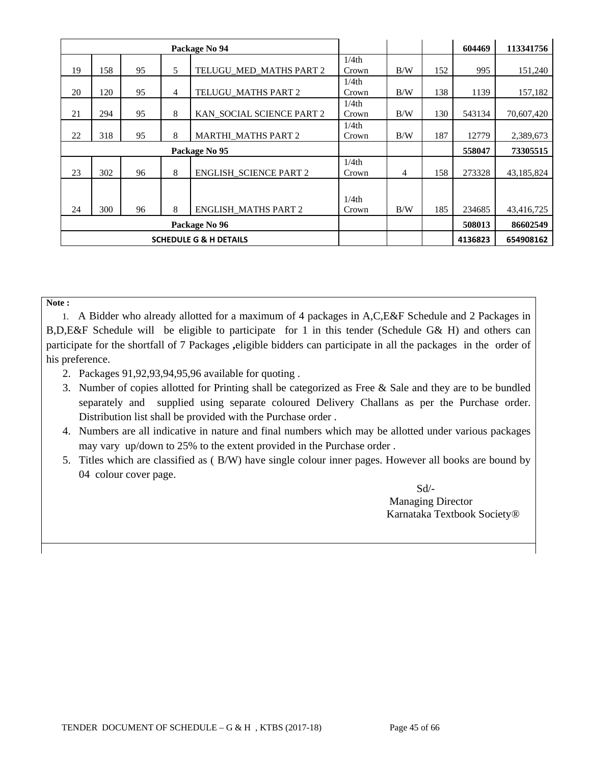| | | | | | | | | | |
|---|---|---|---|---|---|---|---|---|---|
| **Package No 94** | | | | | | | | **604469** | **113341756** |
| 19 | 158 | 95 | 5 | TELUGU_MED_MATHS PART 2 | 1/4th Crown | B/W | 152 | 995 | 151,240 |
| 20 | 120 | 95 | 4 | TELUGU_MATHS PART 2 | 1/4th Crown | B/W | 138 | 1139 | 157,182 |
| 21 | 294 | 95 | 8 | KAN_SOCIAL SCIENCE PART 2 | 1/4th Crown | B/W | 130 | 543134 | 70,607,420 |
| 22 | 318 | 95 | 8 | MARTHI_MATHS PART 2 | 1/4th Crown | B/W | 187 | 12779 | 2,389,673 |
| **Package No 95** | | | | | | | | **558047** | **73305515** |
| 23 | 302 | 96 | 8 | ENGLISH_SCIENCE PART 2 | 1/4th Crown | 4 | 158 | 273328 | 43,185,824 |
| 24 | 300 | 96 | 8 | ENGLISH_MATHS PART 2 | 1/4th Crown | B/W | 185 | 234685 | 43,416,725 |
| **Package No 96** | | | | | | | | **508013** | **86602549** |
| **SCHEDULE G & H DETAILS** | | | | | | | | **4136823** | **654908162** |

**Note :**

1. A Bidder who already allotted for a maximum of 4 packages in A,C,E&F Schedule and 2 Packages in B,D,E&F Schedule will be eligible to participate for 1 in this tender (Schedule G& H) and others can participate for the shortfall of 7 Packages **,**eligible bidders can participate in all the packages in the order of his preference.
2. Packages 91,92,93,94,95,96 available for quoting .
3. Number of copies allotted for Printing shall be categorized as Free & Sale and they are to be bundled separately and supplied using separate coloured Delivery Challans as per the Purchase order. Distribution list shall be provided with the Purchase order .
4. Numbers are all indicative in nature and final numbers which may be allotted under various packages may vary up/down to 25% to the extent provided in the Purchase order .
5. Titles which are classified as ( B/W) have single colour inner pages. However all books are bound by 04 colour cover page.

Sd/-
Managing Director
Karnataka Textbook Society®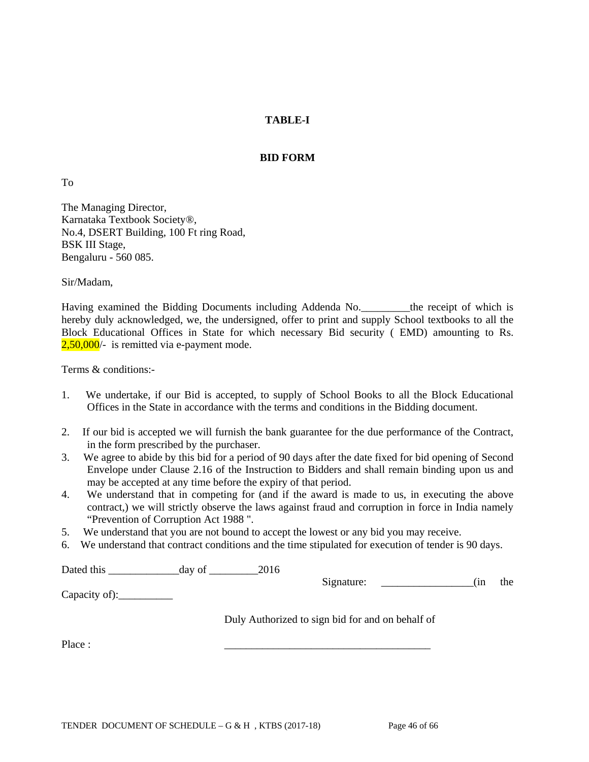**TABLE-I**

**BID FORM**

To

The Managing Director,
Karnataka Textbook Society®,
No.4, DSERT Building, 100 Ft ring Road,
BSK III Stage,
Bengaluru - 560 085.

Sir/Madam,

Having examined the Bidding Documents including Addenda No._________the receipt of which is hereby duly acknowledged, we, the undersigned, offer to print and supply School textbooks to all the Block Educational Offices in State for which necessary Bid security ( EMD) amounting to Rs. 2,50,000/- is remitted via e-payment mode.

Terms & conditions:-

1. We undertake, if our Bid is accepted, to supply of School Books to all the Block Educational Offices in the State in accordance with the terms and conditions in the Bidding document.
2. If our bid is accepted we will furnish the bank guarantee for the due performance of the Contract, in the form prescribed by the purchaser.
3. We agree to abide by this bid for a period of 90 days after the date fixed for bid opening of Second Envelope under Clause 2.16 of the Instruction to Bidders and shall remain binding upon us and may be accepted at any time before the expiry of that period.
4. We understand that in competing for (and if the award is made to us, in executing the above contract,) we will strictly observe the laws against fraud and corruption in force in India namely "Prevention of Corruption Act 1988 ".
5. We understand that you are not bound to accept the lowest or any bid you may receive.
6. We understand that contract conditions and the time stipulated for execution of tender is 90 days.

Dated this _____________day of _________2016

Signature: _________________(in the Capacity of):__________

Duly Authorized to sign bid for and on behalf of

Place : ________________________________________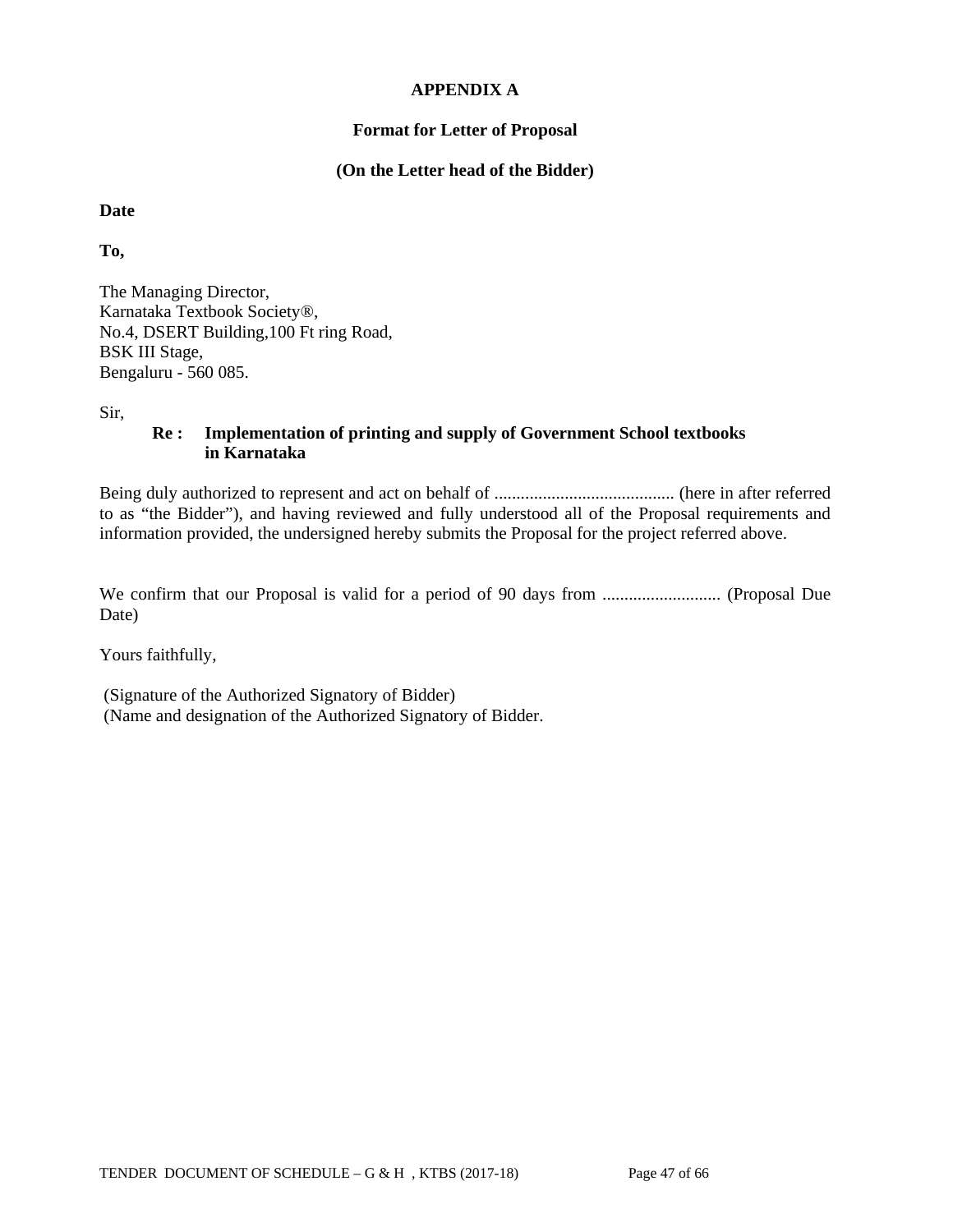## APPENDIX A

### Format for Letter of Proposal

### (On the Letter head of the Bidder)

**Date**

**To,**

The Managing Director,
Karnataka Textbook Society®,
No.4, DSERT Building,100 Ft ring Road,
BSK III Stage,
Bengaluru - 560 085.

Sir,

**Re : Implementation of printing and supply of Government School textbooks in Karnataka**

Being duly authorized to represent and act on behalf of ......................................... (here in after referred to as "the Bidder"), and having reviewed and fully understood all of the Proposal requirements and information provided, the undersigned hereby submits the Proposal for the project referred above.

We confirm that our Proposal is valid for a period of 90 days from ........................... (Proposal Due Date)

Yours faithfully,

(Signature of the Authorized Signatory of Bidder)
(Name and designation of the Authorized Signatory of Bidder.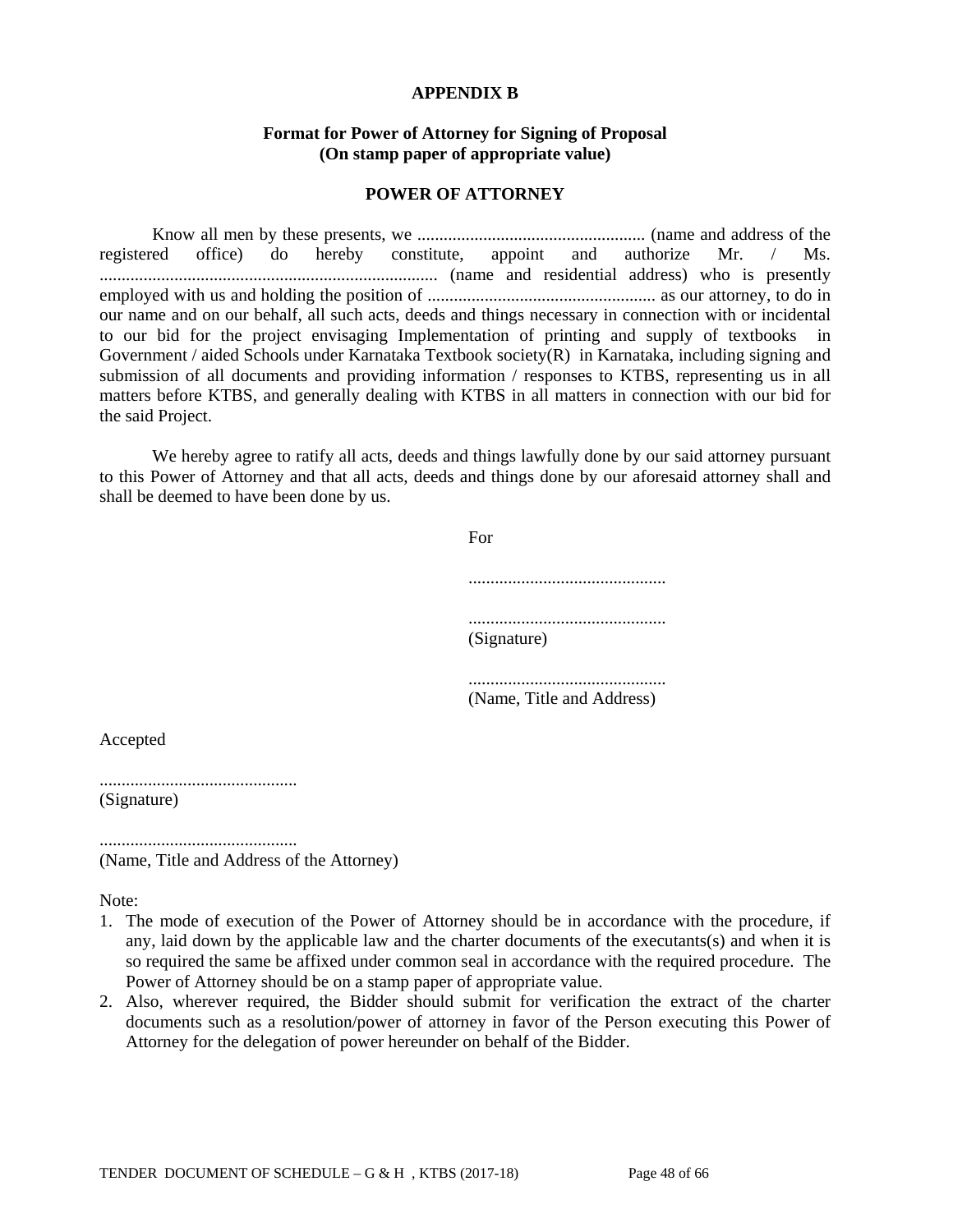**APPENDIX B**

**Format for Power of Attorney for Signing of Proposal**
**(On stamp paper of appropriate value)**

**POWER OF ATTORNEY**

Know all men by these presents, we .................................................... (name and address of the registered office) do hereby constitute, appoint and authorize Mr. / Ms. ............................................................................ (name and residential address) who is presently employed with us and holding the position of .................................................... as our attorney, to do in our name and on our behalf, all such acts, deeds and things necessary in connection with or incidental to our bid for the project envisaging Implementation of printing and supply of textbooks in Government / aided Schools under Karnataka Textbook society(R) in Karnataka, including signing and submission of all documents and providing information / responses to KTBS, representing us in all matters before KTBS, and generally dealing with KTBS in all matters in connection with our bid for the said Project.

We hereby agree to ratify all acts, deeds and things lawfully done by our said attorney pursuant to this Power of Attorney and that all acts, deeds and things done by our aforesaid attorney shall and shall be deemed to have been done by us.

For

.............................................

.............................................
(Signature)

.............................................
(Name, Title and Address)

Accepted

.............................................
(Signature)

.............................................
(Name, Title and Address of the Attorney)

Note:

1. The mode of execution of the Power of Attorney should be in accordance with the procedure, if any, laid down by the applicable law and the charter documents of the executants(s) and when it is so required the same be affixed under common seal in accordance with the required procedure. The Power of Attorney should be on a stamp paper of appropriate value.
2. Also, wherever required, the Bidder should submit for verification the extract of the charter documents such as a resolution/power of attorney in favor of the Person executing this Power of Attorney for the delegation of power hereunder on behalf of the Bidder.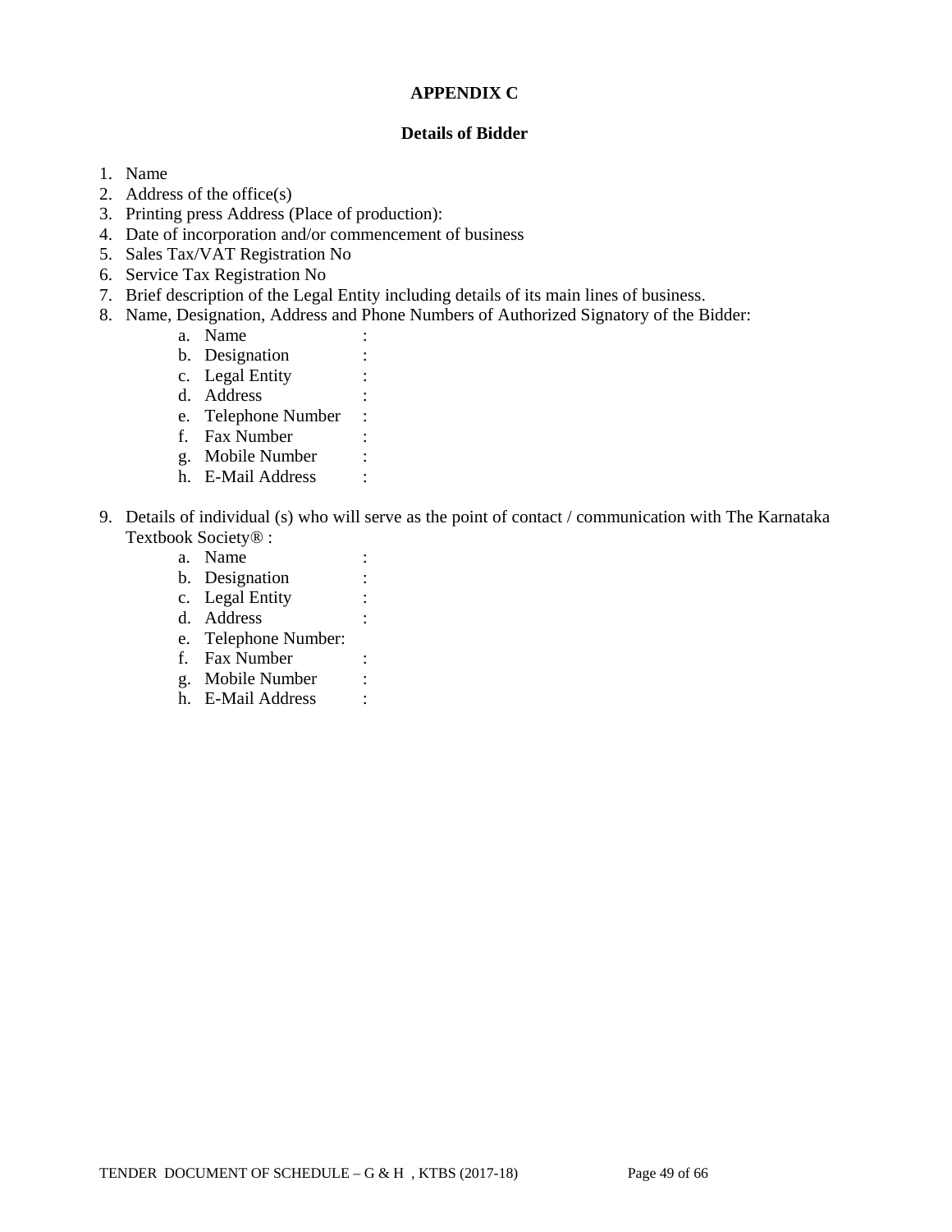## APPENDIX C

### Details of Bidder

1. Name
2. Address of the office(s)
3. Printing press Address (Place of production):
4. Date of incorporation and/or commencement of business
5. Sales Tax/VAT Registration No
6. Service Tax Registration No
7. Brief description of the Legal Entity including details of its main lines of business.
8. Name, Designation, Address and Phone Numbers of Authorized Signatory of the Bidder:
    a. Name :
    b. Designation :
    c. Legal Entity :
    d. Address :
    e. Telephone Number :
    f. Fax Number :
    g. Mobile Number :
    h. E-Mail Address :

9. Details of individual (s) who will serve as the point of contact / communication with The Karnataka Textbook Society® :
    a. Name :
    b. Designation :
    c. Legal Entity :
    d. Address :
    e. Telephone Number:
    f. Fax Number :
    g. Mobile Number :
    h. E-Mail Address :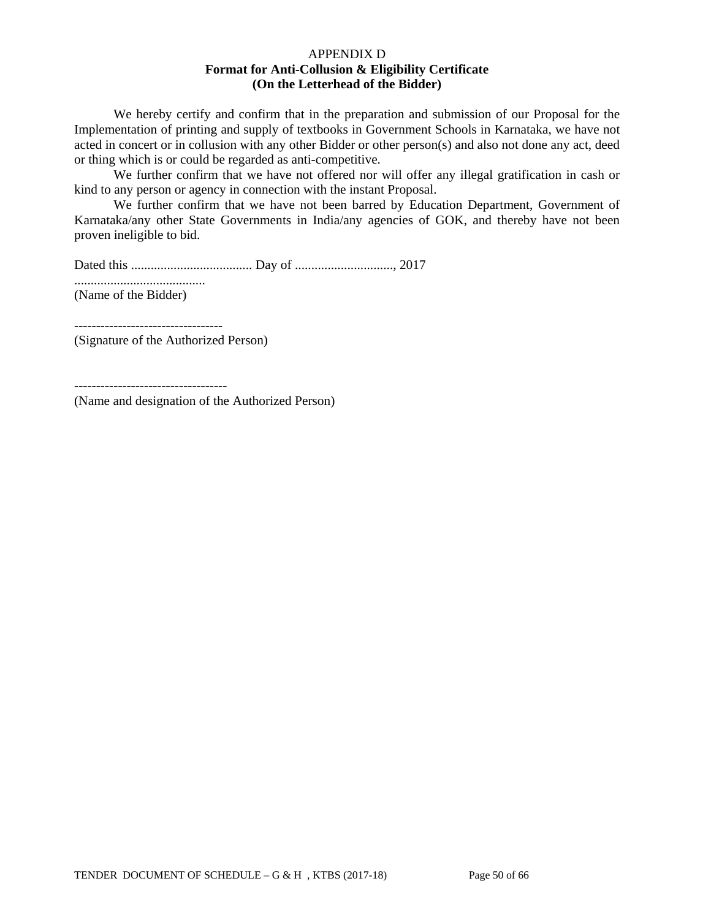APPENDIX D

**Format for Anti-Collusion & Eligibility Certificate**
**(On the Letterhead of the Bidder)**

We hereby certify and confirm that in the preparation and submission of our Proposal for the Implementation of printing and supply of textbooks in Government Schools in Karnataka, we have not acted in concert or in collusion with any other Bidder or other person(s) and also not done any act, deed or thing which is or could be regarded as anti-competitive.

We further confirm that we have not offered nor will offer any illegal gratification in cash or kind to any person or agency in connection with the instant Proposal.

We further confirm that we have not been barred by Education Department, Government of Karnataka/any other State Governments in India/any agencies of GOK, and thereby have not been proven ineligible to bid.

Dated this ..................................... Day of .............................., 2017

........................................
(Name of the Bidder)

----------------------------------
(Signature of the Authorized Person)

-----------------------------------
(Name and designation of the Authorized Person)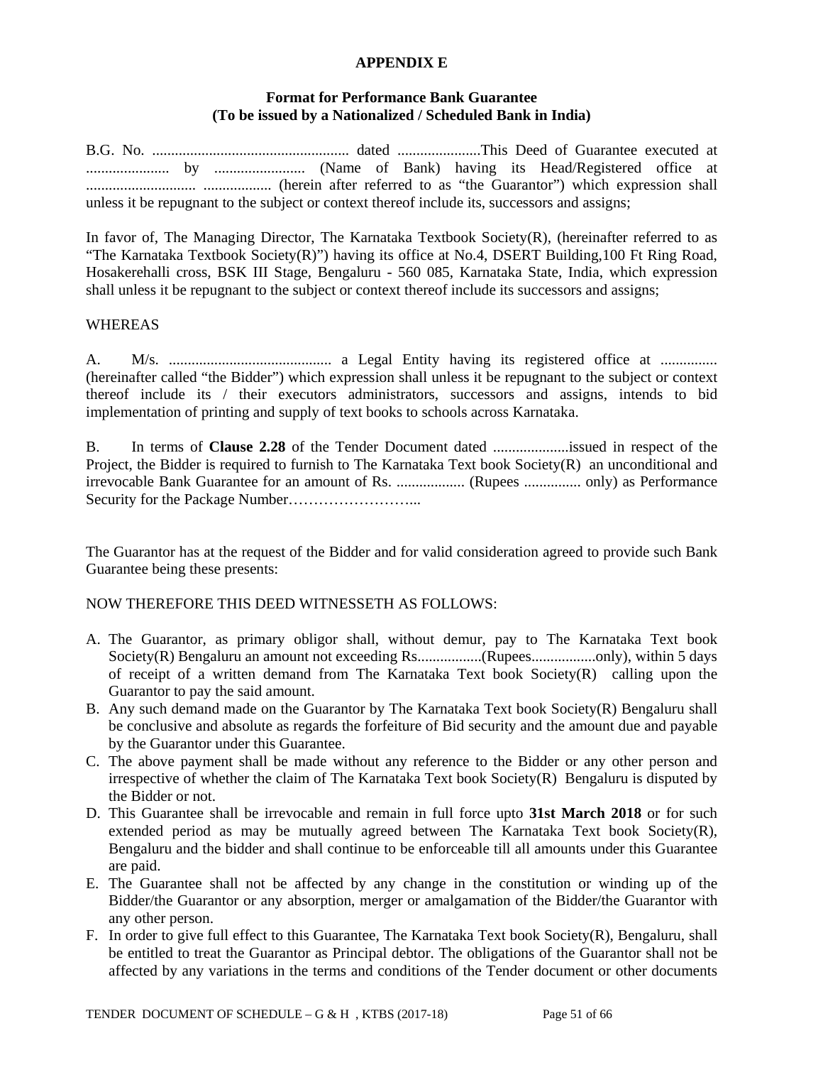**APPENDIX E**

**Format for Performance Bank Guarantee**
**(To be issued by a Nationalized / Scheduled Bank in India)**

B.G. No. .................................................... dated ......................This Deed of Guarantee executed at ...................... by ........................ (Name of Bank) having its Head/Registered office at ............................. .................. (herein after referred to as “the Guarantor”) which expression shall unless it be repugnant to the subject or context thereof include its, successors and assigns;

In favor of, The Managing Director, The Karnataka Textbook Society(R), (hereinafter referred to as “The Karnataka Textbook Society(R)”) having its office at No.4, DSERT Building,100 Ft Ring Road, Hosakerehalli cross, BSK III Stage, Bengaluru - 560 085, Karnataka State, India, which expression shall unless it be repugnant to the subject or context thereof include its successors and assigns;

WHEREAS

A. M/s. ........................................... a Legal Entity having its registered office at .............. (hereinafter called “the Bidder”) which expression shall unless it be repugnant to the subject or context thereof include its / their executors administrators, successors and assigns, intends to bid implementation of printing and supply of text books to schools across Karnataka.

B. In terms of **Clause 2.28** of the Tender Document dated ....................issued in respect of the Project, the Bidder is required to furnish to The Karnataka Text book Society(R) an unconditional and irrevocable Bank Guarantee for an amount of Rs. .................. (Rupees ............... only) as Performance Security for the Package Number……………………...

The Guarantor has at the request of the Bidder and for valid consideration agreed to provide such Bank Guarantee being these presents:

NOW THEREFORE THIS DEED WITNESSETH AS FOLLOWS:

A. The Guarantor, as primary obligor shall, without demur, pay to The Karnataka Text book Society(R) Bengaluru an amount not exceeding Rs.................(Rupees.................only), within 5 days of receipt of a written demand from The Karnataka Text book Society(R) calling upon the Guarantor to pay the said amount.
B. Any such demand made on the Guarantor by The Karnataka Text book Society(R) Bengaluru shall be conclusive and absolute as regards the forfeiture of Bid security and the amount due and payable by the Guarantor under this Guarantee.
C. The above payment shall be made without any reference to the Bidder or any other person and irrespective of whether the claim of The Karnataka Text book Society(R) Bengaluru is disputed by the Bidder or not.
D. This Guarantee shall be irrevocable and remain in full force upto **31st March 2018** or for such extended period as may be mutually agreed between The Karnataka Text book Society(R), Bengaluru and the bidder and shall continue to be enforceable till all amounts under this Guarantee are paid.
E. The Guarantee shall not be affected by any change in the constitution or winding up of the Bidder/the Guarantor or any absorption, merger or amalgamation of the Bidder/the Guarantor with any other person.
F. In order to give full effect to this Guarantee, The Karnataka Text book Society(R), Bengaluru, shall be entitled to treat the Guarantor as Principal debtor. The obligations of the Guarantor shall not be affected by any variations in the terms and conditions of the Tender document or other documents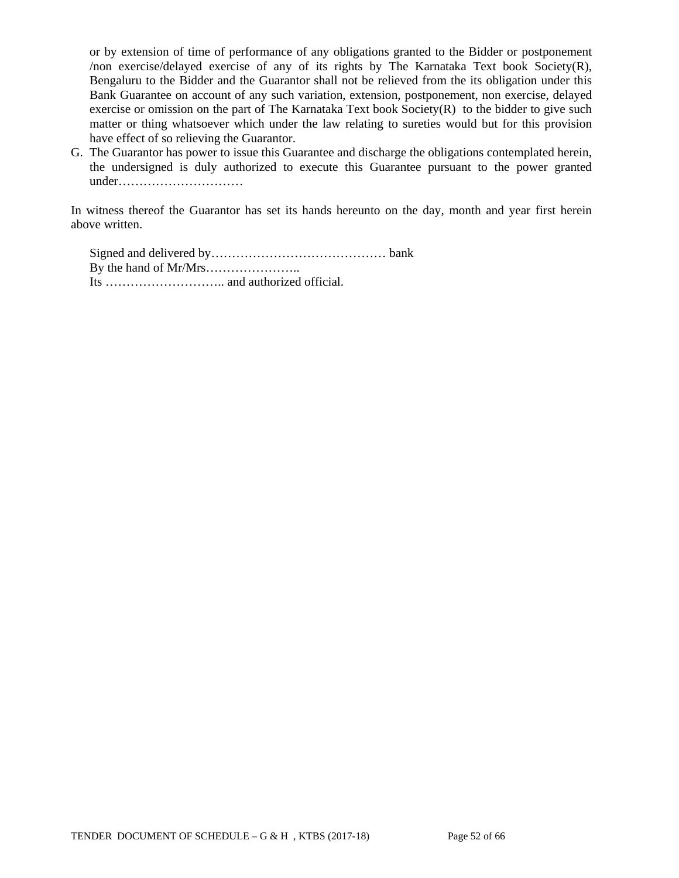or by extension of time of performance of any obligations granted to the Bidder or postponement /non exercise/delayed exercise of any of its rights by The Karnataka Text book Society(R), Bengaluru to the Bidder and the Guarantor shall not be relieved from the its obligation under this Bank Guarantee on account of any such variation, extension, postponement, non exercise, delayed exercise or omission on the part of The Karnataka Text book Society(R) to the bidder to give such matter or thing whatsoever which under the law relating to sureties would but for this provision have effect of so relieving the Guarantor.

G. The Guarantor has power to issue this Guarantee and discharge the obligations contemplated herein, the undersigned is duly authorized to execute this Guarantee pursuant to the power granted under…………………………

In witness thereof the Guarantor has set its hands hereunto on the day, month and year first herein above written.

Signed and delivered by…………………………………… bank
By the hand of Mr/Mrs…………………..
Its ……………………….. and authorized official.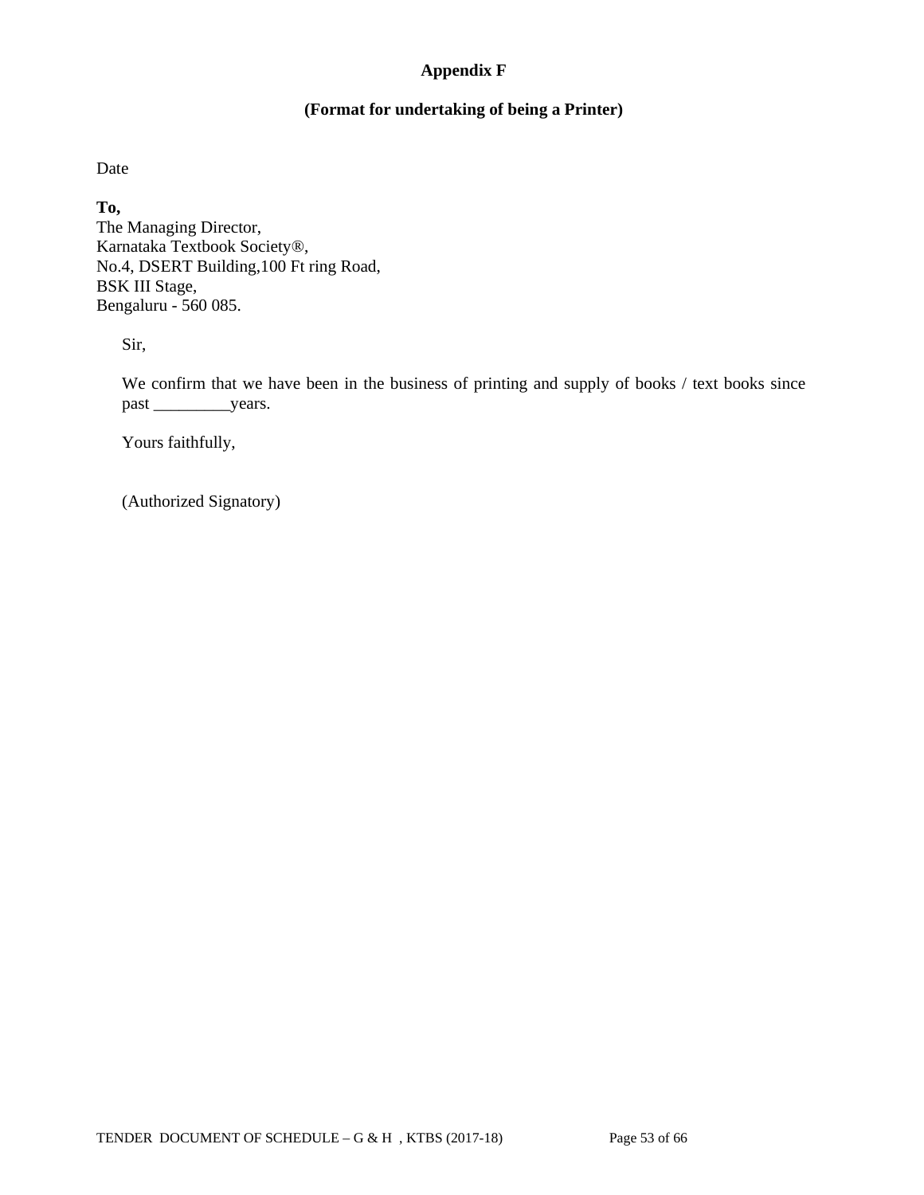## Appendix F

### (Format for undertaking of being a Printer)

Date

**To,**
The Managing Director,
Karnataka Textbook Society®,
No.4, DSERT Building,100 Ft ring Road,
BSK III Stage,
Bengaluru - 560 085.

Sir,

We confirm that we have been in the business of printing and supply of books / text books since past _________years.

Yours faithfully,

(Authorized Signatory)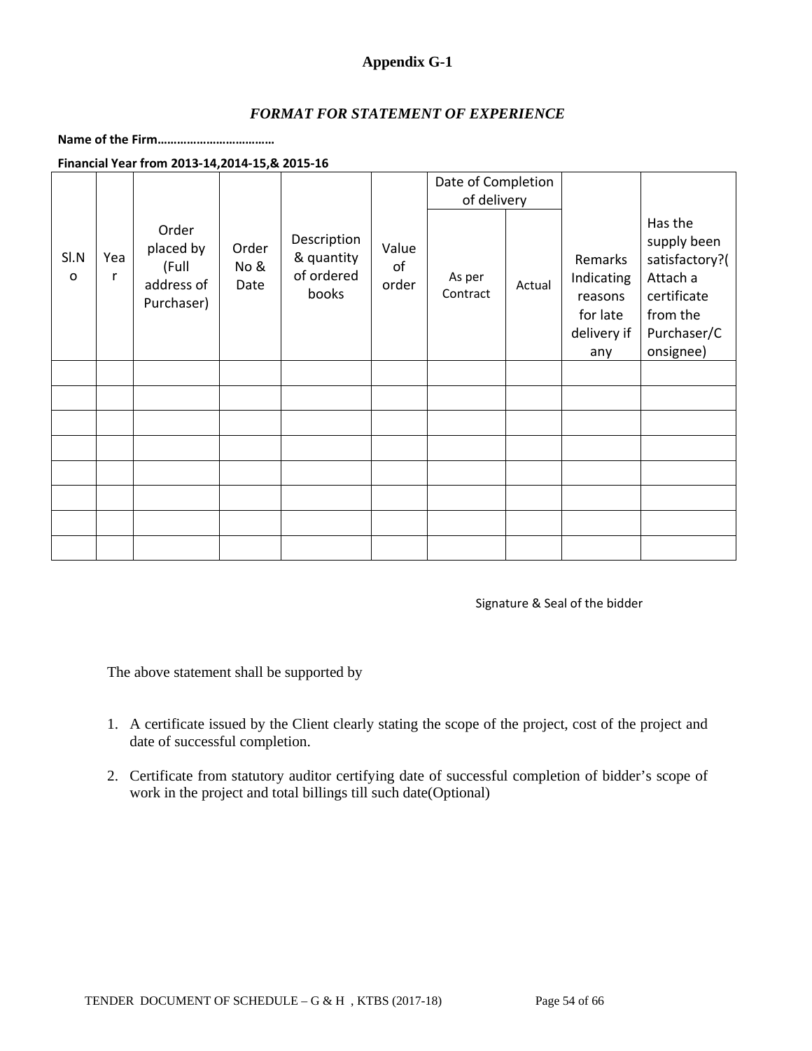# Appendix G-1

## *FORMAT FOR STATEMENT OF EXPERIENCE*

**Name of the Firm………………………………**

**Financial Year from 2013-14,2014-15,& 2015-16**

| Sl.No | Year | Order placed by (Full address of Purchaser) | Order No & Date | Description & quantity of ordered books | Value of order | Date of Completion of delivery | | Remarks Indicating reasons for late delivery if any | Has the supply been satisfactory?( Attach a certificate from the Purchaser/Consignee) |
|---|---|---|---|---|---|---|---|---|---|
| | | | | | | As per Contract | Actual | | |
| | | | | | | | | | |
| | | | | | | | | | |
| | | | | | | | | | |
| | | | | | | | | | |
| | | | | | | | | | |
| | | | | | | | | | |
| | | | | | | | | | |
| | | | | | | | | | |

Signature & Seal of the bidder

The above statement shall be supported by

1. A certificate issued by the Client clearly stating the scope of the project, cost of the project and date of successful completion.

2. Certificate from statutory auditor certifying date of successful completion of bidder's scope of work in the project and total billings till such date(Optional)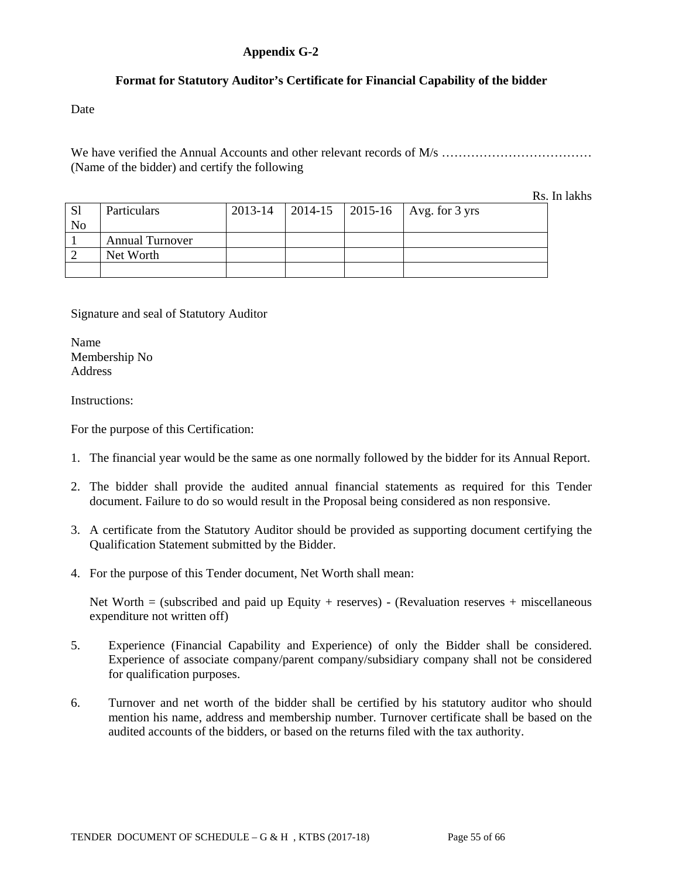## Appendix G-2

### Format for Statutory Auditor's Certificate for Financial Capability of the bidder

Date

We have verified the Annual Accounts and other relevant records of M/s ……………………………… (Name of the bidder) and certify the following

Rs. In lakhs

| Sl No | Particulars | 2013-14 | 2014-15 | 2015-16 | Avg. for 3 yrs |
|---|---|---|---|---|---|
| 1 | Annual Turnover | | | | |
| 2 | Net Worth | | | | |
| | | | | | |

Signature and seal of Statutory Auditor

Name
Membership No
Address

Instructions:

For the purpose of this Certification:

1. The financial year would be the same as one normally followed by the bidder for its Annual Report.
2. The bidder shall provide the audited annual financial statements as required for this Tender document. Failure to do so would result in the Proposal being considered as non responsive.
3. A certificate from the Statutory Auditor should be provided as supporting document certifying the Qualification Statement submitted by the Bidder.
4. For the purpose of this Tender document, Net Worth shall mean:

   Net Worth = (subscribed and paid up Equity + reserves) - (Revaluation reserves + miscellaneous expenditure not written off)

5. Experience (Financial Capability and Experience) of only the Bidder shall be considered. Experience of associate company/parent company/subsidiary company shall not be considered for qualification purposes.
6. Turnover and net worth of the bidder shall be certified by his statutory auditor who should mention his name, address and membership number. Turnover certificate shall be based on the audited accounts of the bidders, or based on the returns filed with the tax authority.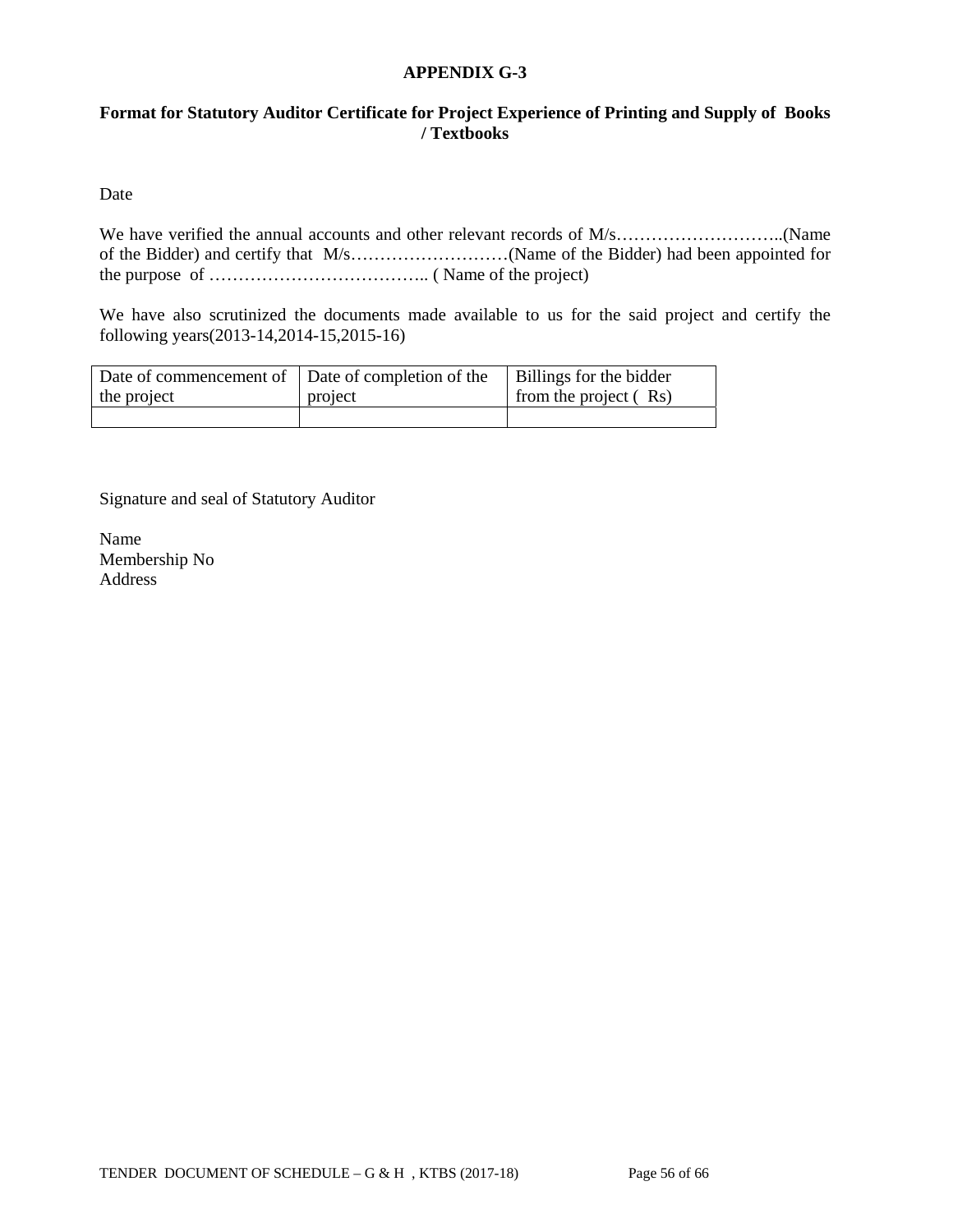**APPENDIX G-3**

**Format for Statutory Auditor Certificate for Project Experience of Printing and Supply of Books / Textbooks**

Date

We have verified the annual accounts and other relevant records of M/s………………………..(Name of the Bidder) and certify that M/s………………………(Name of the Bidder) had been appointed for the purpose of ……………………………….. ( Name of the project)

We have also scrutinized the documents made available to us for the said project and certify the following years(2013-14,2014-15,2015-16)

| Date of commencement of the project | Date of completion of the project | Billings for the bidder from the project ( Rs) |
|---|---|---|
| | | |

Signature and seal of Statutory Auditor

Name
Membership No
Address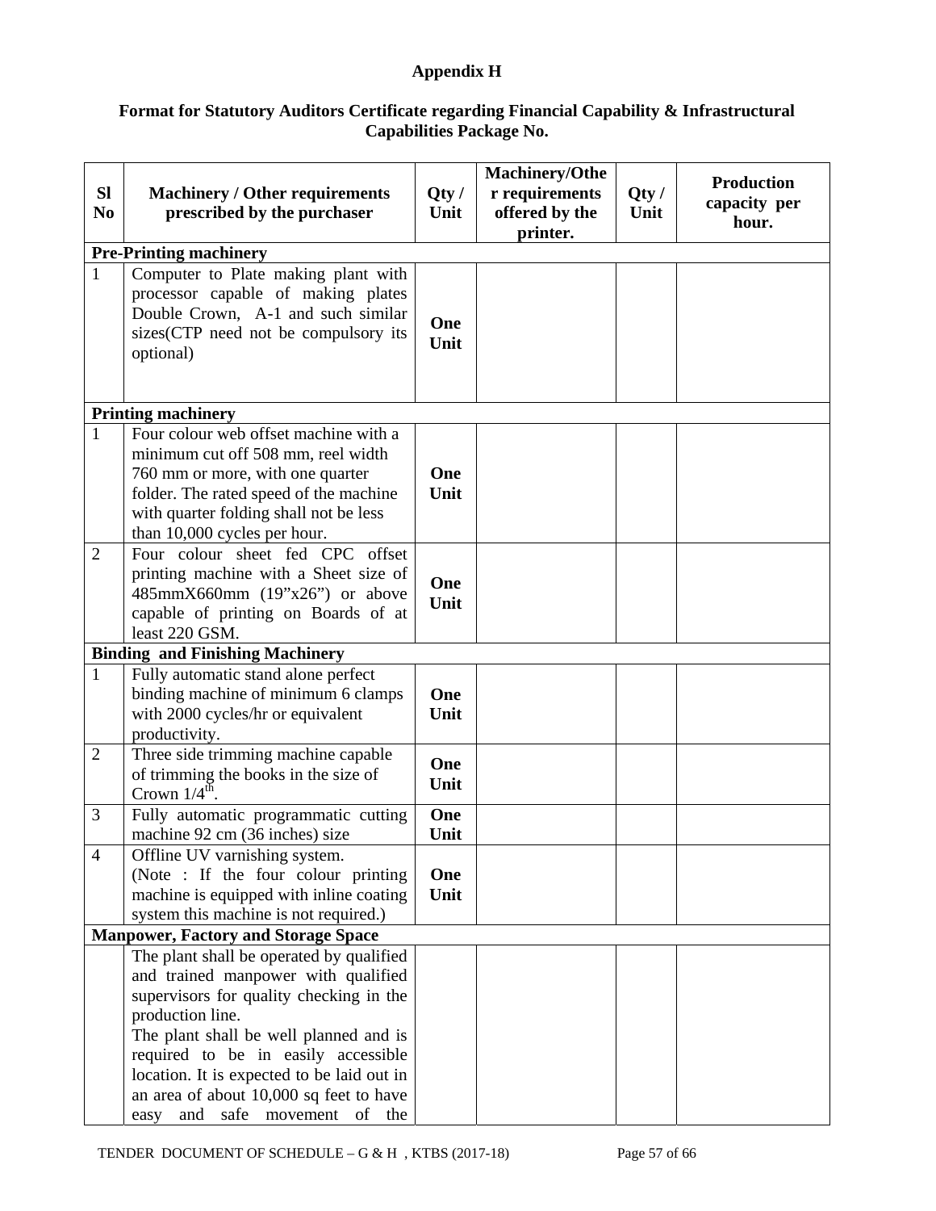# Appendix H

## Format for Statutory Auditors Certificate regarding Financial Capability & Infrastructural Capabilities Package No.

| Sl No | Machinery / Other requirements prescribed by the purchaser | Qty / Unit | Machinery/Other requirements offered by the printer. | Qty / Unit | Production capacity per hour. |
|---|---|---|---|---|---|
| **Pre-Printing machinery** | | | | | |
| 1 | Computer to Plate making plant with processor capable of making plates Double Crown, A-1 and such similar sizes(CTP need not be compulsory its optional) | **One Unit** | | | |
| **Printing machinery** | | | | | |
| 1 | Four colour web offset machine with a minimum cut off 508 mm, reel width 760 mm or more, with one quarter folder. The rated speed of the machine with quarter folding shall not be less than 10,000 cycles per hour. | **One Unit** | | | |
| 2 | Four colour sheet fed CPC offset printing machine with a Sheet size of 485mmX660mm (19"x26") or above capable of printing on Boards of at least 220 GSM. | **One Unit** | | | |
| **Binding and Finishing Machinery** | | | | | |
| 1 | Fully automatic stand alone perfect binding machine of minimum 6 clamps with 2000 cycles/hr or equivalent productivity. | **One Unit** | | | |
| 2 | Three side trimming machine capable of trimming the books in the size of Crown 1/4th. | **One Unit** | | | |
| 3 | Fully automatic programmatic cutting machine 92 cm (36 inches) size | **One Unit** | | | |
| 4 | Offline UV varnishing system. (Note : If the four colour printing machine is equipped with inline coating system this machine is not required.) | **One Unit** | | | |
| **Manpower, Factory and Storage Space** | | | | | |
| | The plant shall be operated by qualified and trained manpower with qualified supervisors for quality checking in the production line. The plant shall be well planned and is required to be in easily accessible location. It is expected to be laid out in an area of about 10,000 sq feet to have easy and safe movement of the | | | | |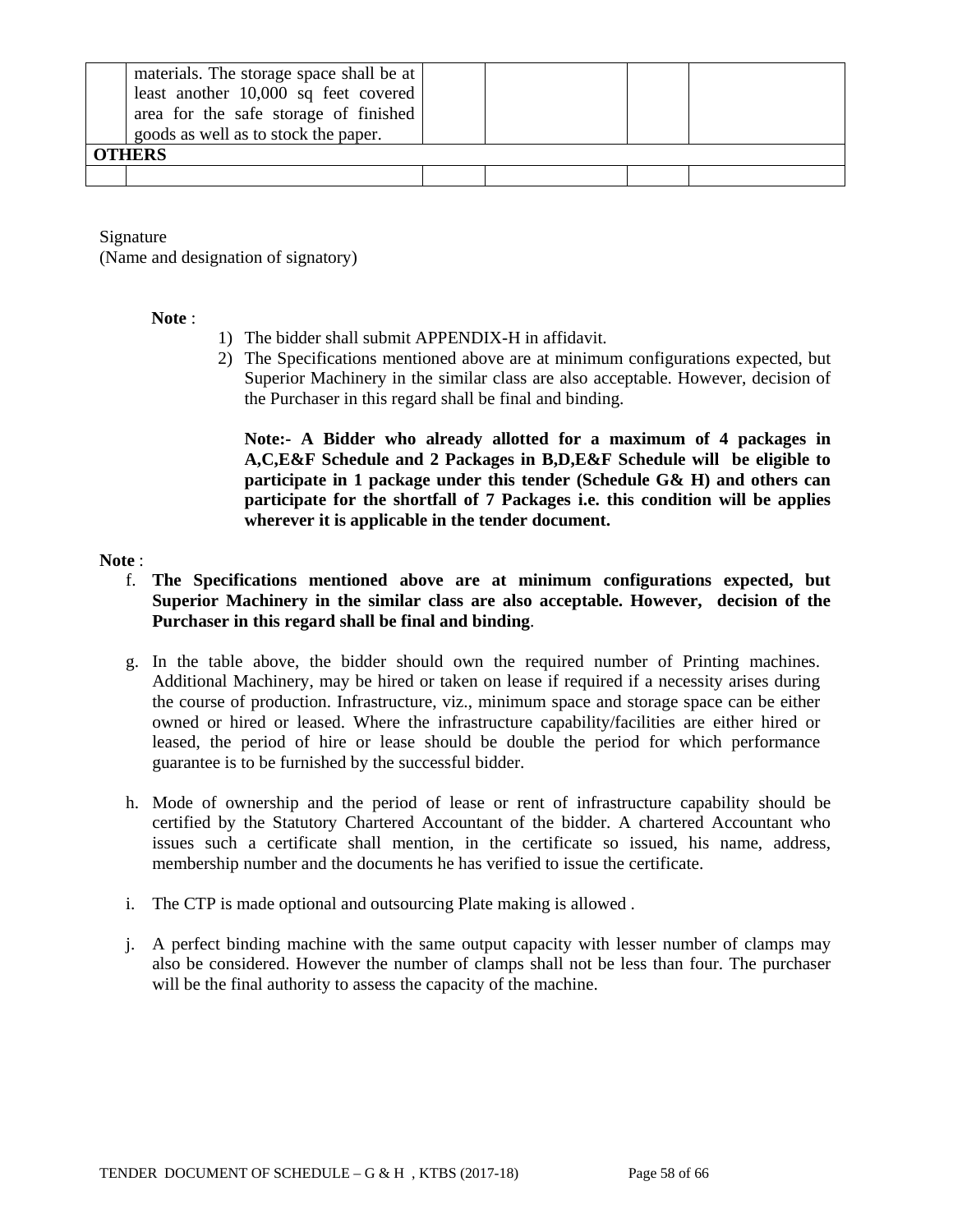| | | | | | |
|---|---|---|---|---|---|
| | materials. The storage space shall be at least another 10,000 sq feet covered area for the safe storage of finished goods as well as to stock the paper. | | | | |
| **OTHERS** | | | | | |
| | | | | | |

Signature
(Name and designation of signatory)

**Note** :

1) The bidder shall submit APPENDIX-H in affidavit.
2) The Specifications mentioned above are at minimum configurations expected, but Superior Machinery in the similar class are also acceptable. However, decision of the Purchaser in this regard shall be final and binding.

**Note:- A Bidder who already allotted for a maximum of 4 packages in A,C,E&F Schedule and 2 Packages in B,D,E&F Schedule will be eligible to participate in 1 package under this tender (Schedule G& H) and others can participate for the shortfall of 7 Packages i.e. this condition will be applies wherever it is applicable in the tender document.**

**Note** :

f. **The Specifications mentioned above are at minimum configurations expected, but Superior Machinery in the similar class are also acceptable. However, decision of the Purchaser in this regard shall be final and binding**.

g. In the table above, the bidder should own the required number of Printing machines. Additional Machinery, may be hired or taken on lease if required if a necessity arises during the course of production. Infrastructure, viz., minimum space and storage space can be either owned or hired or leased. Where the infrastructure capability/facilities are either hired or leased, the period of hire or lease should be double the period for which performance guarantee is to be furnished by the successful bidder.

h. Mode of ownership and the period of lease or rent of infrastructure capability should be certified by the Statutory Chartered Accountant of the bidder. A chartered Accountant who issues such a certificate shall mention, in the certificate so issued, his name, address, membership number and the documents he has verified to issue the certificate.

i. The CTP is made optional and outsourcing Plate making is allowed .

j. A perfect binding machine with the same output capacity with lesser number of clamps may also be considered. However the number of clamps shall not be less than four. The purchaser will be the final authority to assess the capacity of the machine.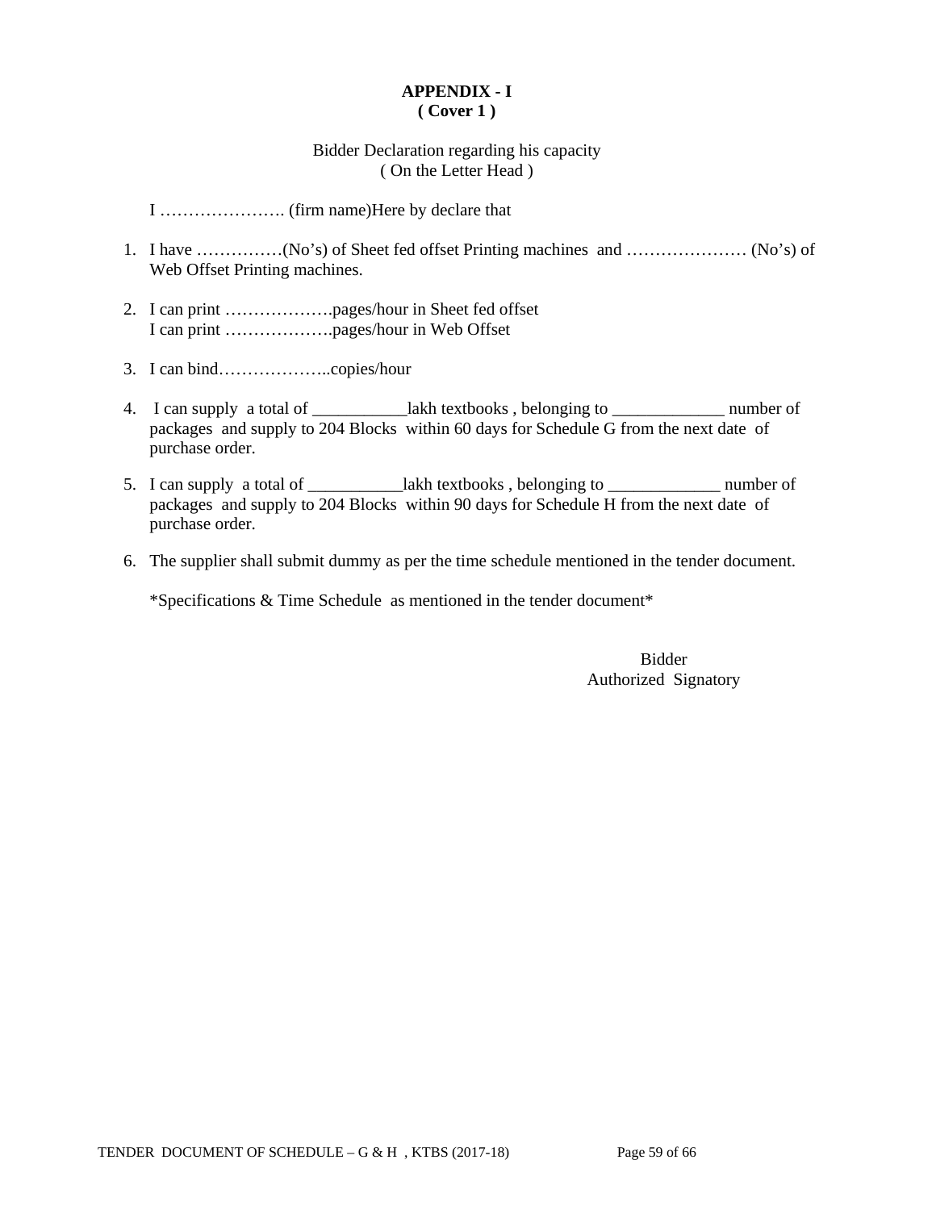**APPENDIX - I**
**( Cover 1 )**

Bidder Declaration regarding his capacity
( On the Letter Head )

I …………………. (firm name)Here by declare that

1. I have ……………(No's) of Sheet fed offset Printing machines and ………………… (No's) of Web Offset Printing machines.

2. I can print ……………….pages/hour in Sheet fed offset
   I can print ……………….pages/hour in Web Offset

3. I can bind………………..copies/hour

4. I can supply a total of ___________lakh textbooks , belonging to _____________ number of packages and supply to 204 Blocks within 60 days for Schedule G from the next date of purchase order.

5. I can supply a total of ___________lakh textbooks , belonging to _____________ number of packages and supply to 204 Blocks within 90 days for Schedule H from the next date of purchase order.

6. The supplier shall submit dummy as per the time schedule mentioned in the tender document.

   *Specifications & Time Schedule as mentioned in the tender document*

Bidder
Authorized Signatory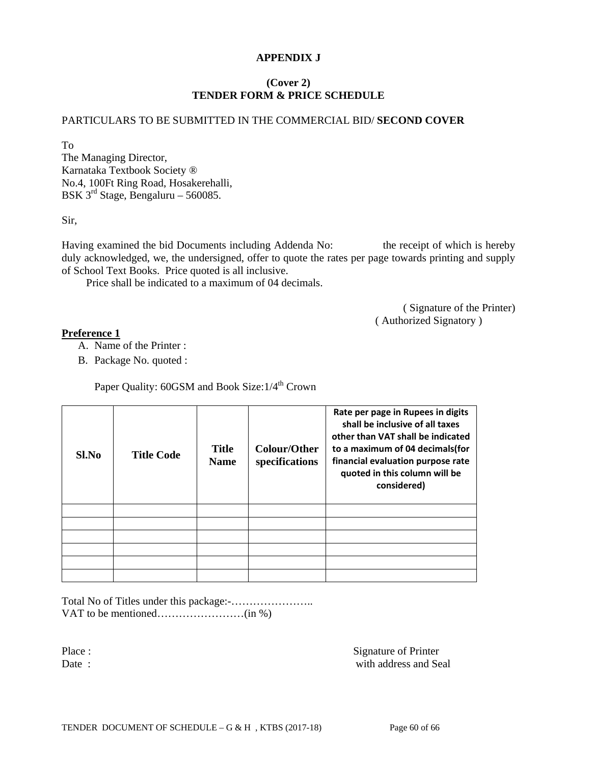## APPENDIX J

### (Cover 2)
### TENDER FORM & PRICE SCHEDULE

PARTICULARS TO BE SUBMITTED IN THE COMMERCIAL BID/ **SECOND COVER**

To
The Managing Director,
Karnataka Textbook Society ®
No.4, 100Ft Ring Road, Hosakerehalli,
BSK 3rd Stage, Bengaluru – 560085.

Sir,

Having examined the bid Documents including Addenda No: the receipt of which is hereby duly acknowledged, we, the undersigned, offer to quote the rates per page towards printing and supply of School Text Books. Price quoted is all inclusive.

Price shall be indicated to a maximum of 04 decimals.

( Signature of the Printer)
( Authorized Signatory )

**Preference 1**

A. Name of the Printer :
B. Package No. quoted :

Paper Quality: 60GSM and Book Size:1/4th Crown

| Sl.No | Title Code | Title Name | Colour/Other specifications | Rate per page in Rupees in digits shall be inclusive of all taxes other than VAT shall be indicated to a maximum of 04 decimals(for financial evaluation purpose rate quoted in this column will be considered) |
|---|---|---|---|---|
| | | | | |
| | | | | |
| | | | | |
| | | | | |
| | | | | |
| | | | | |

Total No of Titles under this package:-…………………..
VAT to be mentioned……………………(in %)

Place :
Date :

Signature of Printer
with address and Seal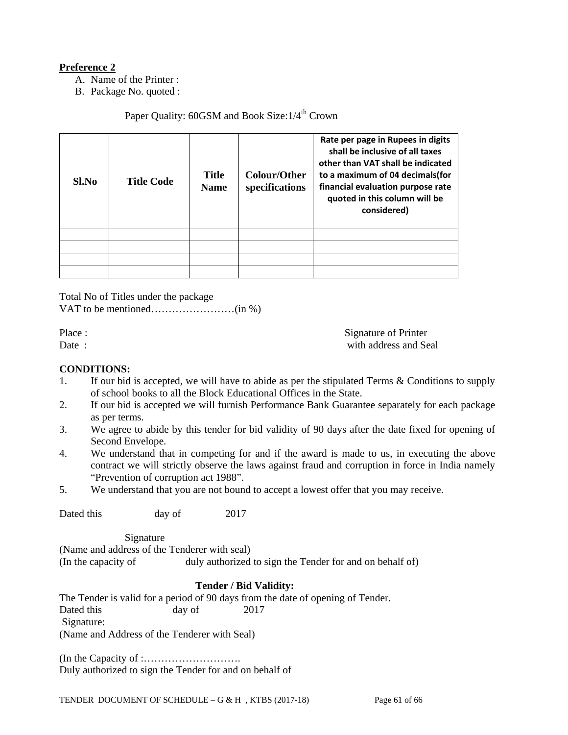**Preference 2**

A. Name of the Printer :
B. Package No. quoted :

Paper Quality: 60GSM and Book Size:1/4$^{th}$ Crown

| Sl.No | Title Code | Title Name | Colour/Other specifications | Rate per page in Rupees in digits shall be inclusive of all taxes other than VAT shall be indicated to a maximum of 04 decimals(for financial evaluation purpose rate quoted in this column will be considered) |
|---|---|---|---|---|
| | | | | |
| | | | | |
| | | | | |
| | | | | |

Total No of Titles under the package
VAT to be mentioned……………………(in %)

Place :
Date :

Signature of Printer
with address and Seal

**CONDITIONS:**

1. If our bid is accepted, we will have to abide as per the stipulated Terms & Conditions to supply of school books to all the Block Educational Offices in the State.
2. If our bid is accepted we will furnish Performance Bank Guarantee separately for each package as per terms.
3. We agree to abide by this tender for bid validity of 90 days after the date fixed for opening of Second Envelope.
4. We understand that in competing for and if the award is made to us, in executing the above contract we will strictly observe the laws against fraud and corruption in force in India namely "Prevention of corruption act 1988".
5. We understand that you are not bound to accept a lowest offer that you may receive.

Dated this day of 2017

Signature
(Name and address of the Tenderer with seal)
(In the capacity of duly authorized to sign the Tender for and on behalf of)

**Tender / Bid Validity:**

The Tender is valid for a period of 90 days from the date of opening of Tender.
Dated this day of 2017
Signature:
(Name and Address of the Tenderer with Seal)

(In the Capacity of :……………………….
Duly authorized to sign the Tender for and on behalf of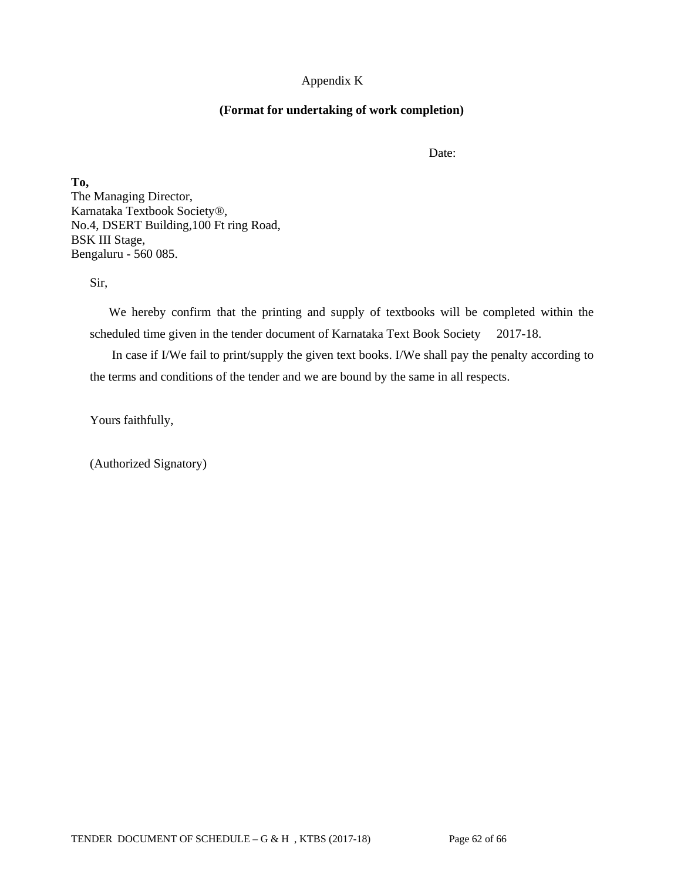Appendix K

**(Format for undertaking of work completion)**

Date:

**To,**
The Managing Director,
Karnataka Textbook Society®,
No.4, DSERT Building,100 Ft ring Road,
BSK III Stage,
Bengaluru - 560 085.

Sir,

We hereby confirm that the printing and supply of textbooks will be completed within the scheduled time given in the tender document of Karnataka Text Book Society 2017-18.

In case if I/We fail to print/supply the given text books. I/We shall pay the penalty according to the terms and conditions of the tender and we are bound by the same in all respects.

Yours faithfully,

(Authorized Signatory)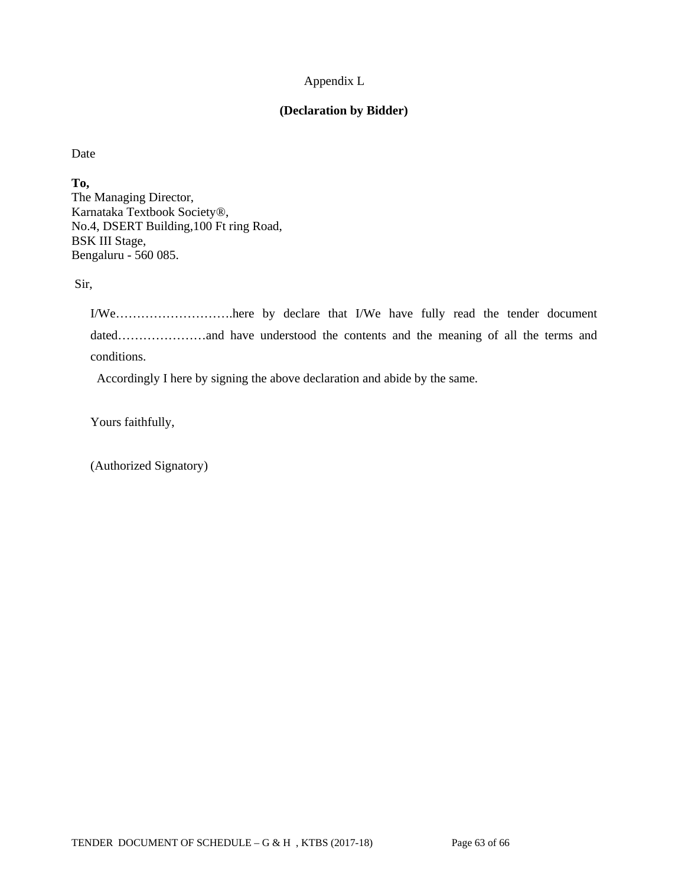Appendix L

**(Declaration by Bidder)**

Date

**To,**
The Managing Director,
Karnataka Textbook Society®,
No.4, DSERT Building,100 Ft ring Road,
BSK III Stage,
Bengaluru - 560 085.

Sir,

I/We……………………….here by declare that I/We have fully read the tender document dated…………………and have understood the contents and the meaning of all the terms and conditions.

Accordingly I here by signing the above declaration and abide by the same.

Yours faithfully,

(Authorized Signatory)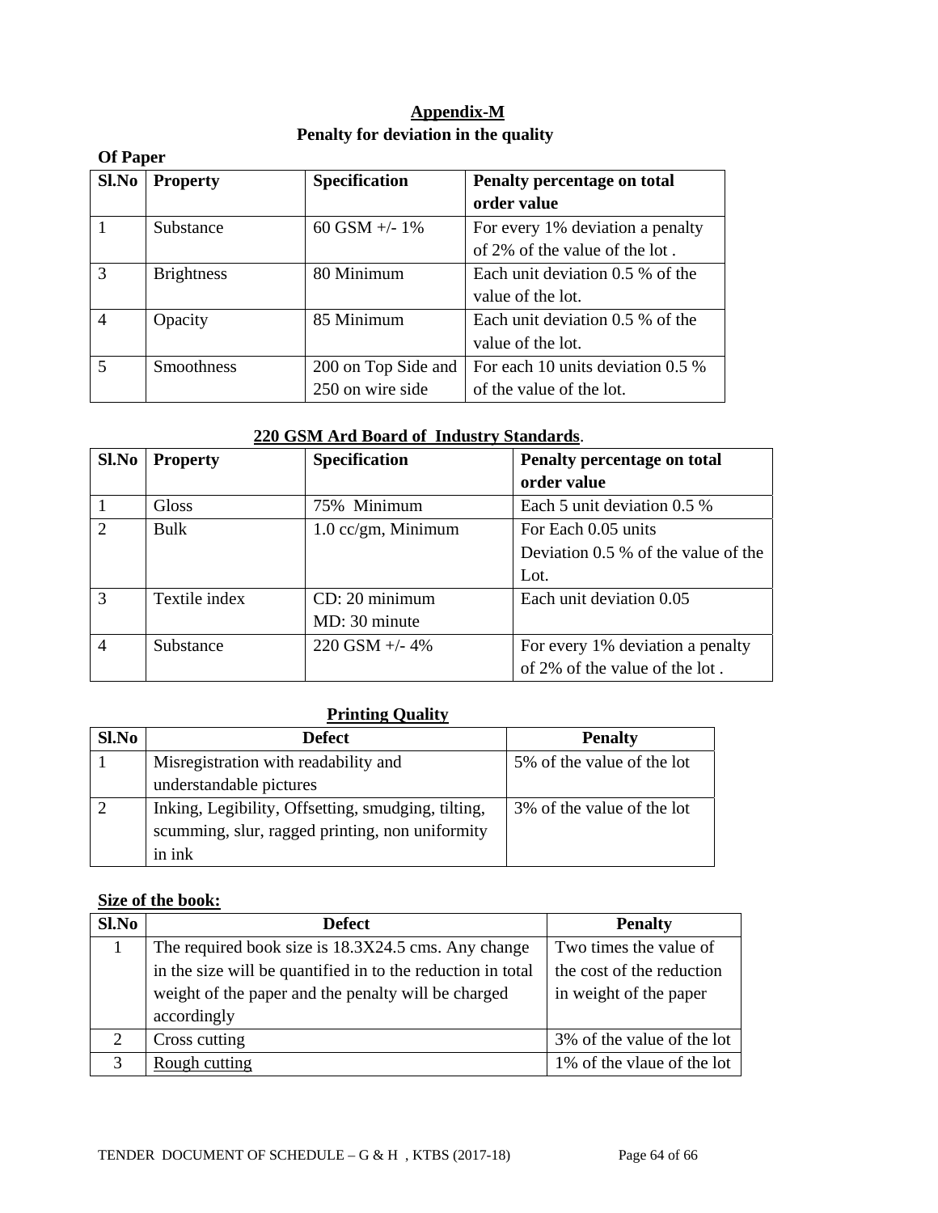## Appendix-M

**Penalty for deviation in the quality**

**Of Paper**

| Sl.No | Property | Specification | Penalty percentage on total order value |
|---|---|---|---|
| 1 | Substance | 60 GSM +/- 1% | For every 1% deviation a penalty of 2% of the value of the lot . |
| 3 | Brightness | 80 Minimum | Each unit deviation 0.5 % of the value of the lot. |
| 4 | Opacity | 85 Minimum | Each unit deviation 0.5 % of the value of the lot. |
| 5 | Smoothness | 200 on Top Side and 250 on wire side | For each 10 units deviation 0.5 % of the value of the lot. |

**220 GSM Ard Board of Industry Standards**.

| Sl.No | Property | Specification | Penalty percentage on total order value |
|---|---|---|---|
| 1 | Gloss | 75% Minimum | Each 5 unit deviation 0.5 % |
| 2 | Bulk | 1.0 cc/gm, Minimum | For Each 0.05 units Deviation 0.5 % of the value of the Lot. |
| 3 | Textile index | CD: 20 minimum MD: 30 minute | Each unit deviation 0.05 |
| 4 | Substance | 220 GSM +/- 4% | For every 1% deviation a penalty of 2% of the value of the lot . |

**Printing Quality**

| Sl.No | Defect | Penalty |
|---|---|---|
| 1 | Misregistration with readability and understandable pictures | 5% of the value of the lot |
| 2 | Inking, Legibility, Offsetting, smudging, tilting, scumming, slur, ragged printing, non uniformity in ink | 3% of the value of the lot |

**Size of the book:**

| Sl.No | Defect | Penalty |
|---|---|---|
| 1 | The required book size is 18.3X24.5 cms. Any change in the size will be quantified in to the reduction in total weight of the paper and the penalty will be charged accordingly | Two times the value of the cost of the reduction in weight of the paper |
| 2 | Cross cutting | 3% of the value of the lot |
| 3 | Rough cutting | 1% of the vlaue of the lot |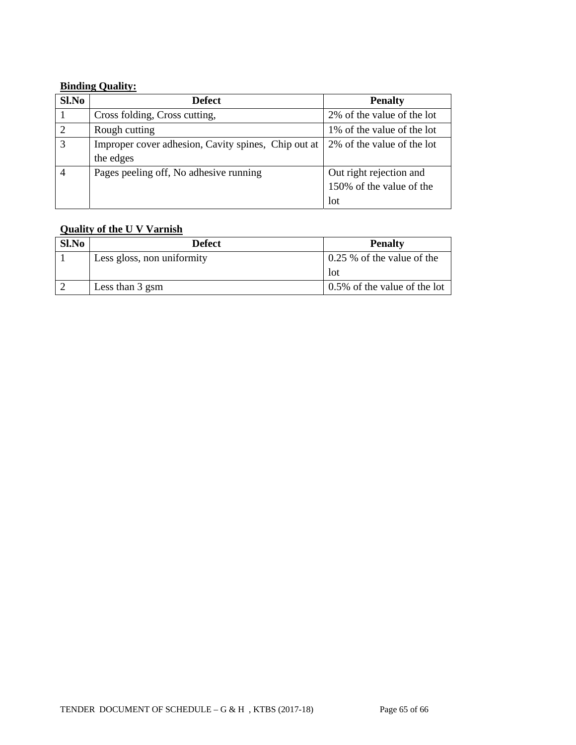**Binding Quality:**

| Sl.No | Defect | Penalty |
|---|---|---|
| 1 | Cross folding, Cross cutting, | 2% of the value of the lot |
| 2 | Rough cutting | 1% of the value of the lot |
| 3 | Improper cover adhesion, Cavity spines, Chip out at the edges | 2% of the value of the lot |
| 4 | Pages peeling off, No adhesive running | Out right rejection and 150% of the value of the lot |

**Quality of the U V Varnish**

| Sl.No | Defect | Penalty |
|---|---|---|
| 1 | Less gloss, non uniformity | 0.25 % of the value of the lot |
| 2 | Less than 3 gsm | 0.5% of the value of the lot |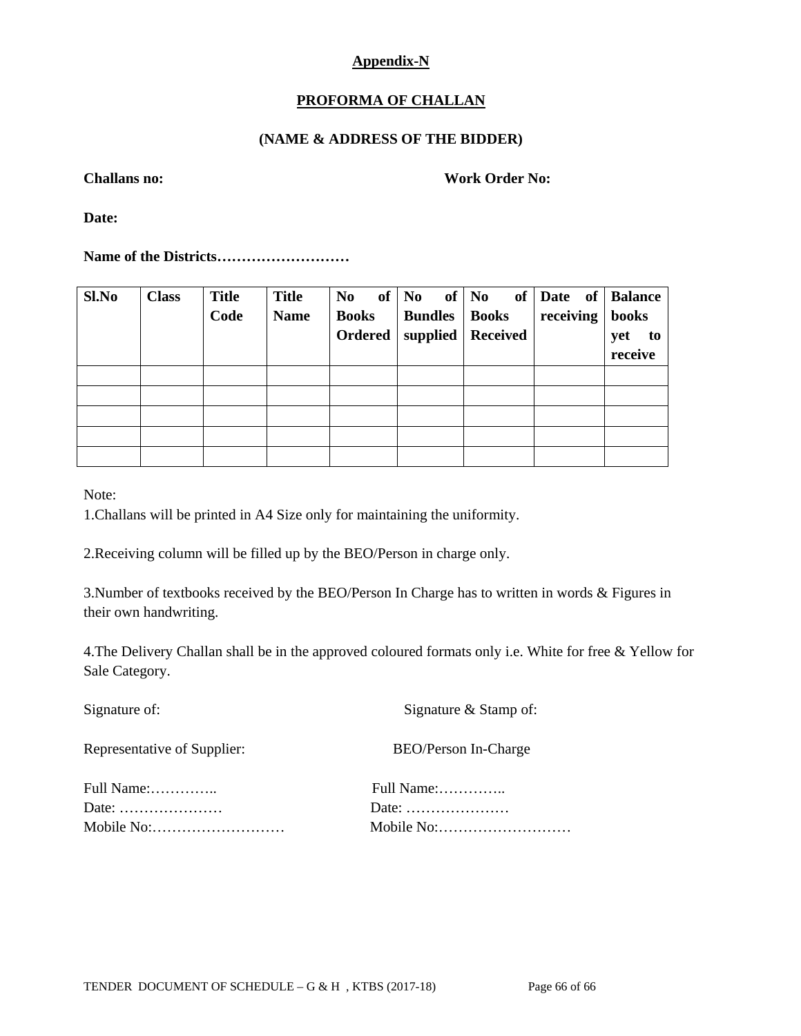**Appendix-N**

**PROFORMA OF CHALLAN**

**(NAME & ADDRESS OF THE BIDDER)**

**Challans no:** **Work Order No:**

**Date:**

**Name of the Districts………………………**

| Sl.No | Class | Title Code | Title Name | No of Books Ordered | No of Bundles supplied | No of Books Received | Date of receiving | Balance books yet to receive |
|---|---|---|---|---|---|---|---|---|
| | | | | | | | | |
| | | | | | | | | |
| | | | | | | | | |
| | | | | | | | | |
| | | | | | | | | |

Note:

1.Challans will be printed in A4 Size only for maintaining the uniformity.

2.Receiving column will be filled up by the BEO/Person in charge only.

3.Number of textbooks received by the BEO/Person In Charge has to written in words & Figures in their own handwriting.

4.The Delivery Challan shall be in the approved coloured formats only i.e. White for free & Yellow for Sale Category.

Signature of: Signature & Stamp of:

Representative of Supplier: BEO/Person In-Charge

Full Name:………….. Full Name:…………..
Date: ………………… Date: …………………
Mobile No:……………………… Mobile No:………………………